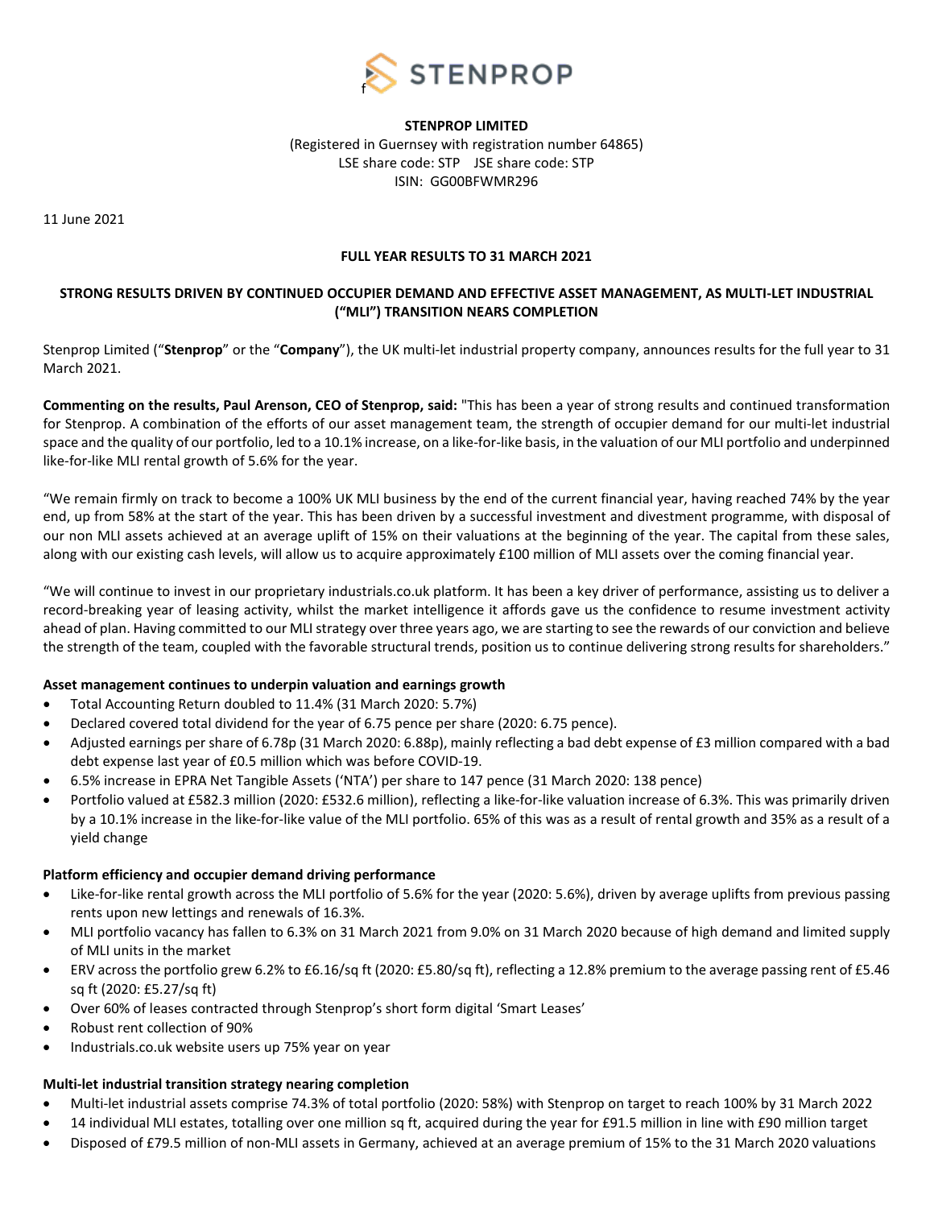**STENPROP LIMITED**

(Registered in Guernsey with registration number 64865)

LSE share code: STP JSE share code: STP

ISIN: GG00BFWMR296

11 June 2021

**FULL YEAR RESULTS TO 31 MARCH 2021**

**STRONG RESULTS DRIVEN BY CONTINUED OCCUPIER DEMAND AND EFFECTIVE ASSET MANAGEMENT, AS MULTI-LET INDUSTRIAL ("MLI") TRANSITION NEARS COMPLETION**

Stenprop Limited ("**Stenprop**" or the "**Company**"), the UK multi-let industrial property company, announces results for the full year to 31 March 2021.

**Commenting on the results, Paul Arenson, CEO of Stenprop, said:** "This has been a year of strong results and continued transformation for Stenprop. A combination of the efforts of our asset management team, the strength of occupier demand for our multi-let industrial space and the quality of our portfolio, led to a 10.1% increase, on a like-for-like basis, in the valuation of our MLI portfolio and underpinned like-for-like MLI rental growth of 5.6% for the year.

"We remain firmly on track to become a 100% UK MLI business by the end of the current financial year, having reached 74% by the year end, up from 58% at the start of the year. This has been driven by a successful investment and divestment programme, with disposal of our non MLI assets achieved at an average uplift of 15% on their valuations at the beginning of the year. The capital from these sales, along with our existing cash levels, will allow us to acquire approximately £100 million of MLI assets over the coming financial year.

"We will continue to invest in our proprietary industrials.co.uk platform. It has been a key driver of performance, assisting us to deliver a record-breaking year of leasing activity, whilst the market intelligence it affords gave us the confidence to resume investment activity ahead of plan. Having committed to our MLI strategy over three years ago, we are starting to see the rewards of our conviction and believe the strength of the team, coupled with the favorable structural trends, position us to continue delivering strong results for shareholders."

**Asset management continues to underpin valuation and earnings growth**

- Total Accounting Return doubled to 11.4% (31 March 2020: 5.7%)
- Declared covered total dividend for the year of 6.75 pence per share (2020: 6.75 pence).
- Adjusted earnings per share of 6.78p (31 March 2020: 6.88p), mainly reflecting a bad debt expense of £3 million compared with a bad debt expense last year of £0.5 million which was before COVID-19.
- 6.5% increase in EPRA Net Tangible Assets ('NTA') per share to 147 pence (31 March 2020: 138 pence)
- Portfolio valued at £582.3 million (2020: £532.6 million), reflecting a like-for-like valuation increase of 6.3%. This was primarily driven by a 10.1% increase in the like-for-like value of the MLI portfolio. 65% of this was as a result of rental growth and 35% as a result of a yield change

**Platform efficiency and occupier demand driving performance**

- Like-for-like rental growth across the MLI portfolio of 5.6% for the year (2020: 5.6%), driven by average uplifts from previous passing rents upon new lettings and renewals of 16.3%.
- MLI portfolio vacancy has fallen to 6.3% on 31 March 2021 from 9.0% on 31 March 2020 because of high demand and limited supply of MLI units in the market
- ERV across the portfolio grew 6.2% to £6.16/sq ft (2020: £5.80/sq ft), reflecting a 12.8% premium to the average passing rent of £5.46 sq ft (2020: £5.27/sq ft)
- Over 60% of leases contracted through Stenprop's short form digital 'Smart Leases'
- Robust rent collection of 90%
- Industrials.co.uk website users up 75% year on year

**Multi-let industrial transition strategy nearing completion**

- Multi-let industrial assets comprise 74.3% of total portfolio (2020: 58%) with Stenprop on target to reach 100% by 31 March 2022
- 14 individual MLI estates, totalling over one million sq ft, acquired during the year for £91.5 million in line with £90 million target
- Disposed of £79.5 million of non-MLI assets in Germany, achieved at an average premium of 15% to the 31 March 2020 valuations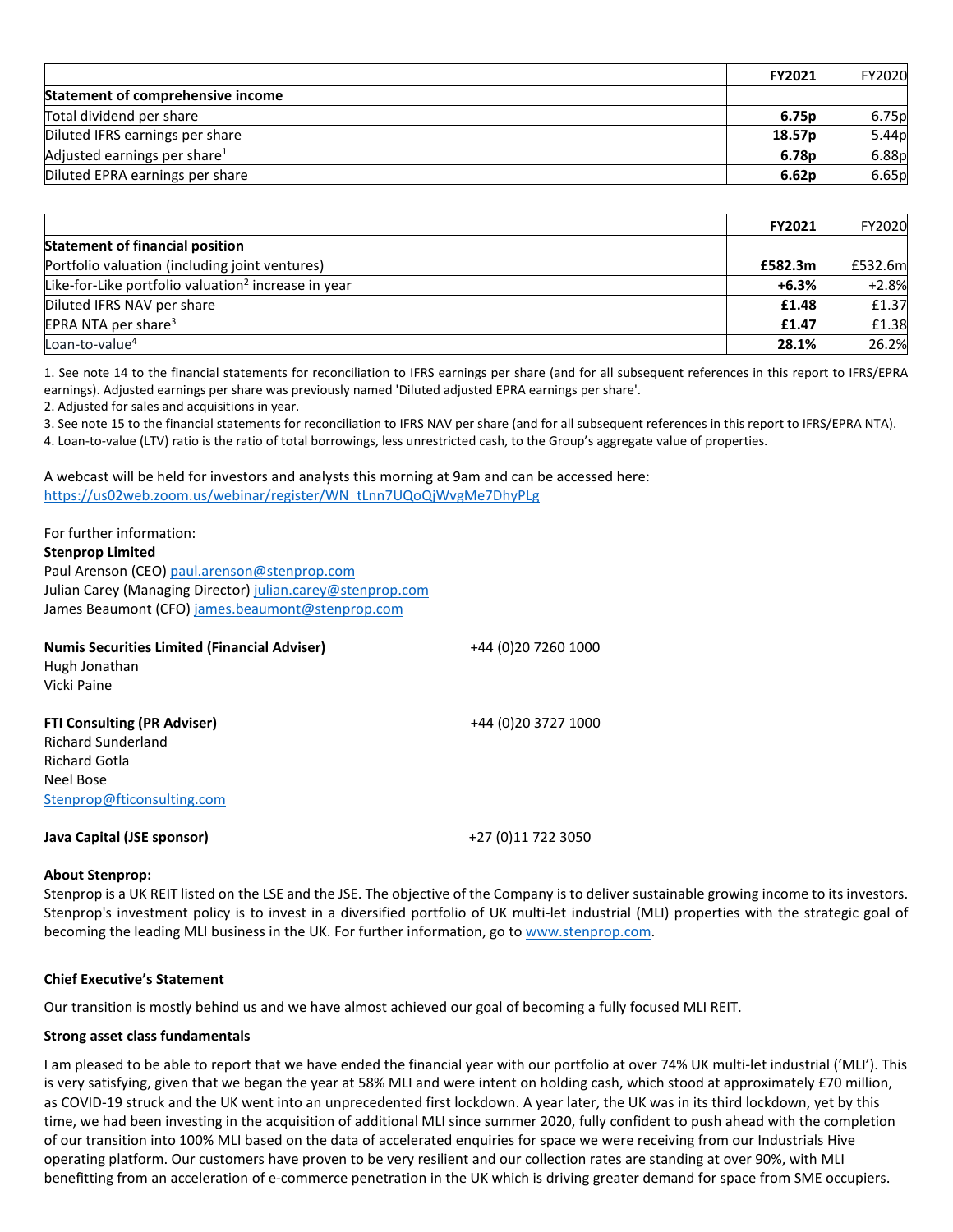| | **FY2021** | FY2020 |
|---|---|---|
| **Statement of comprehensive income** | | |
| Total dividend per share | **6.75p** | 6.75p |
| Diluted IFRS earnings per share | **18.57p** | 5.44p |
| Adjusted earnings per share[1] | **6.78p** | 6.88p |
| Diluted EPRA earnings per share | **6.62p** | 6.65p |

| | **FY2021** | FY2020 |
|---|---|---|
| **Statement of financial position** | | |
| Portfolio valuation (including joint ventures) | **£582.3m** | £532.6m |
| Like-for-Like portfolio valuation[2] increase in year | **+6.3%** | +2.8% |
| Diluted IFRS NAV per share | **£1.48** | £1.37 |
| EPRA NTA per share[3] | **£1.47** | £1.38 |
| Loan-to-value[4] | **28.1%** | 26.2% |

1. See note 14 to the financial statements for reconciliation to IFRS earnings per share (and for all subsequent references in this report to IFRS/EPRA earnings). Adjusted earnings per share was previously named 'Diluted adjusted EPRA earnings per share'.
2. Adjusted for sales and acquisitions in year.
3. See note 15 to the financial statements for reconciliation to IFRS NAV per share (and for all subsequent references in this report to IFRS/EPRA NTA).
4. Loan-to-value (LTV) ratio is the ratio of total borrowings, less unrestricted cash, to the Group's aggregate value of properties.

A webcast will be held for investors and analysts this morning at 9am and can be accessed here:
https://us02web.zoom.us/webinar/register/WN_tLnn7UQoQjWvgMe7DhyPLg

For further information:
**Stenprop Limited**
Paul Arenson (CEO) paul.arenson@stenprop.com
Julian Carey (Managing Director) julian.carey@stenprop.com
James Beaumont (CFO) james.beaumont@stenprop.com

**Numis Securities Limited (Financial Adviser)** +44 (0)20 7260 1000
Hugh Jonathan
Vicki Paine

**FTI Consulting (PR Adviser)** +44 (0)20 3727 1000
Richard Sunderland
Richard Gotla
Neel Bose
Stenprop@fticonsulting.com

**Java Capital (JSE sponsor)** +27 (0)11 722 3050

**About Stenprop:**
Stenprop is a UK REIT listed on the LSE and the JSE. The objective of the Company is to deliver sustainable growing income to its investors. Stenprop's investment policy is to invest in a diversified portfolio of UK multi-let industrial (MLI) properties with the strategic goal of becoming the leading MLI business in the UK. For further information, go to www.stenprop.com.

**Chief Executive's Statement**

Our transition is mostly behind us and we have almost achieved our goal of becoming a fully focused MLI REIT.

**Strong asset class fundamentals**

I am pleased to be able to report that we have ended the financial year with our portfolio at over 74% UK multi-let industrial ('MLI'). This is very satisfying, given that we began the year at 58% MLI and were intent on holding cash, which stood at approximately £70 million, as COVID-19 struck and the UK went into an unprecedented first lockdown. A year later, the UK was in its third lockdown, yet by this time, we had been investing in the acquisition of additional MLI since summer 2020, fully confident to push ahead with the completion of our transition into 100% MLI based on the data of accelerated enquiries for space we were receiving from our Industrials Hive operating platform. Our customers have proven to be very resilient and our collection rates are standing at over 90%, with MLI benefitting from an acceleration of e-commerce penetration in the UK which is driving greater demand for space from SME occupiers.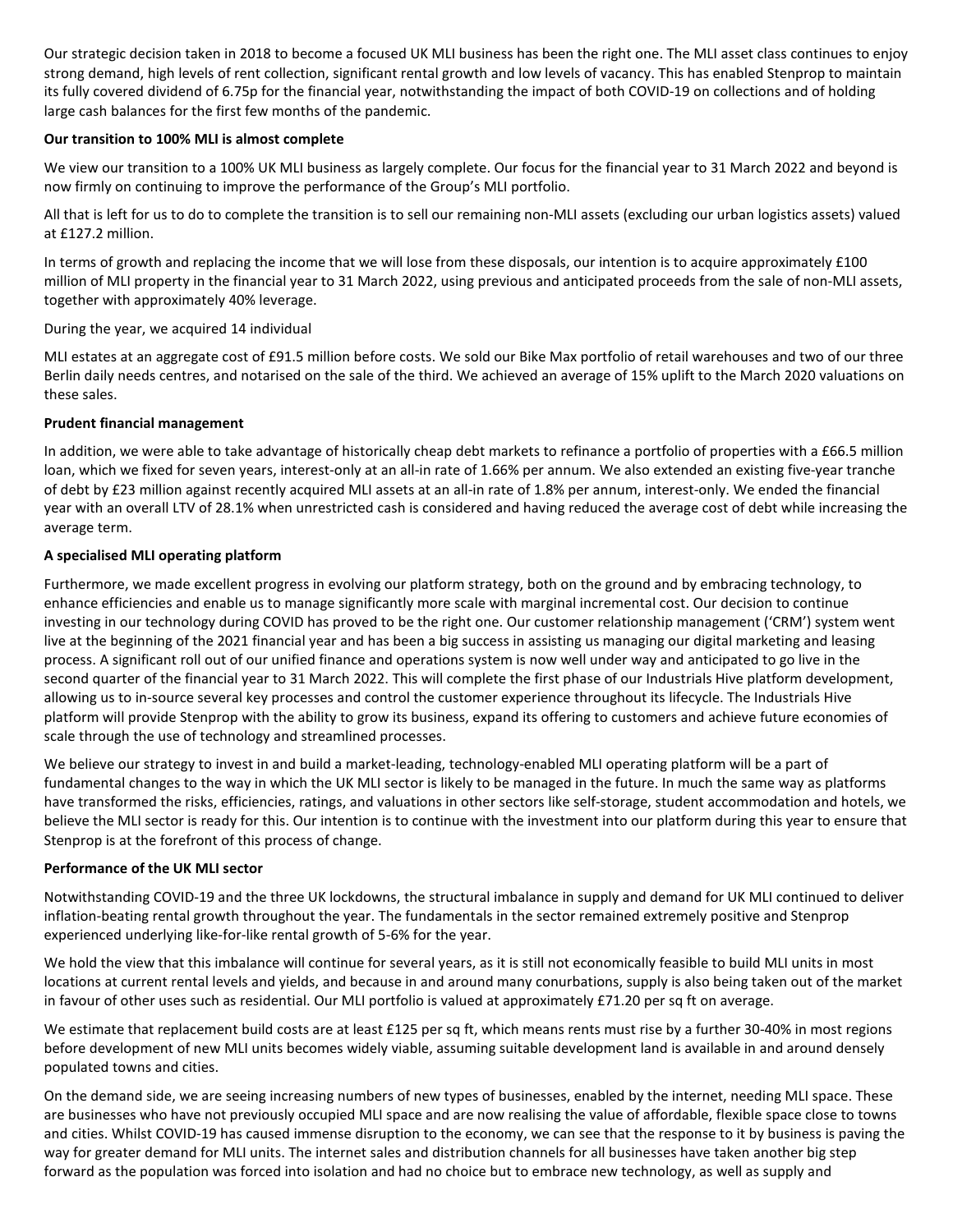Our strategic decision taken in 2018 to become a focused UK MLI business has been the right one. The MLI asset class continues to enjoy strong demand, high levels of rent collection, significant rental growth and low levels of vacancy. This has enabled Stenprop to maintain its fully covered dividend of 6.75p for the financial year, notwithstanding the impact of both COVID-19 on collections and of holding large cash balances for the first few months of the pandemic.

**Our transition to 100% MLI is almost complete**

We view our transition to a 100% UK MLI business as largely complete. Our focus for the financial year to 31 March 2022 and beyond is now firmly on continuing to improve the performance of the Group's MLI portfolio.

All that is left for us to do to complete the transition is to sell our remaining non-MLI assets (excluding our urban logistics assets) valued at £127.2 million.

In terms of growth and replacing the income that we will lose from these disposals, our intention is to acquire approximately £100 million of MLI property in the financial year to 31 March 2022, using previous and anticipated proceeds from the sale of non-MLI assets, together with approximately 40% leverage.

During the year, we acquired 14 individual

MLI estates at an aggregate cost of £91.5 million before costs. We sold our Bike Max portfolio of retail warehouses and two of our three Berlin daily needs centres, and notarised on the sale of the third. We achieved an average of 15% uplift to the March 2020 valuations on these sales.

**Prudent financial management**

In addition, we were able to take advantage of historically cheap debt markets to refinance a portfolio of properties with a £66.5 million loan, which we fixed for seven years, interest-only at an all-in rate of 1.66% per annum. We also extended an existing five-year tranche of debt by £23 million against recently acquired MLI assets at an all-in rate of 1.8% per annum, interest-only. We ended the financial year with an overall LTV of 28.1% when unrestricted cash is considered and having reduced the average cost of debt while increasing the average term.

**A specialised MLI operating platform**

Furthermore, we made excellent progress in evolving our platform strategy, both on the ground and by embracing technology, to enhance efficiencies and enable us to manage significantly more scale with marginal incremental cost. Our decision to continue investing in our technology during COVID has proved to be the right one. Our customer relationship management ('CRM') system went live at the beginning of the 2021 financial year and has been a big success in assisting us managing our digital marketing and leasing process. A significant roll out of our unified finance and operations system is now well under way and anticipated to go live in the second quarter of the financial year to 31 March 2022. This will complete the first phase of our Industrials Hive platform development, allowing us to in-source several key processes and control the customer experience throughout its lifecycle. The Industrials Hive platform will provide Stenprop with the ability to grow its business, expand its offering to customers and achieve future economies of scale through the use of technology and streamlined processes.

We believe our strategy to invest in and build a market-leading, technology-enabled MLI operating platform will be a part of fundamental changes to the way in which the UK MLI sector is likely to be managed in the future. In much the same way as platforms have transformed the risks, efficiencies, ratings, and valuations in other sectors like self-storage, student accommodation and hotels, we believe the MLI sector is ready for this. Our intention is to continue with the investment into our platform during this year to ensure that Stenprop is at the forefront of this process of change.

**Performance of the UK MLI sector**

Notwithstanding COVID-19 and the three UK lockdowns, the structural imbalance in supply and demand for UK MLI continued to deliver inflation-beating rental growth throughout the year. The fundamentals in the sector remained extremely positive and Stenprop experienced underlying like-for-like rental growth of 5-6% for the year.

We hold the view that this imbalance will continue for several years, as it is still not economically feasible to build MLI units in most locations at current rental levels and yields, and because in and around many conurbations, supply is also being taken out of the market in favour of other uses such as residential. Our MLI portfolio is valued at approximately £71.20 per sq ft on average.

We estimate that replacement build costs are at least £125 per sq ft, which means rents must rise by a further 30-40% in most regions before development of new MLI units becomes widely viable, assuming suitable development land is available in and around densely populated towns and cities.

On the demand side, we are seeing increasing numbers of new types of businesses, enabled by the internet, needing MLI space. These are businesses who have not previously occupied MLI space and are now realising the value of affordable, flexible space close to towns and cities. Whilst COVID-19 has caused immense disruption to the economy, we can see that the response to it by business is paving the way for greater demand for MLI units. The internet sales and distribution channels for all businesses have taken another big step forward as the population was forced into isolation and had no choice but to embrace new technology, as well as supply and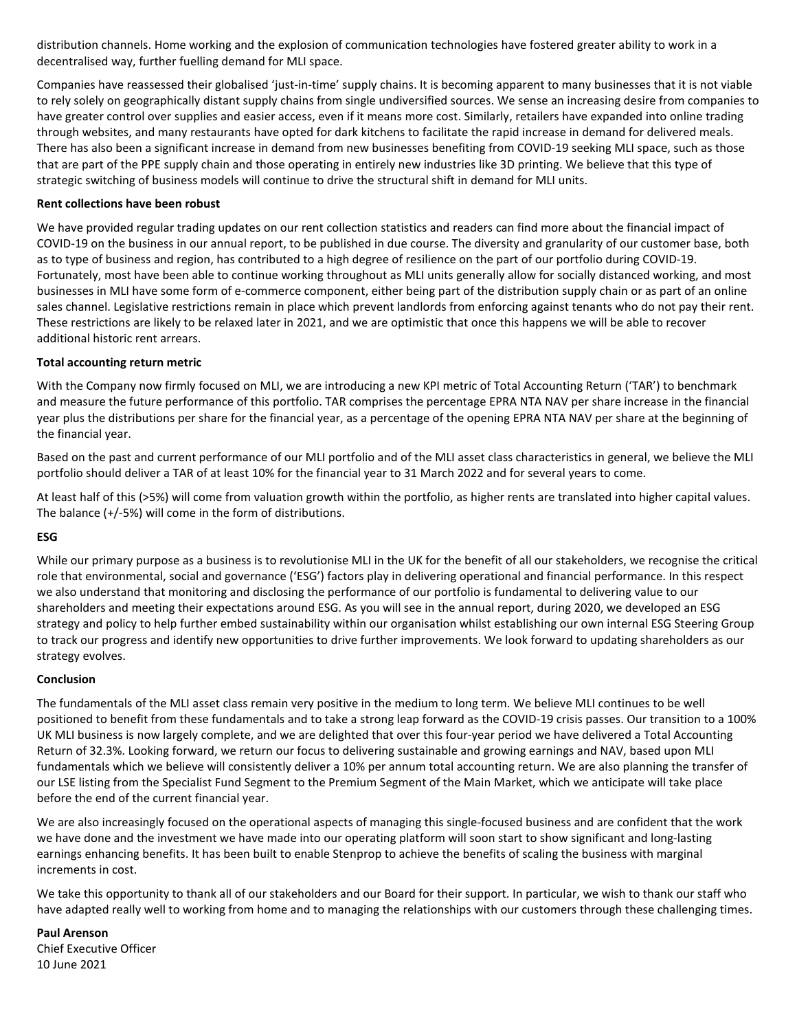distribution channels. Home working and the explosion of communication technologies have fostered greater ability to work in a decentralised way, further fuelling demand for MLI space.

Companies have reassessed their globalised 'just-in-time' supply chains. It is becoming apparent to many businesses that it is not viable to rely solely on geographically distant supply chains from single undiversified sources. We sense an increasing desire from companies to have greater control over supplies and easier access, even if it means more cost. Similarly, retailers have expanded into online trading through websites, and many restaurants have opted for dark kitchens to facilitate the rapid increase in demand for delivered meals. There has also been a significant increase in demand from new businesses benefiting from COVID-19 seeking MLI space, such as those that are part of the PPE supply chain and those operating in entirely new industries like 3D printing. We believe that this type of strategic switching of business models will continue to drive the structural shift in demand for MLI units.

**Rent collections have been robust**

We have provided regular trading updates on our rent collection statistics and readers can find more about the financial impact of COVID-19 on the business in our annual report, to be published in due course. The diversity and granularity of our customer base, both as to type of business and region, has contributed to a high degree of resilience on the part of our portfolio during COVID-19. Fortunately, most have been able to continue working throughout as MLI units generally allow for socially distanced working, and most businesses in MLI have some form of e-commerce component, either being part of the distribution supply chain or as part of an online sales channel. Legislative restrictions remain in place which prevent landlords from enforcing against tenants who do not pay their rent. These restrictions are likely to be relaxed later in 2021, and we are optimistic that once this happens we will be able to recover additional historic rent arrears.

**Total accounting return metric**

With the Company now firmly focused on MLI, we are introducing a new KPI metric of Total Accounting Return ('TAR') to benchmark and measure the future performance of this portfolio. TAR comprises the percentage EPRA NTA NAV per share increase in the financial year plus the distributions per share for the financial year, as a percentage of the opening EPRA NTA NAV per share at the beginning of the financial year.

Based on the past and current performance of our MLI portfolio and of the MLI asset class characteristics in general, we believe the MLI portfolio should deliver a TAR of at least 10% for the financial year to 31 March 2022 and for several years to come.

At least half of this (>5%) will come from valuation growth within the portfolio, as higher rents are translated into higher capital values. The balance (+/-5%) will come in the form of distributions.

**ESG**

While our primary purpose as a business is to revolutionise MLI in the UK for the benefit of all our stakeholders, we recognise the critical role that environmental, social and governance ('ESG') factors play in delivering operational and financial performance. In this respect we also understand that monitoring and disclosing the performance of our portfolio is fundamental to delivering value to our shareholders and meeting their expectations around ESG. As you will see in the annual report, during 2020, we developed an ESG strategy and policy to help further embed sustainability within our organisation whilst establishing our own internal ESG Steering Group to track our progress and identify new opportunities to drive further improvements. We look forward to updating shareholders as our strategy evolves.

**Conclusion**

The fundamentals of the MLI asset class remain very positive in the medium to long term. We believe MLI continues to be well positioned to benefit from these fundamentals and to take a strong leap forward as the COVID-19 crisis passes. Our transition to a 100% UK MLI business is now largely complete, and we are delighted that over this four-year period we have delivered a Total Accounting Return of 32.3%. Looking forward, we return our focus to delivering sustainable and growing earnings and NAV, based upon MLI fundamentals which we believe will consistently deliver a 10% per annum total accounting return. We are also planning the transfer of our LSE listing from the Specialist Fund Segment to the Premium Segment of the Main Market, which we anticipate will take place before the end of the current financial year.

We are also increasingly focused on the operational aspects of managing this single-focused business and are confident that the work we have done and the investment we have made into our operating platform will soon start to show significant and long-lasting earnings enhancing benefits. It has been built to enable Stenprop to achieve the benefits of scaling the business with marginal increments in cost.

We take this opportunity to thank all of our stakeholders and our Board for their support. In particular, we wish to thank our staff who have adapted really well to working from home and to managing the relationships with our customers through these challenging times.

**Paul Arenson**
Chief Executive Officer
10 June 2021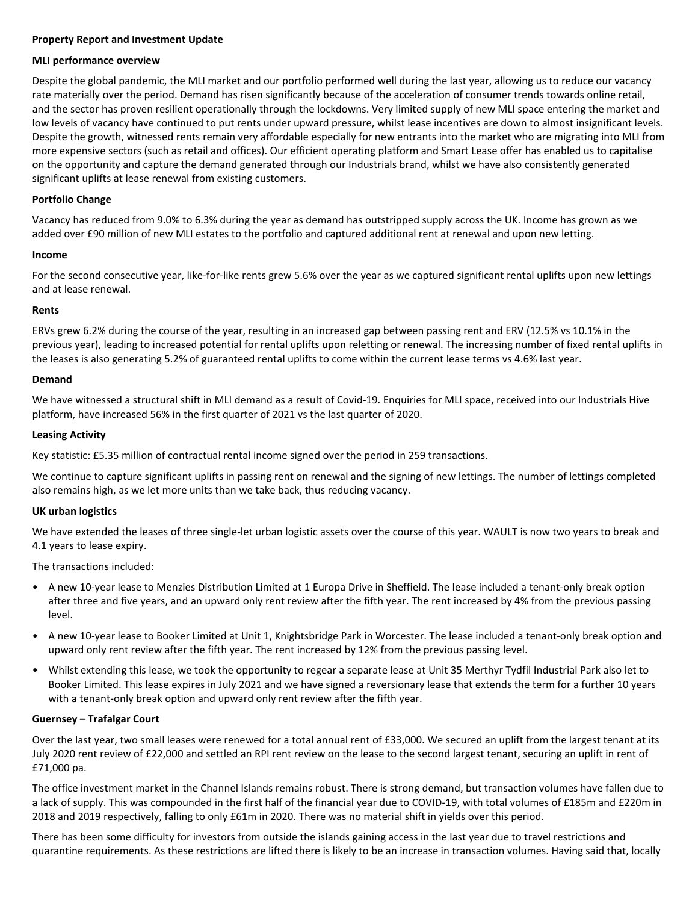**Property Report and Investment Update**

**MLI performance overview**

Despite the global pandemic, the MLI market and our portfolio performed well during the last year, allowing us to reduce our vacancy rate materially over the period. Demand has risen significantly because of the acceleration of consumer trends towards online retail, and the sector has proven resilient operationally through the lockdowns. Very limited supply of new MLI space entering the market and low levels of vacancy have continued to put rents under upward pressure, whilst lease incentives are down to almost insignificant levels. Despite the growth, witnessed rents remain very affordable especially for new entrants into the market who are migrating into MLI from more expensive sectors (such as retail and offices). Our efficient operating platform and Smart Lease offer has enabled us to capitalise on the opportunity and capture the demand generated through our Industrials brand, whilst we have also consistently generated significant uplifts at lease renewal from existing customers.

**Portfolio Change**

Vacancy has reduced from 9.0% to 6.3% during the year as demand has outstripped supply across the UK. Income has grown as we added over £90 million of new MLI estates to the portfolio and captured additional rent at renewal and upon new letting.

**Income**

For the second consecutive year, like-for-like rents grew 5.6% over the year as we captured significant rental uplifts upon new lettings and at lease renewal.

**Rents**

ERVs grew 6.2% during the course of the year, resulting in an increased gap between passing rent and ERV (12.5% vs 10.1% in the previous year), leading to increased potential for rental uplifts upon reletting or renewal. The increasing number of fixed rental uplifts in the leases is also generating 5.2% of guaranteed rental uplifts to come within the current lease terms vs 4.6% last year.

**Demand**

We have witnessed a structural shift in MLI demand as a result of Covid-19. Enquiries for MLI space, received into our Industrials Hive platform, have increased 56% in the first quarter of 2021 vs the last quarter of 2020.

**Leasing Activity**

Key statistic: £5.35 million of contractual rental income signed over the period in 259 transactions.

We continue to capture significant uplifts in passing rent on renewal and the signing of new lettings. The number of lettings completed also remains high, as we let more units than we take back, thus reducing vacancy.

**UK urban logistics**

We have extended the leases of three single-let urban logistic assets over the course of this year. WAULT is now two years to break and 4.1 years to lease expiry.

The transactions included:

- A new 10-year lease to Menzies Distribution Limited at 1 Europa Drive in Sheffield. The lease included a tenant-only break option after three and five years, and an upward only rent review after the fifth year. The rent increased by 4% from the previous passing level.
- A new 10-year lease to Booker Limited at Unit 1, Knightsbridge Park in Worcester. The lease included a tenant-only break option and upward only rent review after the fifth year. The rent increased by 12% from the previous passing level.
- Whilst extending this lease, we took the opportunity to regear a separate lease at Unit 35 Merthyr Tydfil Industrial Park also let to Booker Limited. This lease expires in July 2021 and we have signed a reversionary lease that extends the term for a further 10 years with a tenant-only break option and upward only rent review after the fifth year.

**Guernsey – Trafalgar Court**

Over the last year, two small leases were renewed for a total annual rent of £33,000. We secured an uplift from the largest tenant at its July 2020 rent review of £22,000 and settled an RPI rent review on the lease to the second largest tenant, securing an uplift in rent of £71,000 pa.

The office investment market in the Channel Islands remains robust. There is strong demand, but transaction volumes have fallen due to a lack of supply. This was compounded in the first half of the financial year due to COVID-19, with total volumes of £185m and £220m in 2018 and 2019 respectively, falling to only £61m in 2020. There was no material shift in yields over this period.

There has been some difficulty for investors from outside the islands gaining access in the last year due to travel restrictions and quarantine requirements. As these restrictions are lifted there is likely to be an increase in transaction volumes. Having said that, locally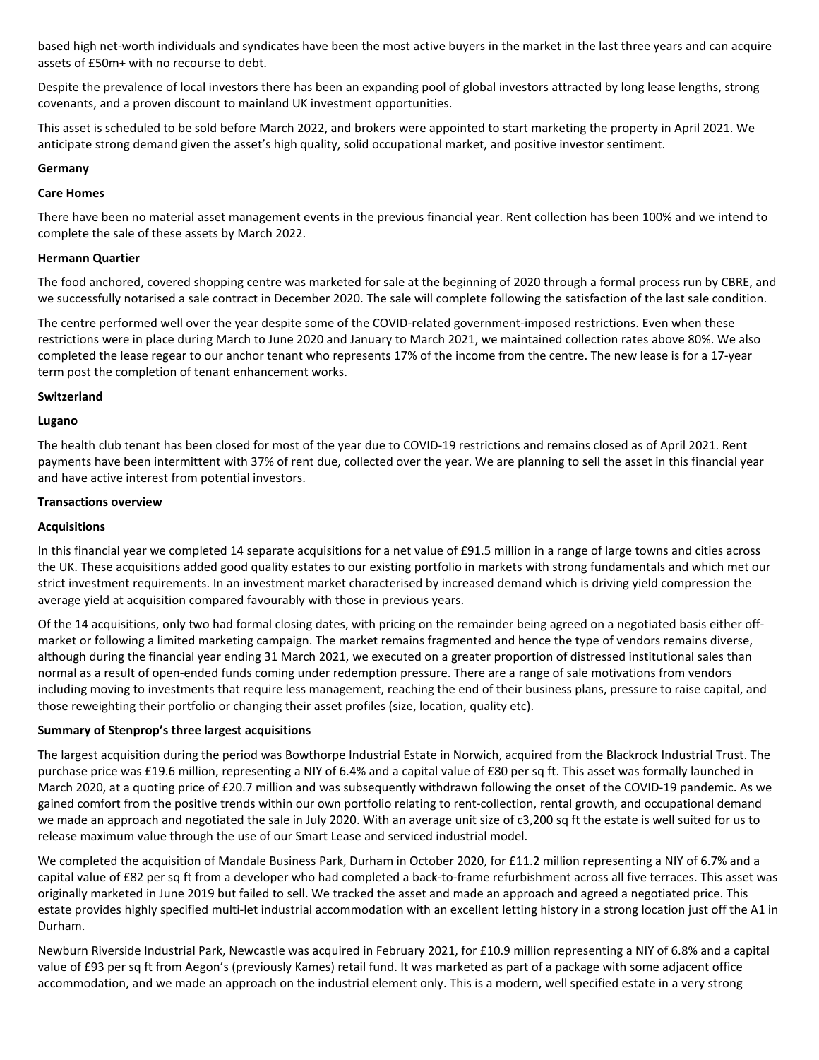based high net-worth individuals and syndicates have been the most active buyers in the market in the last three years and can acquire assets of £50m+ with no recourse to debt.

Despite the prevalence of local investors there has been an expanding pool of global investors attracted by long lease lengths, strong covenants, and a proven discount to mainland UK investment opportunities.

This asset is scheduled to be sold before March 2022, and brokers were appointed to start marketing the property in April 2021. We anticipate strong demand given the asset's high quality, solid occupational market, and positive investor sentiment.

**Germany**

**Care Homes**

There have been no material asset management events in the previous financial year. Rent collection has been 100% and we intend to complete the sale of these assets by March 2022.

**Hermann Quartier**

The food anchored, covered shopping centre was marketed for sale at the beginning of 2020 through a formal process run by CBRE, and we successfully notarised a sale contract in December 2020. The sale will complete following the satisfaction of the last sale condition.

The centre performed well over the year despite some of the COVID-related government-imposed restrictions. Even when these restrictions were in place during March to June 2020 and January to March 2021, we maintained collection rates above 80%. We also completed the lease regear to our anchor tenant who represents 17% of the income from the centre. The new lease is for a 17-year term post the completion of tenant enhancement works.

**Switzerland**

**Lugano**

The health club tenant has been closed for most of the year due to COVID-19 restrictions and remains closed as of April 2021. Rent payments have been intermittent with 37% of rent due, collected over the year. We are planning to sell the asset in this financial year and have active interest from potential investors.

**Transactions overview**

**Acquisitions**

In this financial year we completed 14 separate acquisitions for a net value of £91.5 million in a range of large towns and cities across the UK. These acquisitions added good quality estates to our existing portfolio in markets with strong fundamentals and which met our strict investment requirements. In an investment market characterised by increased demand which is driving yield compression the average yield at acquisition compared favourably with those in previous years.

Of the 14 acquisitions, only two had formal closing dates, with pricing on the remainder being agreed on a negotiated basis either off-market or following a limited marketing campaign. The market remains fragmented and hence the type of vendors remains diverse, although during the financial year ending 31 March 2021, we executed on a greater proportion of distressed institutional sales than normal as a result of open-ended funds coming under redemption pressure. There are a range of sale motivations from vendors including moving to investments that require less management, reaching the end of their business plans, pressure to raise capital, and those reweighting their portfolio or changing their asset profiles (size, location, quality etc).

**Summary of Stenprop's three largest acquisitions**

The largest acquisition during the period was Bowthorpe Industrial Estate in Norwich, acquired from the Blackrock Industrial Trust. The purchase price was £19.6 million, representing a NIY of 6.4% and a capital value of £80 per sq ft. This asset was formally launched in March 2020, at a quoting price of £20.7 million and was subsequently withdrawn following the onset of the COVID-19 pandemic. As we gained comfort from the positive trends within our own portfolio relating to rent-collection, rental growth, and occupational demand we made an approach and negotiated the sale in July 2020. With an average unit size of c3,200 sq ft the estate is well suited for us to release maximum value through the use of our Smart Lease and serviced industrial model.

We completed the acquisition of Mandale Business Park, Durham in October 2020, for £11.2 million representing a NIY of 6.7% and a capital value of £82 per sq ft from a developer who had completed a back-to-frame refurbishment across all five terraces. This asset was originally marketed in June 2019 but failed to sell. We tracked the asset and made an approach and agreed a negotiated price. This estate provides highly specified multi-let industrial accommodation with an excellent letting history in a strong location just off the A1 in Durham.

Newburn Riverside Industrial Park, Newcastle was acquired in February 2021, for £10.9 million representing a NIY of 6.8% and a capital value of £93 per sq ft from Aegon's (previously Kames) retail fund. It was marketed as part of a package with some adjacent office accommodation, and we made an approach on the industrial element only. This is a modern, well specified estate in a very strong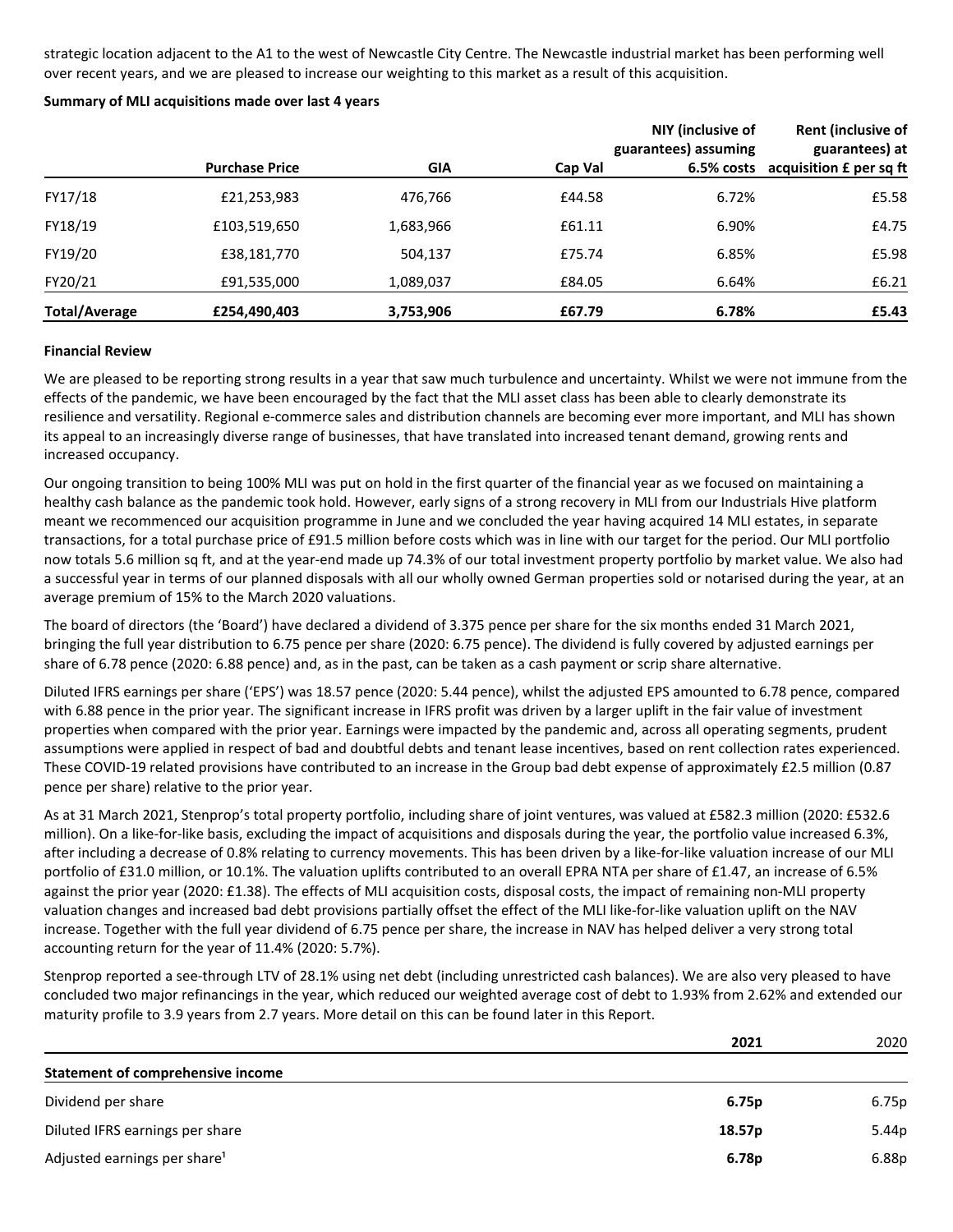strategic location adjacent to the A1 to the west of Newcastle City Centre. The Newcastle industrial market has been performing well over recent years, and we are pleased to increase our weighting to this market as a result of this acquisition.

**Summary of MLI acquisitions made over last 4 years**

| | Purchase Price | GIA | Cap Val | NIY (inclusive of guarantees) assuming 6.5% costs | Rent (inclusive of guarantees) at acquisition £ per sq ft |
|---|---|---|---|---|---|
| FY17/18 | £21,253,983 | 476,766 | £44.58 | 6.72% | £5.58 |
| FY18/19 | £103,519,650 | 1,683,966 | £61.11 | 6.90% | £4.75 |
| FY19/20 | £38,181,770 | 504,137 | £75.74 | 6.85% | £5.98 |
| FY20/21 | £91,535,000 | 1,089,037 | £84.05 | 6.64% | £6.21 |
| **Total/Average** | **£254,490,403** | **3,753,906** | **£67.79** | **6.78%** | **£5.43** |

**Financial Review**

We are pleased to be reporting strong results in a year that saw much turbulence and uncertainty. Whilst we were not immune from the effects of the pandemic, we have been encouraged by the fact that the MLI asset class has been able to clearly demonstrate its resilience and versatility. Regional e-commerce sales and distribution channels are becoming ever more important, and MLI has shown its appeal to an increasingly diverse range of businesses, that have translated into increased tenant demand, growing rents and increased occupancy.

Our ongoing transition to being 100% MLI was put on hold in the first quarter of the financial year as we focused on maintaining a healthy cash balance as the pandemic took hold. However, early signs of a strong recovery in MLI from our Industrials Hive platform meant we recommenced our acquisition programme in June and we concluded the year having acquired 14 MLI estates, in separate transactions, for a total purchase price of £91.5 million before costs which was in line with our target for the period. Our MLI portfolio now totals 5.6 million sq ft, and at the year-end made up 74.3% of our total investment property portfolio by market value. We also had a successful year in terms of our planned disposals with all our wholly owned German properties sold or notarised during the year, at an average premium of 15% to the March 2020 valuations.

The board of directors (the 'Board') have declared a dividend of 3.375 pence per share for the six months ended 31 March 2021, bringing the full year distribution to 6.75 pence per share (2020: 6.75 pence). The dividend is fully covered by adjusted earnings per share of 6.78 pence (2020: 6.88 pence) and, as in the past, can be taken as a cash payment or scrip share alternative.

Diluted IFRS earnings per share ('EPS') was 18.57 pence (2020: 5.44 pence), whilst the adjusted EPS amounted to 6.78 pence, compared with 6.88 pence in the prior year. The significant increase in IFRS profit was driven by a larger uplift in the fair value of investment properties when compared with the prior year. Earnings were impacted by the pandemic and, across all operating segments, prudent assumptions were applied in respect of bad and doubtful debts and tenant lease incentives, based on rent collection rates experienced. These COVID-19 related provisions have contributed to an increase in the Group bad debt expense of approximately £2.5 million (0.87 pence per share) relative to the prior year.

As at 31 March 2021, Stenprop's total property portfolio, including share of joint ventures, was valued at £582.3 million (2020: £532.6 million). On a like-for-like basis, excluding the impact of acquisitions and disposals during the year, the portfolio value increased 6.3%, after including a decrease of 0.8% relating to currency movements. This has been driven by a like-for-like valuation increase of our MLI portfolio of £31.0 million, or 10.1%. The valuation uplifts contributed to an overall EPRA NTA per share of £1.47, an increase of 6.5% against the prior year (2020: £1.38). The effects of MLI acquisition costs, disposal costs, the impact of remaining non-MLI property valuation changes and increased bad debt provisions partially offset the effect of the MLI like-for-like valuation uplift on the NAV increase. Together with the full year dividend of 6.75 pence per share, the increase in NAV has helped deliver a very strong total accounting return for the year of 11.4% (2020: 5.7%).

Stenprop reported a see-through LTV of 28.1% using net debt (including unrestricted cash balances). We are also very pleased to have concluded two major refinancings in the year, which reduced our weighted average cost of debt to 1.93% from 2.62% and extended our maturity profile to 3.9 years from 2.7 years. More detail on this can be found later in this Report.

| | **2021** | 2020 |
|---|---|---|
| **Statement of comprehensive income** | | |
| Dividend per share | **6.75p** | 6.75p |
| Diluted IFRS earnings per share | **18.57p** | 5.44p |
| Adjusted earnings per share[1] | **6.78p** | 6.88p |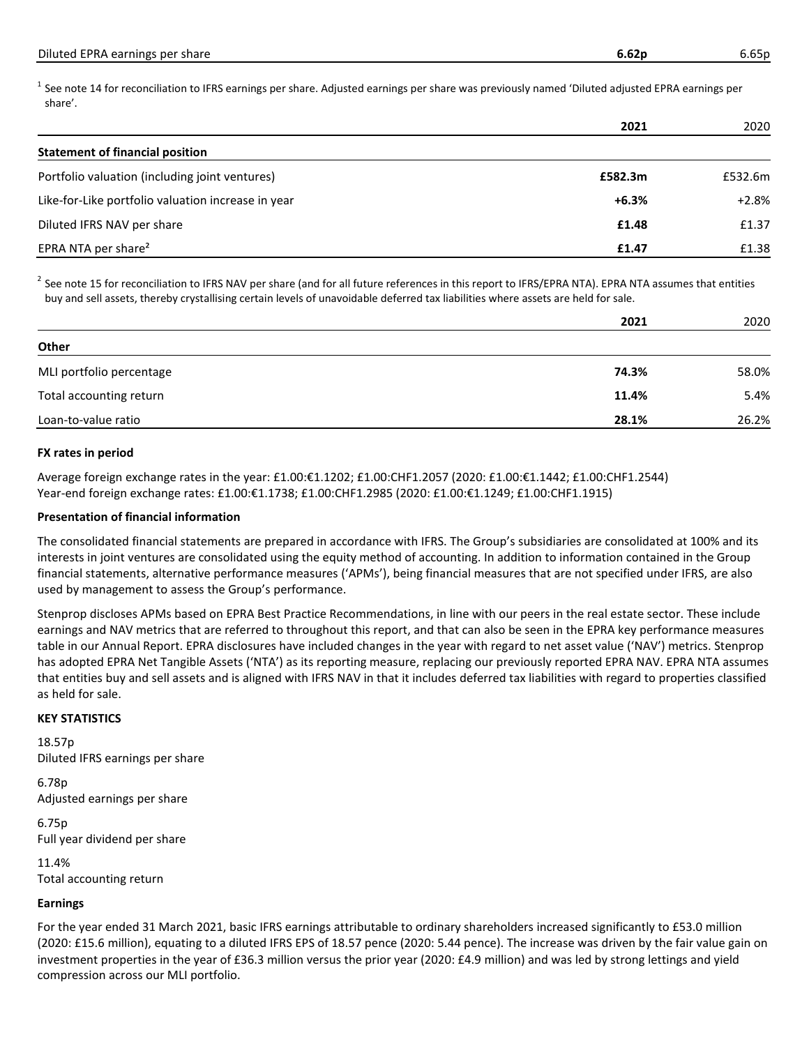| | | |
|---|---|---|
| Diluted EPRA earnings per share | **6.62p** | 6.65p |

[1] See note 14 for reconciliation to IFRS earnings per share. Adjusted earnings per share was previously named 'Diluted adjusted EPRA earnings per share'.

| | 2021 | 2020 |
|---|---|---|
| **Statement of financial position** | | |
| Portfolio valuation (including joint ventures) | **£582.3m** | £532.6m |
| Like-for-Like portfolio valuation increase in year | **+6.3%** | +2.8% |
| Diluted IFRS NAV per share | **£1.48** | £1.37 |
| EPRA NTA per share[2] | **£1.47** | £1.38 |

[2] See note 15 for reconciliation to IFRS NAV per share (and for all future references in this report to IFRS/EPRA NTA). EPRA NTA assumes that entities buy and sell assets, thereby crystallising certain levels of unavoidable deferred tax liabilities where assets are held for sale.

| | 2021 | 2020 |
|---|---|---|
| **Other** | | |
| MLI portfolio percentage | **74.3%** | 58.0% |
| Total accounting return | **11.4%** | 5.4% |
| Loan-to-value ratio | **28.1%** | 26.2% |

**FX rates in period**

Average foreign exchange rates in the year: £1.00:€1.1202; £1.00:CHF1.2057 (2020: £1.00:€1.1442; £1.00:CHF1.2544)
Year-end foreign exchange rates: £1.00:€1.1738; £1.00:CHF1.2985 (2020: £1.00:€1.1249; £1.00:CHF1.1915)

**Presentation of financial information**

The consolidated financial statements are prepared in accordance with IFRS. The Group's subsidiaries are consolidated at 100% and its interests in joint ventures are consolidated using the equity method of accounting. In addition to information contained in the Group financial statements, alternative performance measures ('APMs'), being financial measures that are not specified under IFRS, are also used by management to assess the Group's performance.

Stenprop discloses APMs based on EPRA Best Practice Recommendations, in line with our peers in the real estate sector. These include earnings and NAV metrics that are referred to throughout this report, and that can also be seen in the EPRA key performance measures table in our Annual Report. EPRA disclosures have included changes in the year with regard to net asset value ('NAV') metrics. Stenprop has adopted EPRA Net Tangible Assets ('NTA') as its reporting measure, replacing our previously reported EPRA NAV. EPRA NTA assumes that entities buy and sell assets and is aligned with IFRS NAV in that it includes deferred tax liabilities with regard to properties classified as held for sale.

**KEY STATISTICS**

18.57p
Diluted IFRS earnings per share

6.78p
Adjusted earnings per share

6.75p
Full year dividend per share

11.4%
Total accounting return

**Earnings**

For the year ended 31 March 2021, basic IFRS earnings attributable to ordinary shareholders increased significantly to £53.0 million (2020: £15.6 million), equating to a diluted IFRS EPS of 18.57 pence (2020: 5.44 pence). The increase was driven by the fair value gain on investment properties in the year of £36.3 million versus the prior year (2020: £4.9 million) and was led by strong lettings and yield compression across our MLI portfolio.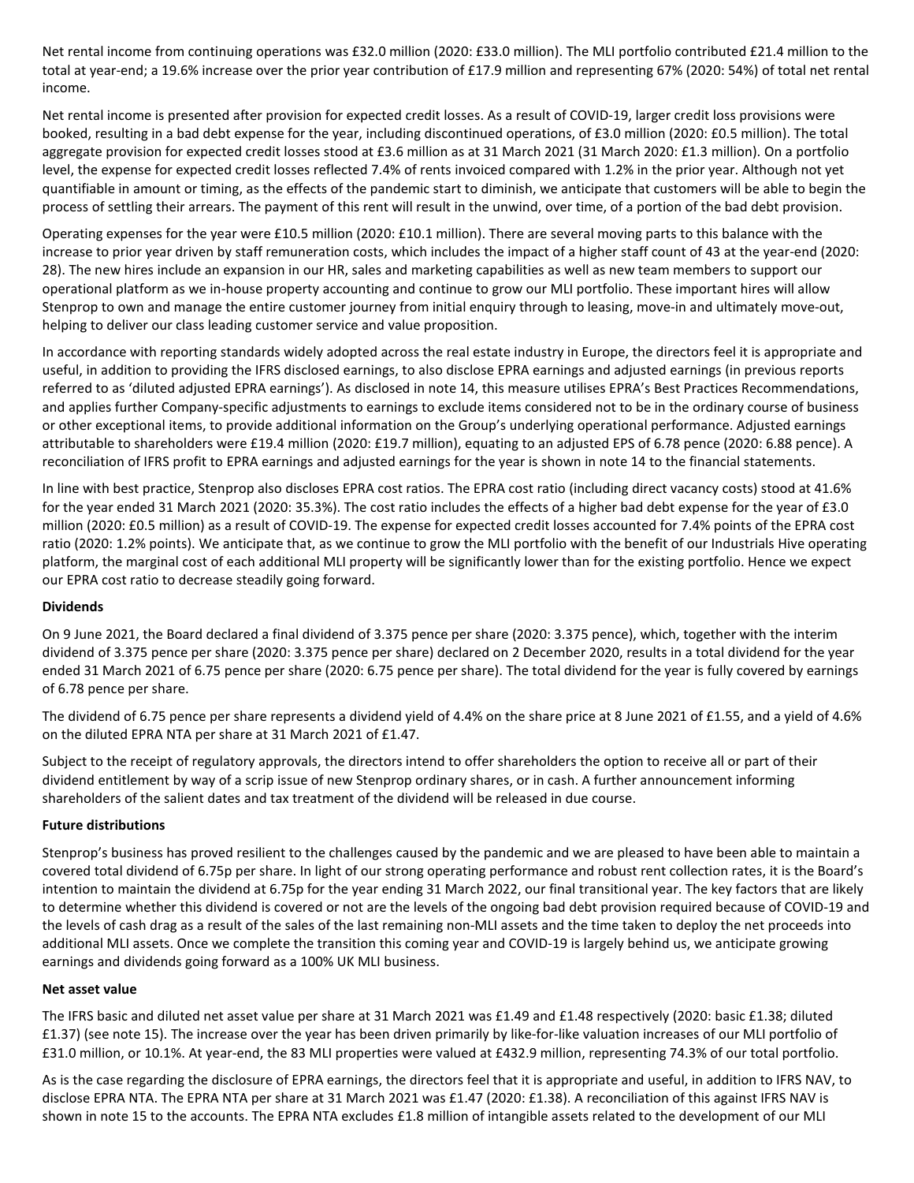Net rental income from continuing operations was £32.0 million (2020: £33.0 million). The MLI portfolio contributed £21.4 million to the total at year-end; a 19.6% increase over the prior year contribution of £17.9 million and representing 67% (2020: 54%) of total net rental income.

Net rental income is presented after provision for expected credit losses. As a result of COVID-19, larger credit loss provisions were booked, resulting in a bad debt expense for the year, including discontinued operations, of £3.0 million (2020: £0.5 million). The total aggregate provision for expected credit losses stood at £3.6 million as at 31 March 2021 (31 March 2020: £1.3 million). On a portfolio level, the expense for expected credit losses reflected 7.4% of rents invoiced compared with 1.2% in the prior year. Although not yet quantifiable in amount or timing, as the effects of the pandemic start to diminish, we anticipate that customers will be able to begin the process of settling their arrears. The payment of this rent will result in the unwind, over time, of a portion of the bad debt provision.

Operating expenses for the year were £10.5 million (2020: £10.1 million). There are several moving parts to this balance with the increase to prior year driven by staff remuneration costs, which includes the impact of a higher staff count of 43 at the year-end (2020: 28). The new hires include an expansion in our HR, sales and marketing capabilities as well as new team members to support our operational platform as we in-house property accounting and continue to grow our MLI portfolio. These important hires will allow Stenprop to own and manage the entire customer journey from initial enquiry through to leasing, move-in and ultimately move-out, helping to deliver our class leading customer service and value proposition.

In accordance with reporting standards widely adopted across the real estate industry in Europe, the directors feel it is appropriate and useful, in addition to providing the IFRS disclosed earnings, to also disclose EPRA earnings and adjusted earnings (in previous reports referred to as 'diluted adjusted EPRA earnings'). As disclosed in note 14, this measure utilises EPRA's Best Practices Recommendations, and applies further Company-specific adjustments to earnings to exclude items considered not to be in the ordinary course of business or other exceptional items, to provide additional information on the Group's underlying operational performance. Adjusted earnings attributable to shareholders were £19.4 million (2020: £19.7 million), equating to an adjusted EPS of 6.78 pence (2020: 6.88 pence). A reconciliation of IFRS profit to EPRA earnings and adjusted earnings for the year is shown in note 14 to the financial statements.

In line with best practice, Stenprop also discloses EPRA cost ratios. The EPRA cost ratio (including direct vacancy costs) stood at 41.6% for the year ended 31 March 2021 (2020: 35.3%). The cost ratio includes the effects of a higher bad debt expense for the year of £3.0 million (2020: £0.5 million) as a result of COVID-19. The expense for expected credit losses accounted for 7.4% points of the EPRA cost ratio (2020: 1.2% points). We anticipate that, as we continue to grow the MLI portfolio with the benefit of our Industrials Hive operating platform, the marginal cost of each additional MLI property will be significantly lower than for the existing portfolio. Hence we expect our EPRA cost ratio to decrease steadily going forward.

**Dividends**

On 9 June 2021, the Board declared a final dividend of 3.375 pence per share (2020: 3.375 pence), which, together with the interim dividend of 3.375 pence per share (2020: 3.375 pence per share) declared on 2 December 2020, results in a total dividend for the year ended 31 March 2021 of 6.75 pence per share (2020: 6.75 pence per share). The total dividend for the year is fully covered by earnings of 6.78 pence per share.

The dividend of 6.75 pence per share represents a dividend yield of 4.4% on the share price at 8 June 2021 of £1.55, and a yield of 4.6% on the diluted EPRA NTA per share at 31 March 2021 of £1.47.

Subject to the receipt of regulatory approvals, the directors intend to offer shareholders the option to receive all or part of their dividend entitlement by way of a scrip issue of new Stenprop ordinary shares, or in cash. A further announcement informing shareholders of the salient dates and tax treatment of the dividend will be released in due course.

**Future distributions**

Stenprop's business has proved resilient to the challenges caused by the pandemic and we are pleased to have been able to maintain a covered total dividend of 6.75p per share. In light of our strong operating performance and robust rent collection rates, it is the Board's intention to maintain the dividend at 6.75p for the year ending 31 March 2022, our final transitional year. The key factors that are likely to determine whether this dividend is covered or not are the levels of the ongoing bad debt provision required because of COVID-19 and the levels of cash drag as a result of the sales of the last remaining non-MLI assets and the time taken to deploy the net proceeds into additional MLI assets. Once we complete the transition this coming year and COVID-19 is largely behind us, we anticipate growing earnings and dividends going forward as a 100% UK MLI business.

**Net asset value**

The IFRS basic and diluted net asset value per share at 31 March 2021 was £1.49 and £1.48 respectively (2020: basic £1.38; diluted £1.37) (see note 15). The increase over the year has been driven primarily by like-for-like valuation increases of our MLI portfolio of £31.0 million, or 10.1%. At year-end, the 83 MLI properties were valued at £432.9 million, representing 74.3% of our total portfolio.

As is the case regarding the disclosure of EPRA earnings, the directors feel that it is appropriate and useful, in addition to IFRS NAV, to disclose EPRA NTA. The EPRA NTA per share at 31 March 2021 was £1.47 (2020: £1.38). A reconciliation of this against IFRS NAV is shown in note 15 to the accounts. The EPRA NTA excludes £1.8 million of intangible assets related to the development of our MLI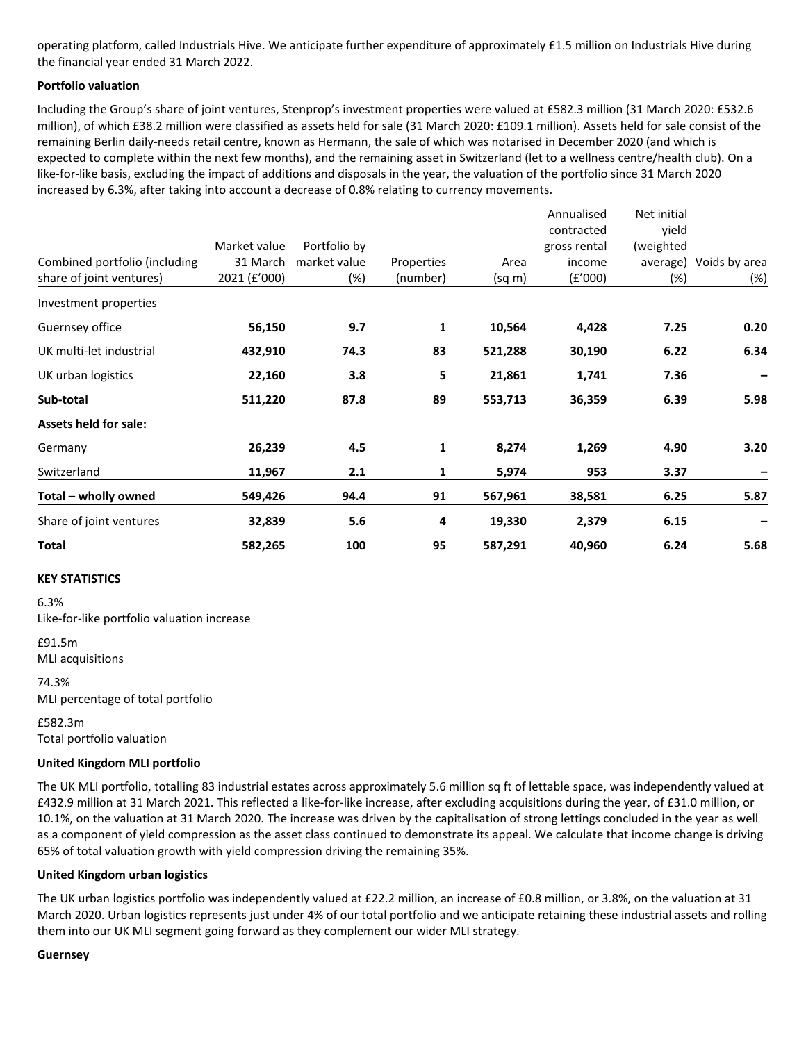operating platform, called Industrials Hive. We anticipate further expenditure of approximately £1.5 million on Industrials Hive during the financial year ended 31 March 2022.

**Portfolio valuation**

Including the Group's share of joint ventures, Stenprop's investment properties were valued at £582.3 million (31 March 2020: £532.6 million), of which £38.2 million were classified as assets held for sale (31 March 2020: £109.1 million). Assets held for sale consist of the remaining Berlin daily-needs retail centre, known as Hermann, the sale of which was notarised in December 2020 (and which is expected to complete within the next few months), and the remaining asset in Switzerland (let to a wellness centre/health club). On a like-for-like basis, excluding the impact of additions and disposals in the year, the valuation of the portfolio since 31 March 2020 increased by 6.3%, after taking into account a decrease of 0.8% relating to currency movements.

| Combined portfolio (including share of joint ventures) | Market value 31 March 2021 (£'000) | Portfolio by market value (%) | Properties (number) | Area (sq m) | Annualised contracted gross rental income (£'000) | Net initial yield (weighted average) (%) | Voids by area (%) |
|---|---|---|---|---|---|---|---|
| Investment properties | | | | | | | |
| Guernsey office | **56,150** | **9.7** | **1** | **10,564** | **4,428** | **7.25** | **0.20** |
| UK multi-let industrial | **432,910** | **74.3** | **83** | **521,288** | **30,190** | **6.22** | **6.34** |
| UK urban logistics | **22,160** | **3.8** | **5** | **21,861** | **1,741** | **7.36** | **–** |
| **Sub-total** | **511,220** | **87.8** | **89** | **553,713** | **36,359** | **6.39** | **5.98** |
| **Assets held for sale:** | | | | | | | |
| Germany | **26,239** | **4.5** | **1** | **8,274** | **1,269** | **4.90** | **3.20** |
| Switzerland | **11,967** | **2.1** | **1** | **5,974** | **953** | **3.37** | **–** |
| **Total – wholly owned** | **549,426** | **94.4** | **91** | **567,961** | **38,581** | **6.25** | **5.87** |
| Share of joint ventures | **32,839** | **5.6** | **4** | **19,330** | **2,379** | **6.15** | **–** |
| **Total** | **582,265** | **100** | **95** | **587,291** | **40,960** | **6.24** | **5.68** |

**KEY STATISTICS**

6.3%
Like-for-like portfolio valuation increase

£91.5m
MLI acquisitions

74.3%
MLI percentage of total portfolio

£582.3m
Total portfolio valuation

**United Kingdom MLI portfolio**

The UK MLI portfolio, totalling 83 industrial estates across approximately 5.6 million sq ft of lettable space, was independently valued at £432.9 million at 31 March 2021. This reflected a like-for-like increase, after excluding acquisitions during the year, of £31.0 million, or 10.1%, on the valuation at 31 March 2020. The increase was driven by the capitalisation of strong lettings concluded in the year as well as a component of yield compression as the asset class continued to demonstrate its appeal. We calculate that income change is driving 65% of total valuation growth with yield compression driving the remaining 35%.

**United Kingdom urban logistics**

The UK urban logistics portfolio was independently valued at £22.2 million, an increase of £0.8 million, or 3.8%, on the valuation at 31 March 2020. Urban logistics represents just under 4% of our total portfolio and we anticipate retaining these industrial assets and rolling them into our UK MLI segment going forward as they complement our wider MLI strategy.

**Guernsey**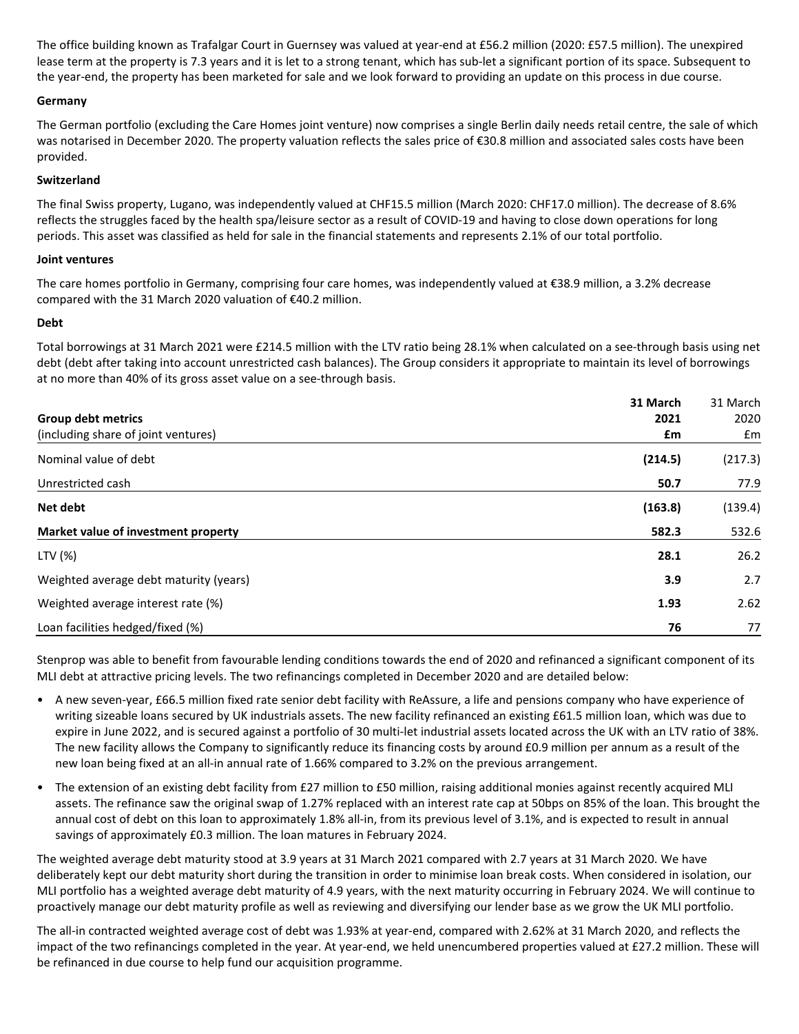The office building known as Trafalgar Court in Guernsey was valued at year-end at £56.2 million (2020: £57.5 million). The unexpired lease term at the property is 7.3 years and it is let to a strong tenant, which has sub-let a significant portion of its space. Subsequent to the year-end, the property has been marketed for sale and we look forward to providing an update on this process in due course.

**Germany**

The German portfolio (excluding the Care Homes joint venture) now comprises a single Berlin daily needs retail centre, the sale of which was notarised in December 2020. The property valuation reflects the sales price of €30.8 million and associated sales costs have been provided.

**Switzerland**

The final Swiss property, Lugano, was independently valued at CHF15.5 million (March 2020: CHF17.0 million). The decrease of 8.6% reflects the struggles faced by the health spa/leisure sector as a result of COVID-19 and having to close down operations for long periods. This asset was classified as held for sale in the financial statements and represents 2.1% of our total portfolio.

**Joint ventures**

The care homes portfolio in Germany, comprising four care homes, was independently valued at €38.9 million, a 3.2% decrease compared with the 31 March 2020 valuation of €40.2 million.

**Debt**

Total borrowings at 31 March 2021 were £214.5 million with the LTV ratio being 28.1% when calculated on a see-through basis using net debt (debt after taking into account unrestricted cash balances). The Group considers it appropriate to maintain its level of borrowings at no more than 40% of its gross asset value on a see-through basis.

| **Group debt metrics** (including share of joint ventures) | **31 March 2021 £m** | 31 March 2020 £m |
|---|---|---|
| Nominal value of debt | **(214.5)** | (217.3) |
| Unrestricted cash | **50.7** | 77.9 |
| **Net debt** | **(163.8)** | (139.4) |
| **Market value of investment property** | **582.3** | 532.6 |
| LTV (%) | **28.1** | 26.2 |
| Weighted average debt maturity (years) | **3.9** | 2.7 |
| Weighted average interest rate (%) | **1.93** | 2.62 |
| Loan facilities hedged/fixed (%) | **76** | 77 |

Stenprop was able to benefit from favourable lending conditions towards the end of 2020 and refinanced a significant component of its MLI debt at attractive pricing levels. The two refinancings completed in December 2020 and are detailed below:

- A new seven-year, £66.5 million fixed rate senior debt facility with ReAssure, a life and pensions company who have experience of writing sizeable loans secured by UK industrials assets. The new facility refinanced an existing £61.5 million loan, which was due to expire in June 2022, and is secured against a portfolio of 30 multi-let industrial assets located across the UK with an LTV ratio of 38%. The new facility allows the Company to significantly reduce its financing costs by around £0.9 million per annum as a result of the new loan being fixed at an all-in annual rate of 1.66% compared to 3.2% on the previous arrangement.
- The extension of an existing debt facility from £27 million to £50 million, raising additional monies against recently acquired MLI assets. The refinance saw the original swap of 1.27% replaced with an interest rate cap at 50bps on 85% of the loan. This brought the annual cost of debt on this loan to approximately 1.8% all-in, from its previous level of 3.1%, and is expected to result in annual savings of approximately £0.3 million. The loan matures in February 2024.

The weighted average debt maturity stood at 3.9 years at 31 March 2021 compared with 2.7 years at 31 March 2020. We have deliberately kept our debt maturity short during the transition in order to minimise loan break costs. When considered in isolation, our MLI portfolio has a weighted average debt maturity of 4.9 years, with the next maturity occurring in February 2024. We will continue to proactively manage our debt maturity profile as well as reviewing and diversifying our lender base as we grow the UK MLI portfolio.

The all-in contracted weighted average cost of debt was 1.93% at year-end, compared with 2.62% at 31 March 2020, and reflects the impact of the two refinancings completed in the year. At year-end, we held unencumbered properties valued at £27.2 million. These will be refinanced in due course to help fund our acquisition programme.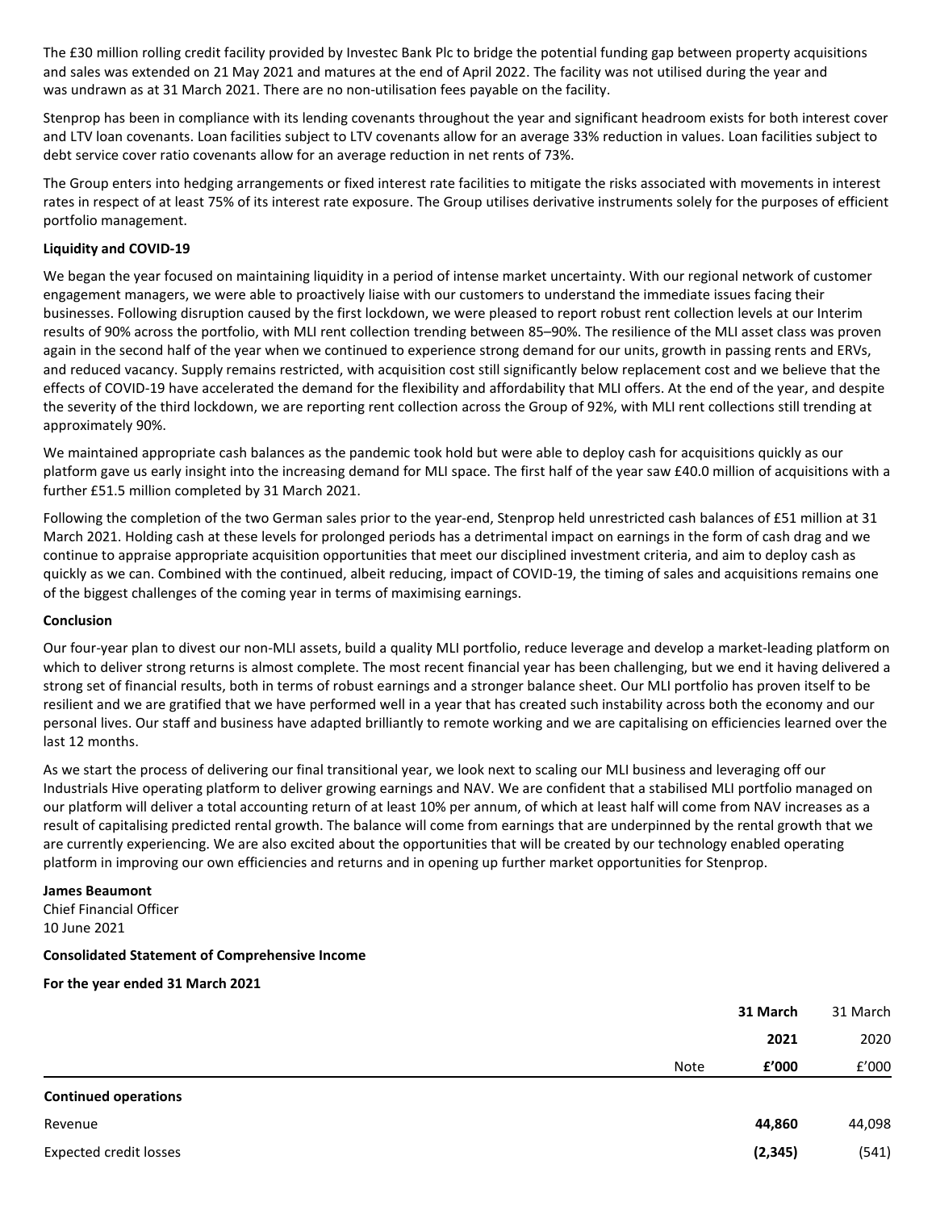The £30 million rolling credit facility provided by Investec Bank Plc to bridge the potential funding gap between property acquisitions and sales was extended on 21 May 2021 and matures at the end of April 2022. The facility was not utilised during the year and was undrawn as at 31 March 2021. There are no non-utilisation fees payable on the facility.

Stenprop has been in compliance with its lending covenants throughout the year and significant headroom exists for both interest cover and LTV loan covenants. Loan facilities subject to LTV covenants allow for an average 33% reduction in values. Loan facilities subject to debt service cover ratio covenants allow for an average reduction in net rents of 73%.

The Group enters into hedging arrangements or fixed interest rate facilities to mitigate the risks associated with movements in interest rates in respect of at least 75% of its interest rate exposure. The Group utilises derivative instruments solely for the purposes of efficient portfolio management.

**Liquidity and COVID-19**

We began the year focused on maintaining liquidity in a period of intense market uncertainty. With our regional network of customer engagement managers, we were able to proactively liaise with our customers to understand the immediate issues facing their businesses. Following disruption caused by the first lockdown, we were pleased to report robust rent collection levels at our Interim results of 90% across the portfolio, with MLI rent collection trending between 85–90%. The resilience of the MLI asset class was proven again in the second half of the year when we continued to experience strong demand for our units, growth in passing rents and ERVs, and reduced vacancy. Supply remains restricted, with acquisition cost still significantly below replacement cost and we believe that the effects of COVID-19 have accelerated the demand for the flexibility and affordability that MLI offers. At the end of the year, and despite the severity of the third lockdown, we are reporting rent collection across the Group of 92%, with MLI rent collections still trending at approximately 90%.

We maintained appropriate cash balances as the pandemic took hold but were able to deploy cash for acquisitions quickly as our platform gave us early insight into the increasing demand for MLI space. The first half of the year saw £40.0 million of acquisitions with a further £51.5 million completed by 31 March 2021.

Following the completion of the two German sales prior to the year-end, Stenprop held unrestricted cash balances of £51 million at 31 March 2021. Holding cash at these levels for prolonged periods has a detrimental impact on earnings in the form of cash drag and we continue to appraise appropriate acquisition opportunities that meet our disciplined investment criteria, and aim to deploy cash as quickly as we can. Combined with the continued, albeit reducing, impact of COVID-19, the timing of sales and acquisitions remains one of the biggest challenges of the coming year in terms of maximising earnings.

**Conclusion**

Our four-year plan to divest our non-MLI assets, build a quality MLI portfolio, reduce leverage and develop a market-leading platform on which to deliver strong returns is almost complete. The most recent financial year has been challenging, but we end it having delivered a strong set of financial results, both in terms of robust earnings and a stronger balance sheet. Our MLI portfolio has proven itself to be resilient and we are gratified that we have performed well in a year that has created such instability across both the economy and our personal lives. Our staff and business have adapted brilliantly to remote working and we are capitalising on efficiencies learned over the last 12 months.

As we start the process of delivering our final transitional year, we look next to scaling our MLI business and leveraging off our Industrials Hive operating platform to deliver growing earnings and NAV. We are confident that a stabilised MLI portfolio managed on our platform will deliver a total accounting return of at least 10% per annum, of which at least half will come from NAV increases as a result of capitalising predicted rental growth. The balance will come from earnings that are underpinned by the rental growth that we are currently experiencing. We are also excited about the opportunities that will be created by our technology enabled operating platform in improving our own efficiencies and returns and in opening up further market opportunities for Stenprop.

**James Beaumont**
Chief Financial Officer
10 June 2021

**Consolidated Statement of Comprehensive Income**

**For the year ended 31 March 2021**

| | Note | **31 March 2021 £'000** | 31 March 2020 £'000 |
|---|---|---|---|
| **Continued operations** | | | |
| Revenue | | **44,860** | 44,098 |
| Expected credit losses | | **(2,345)** | (541) |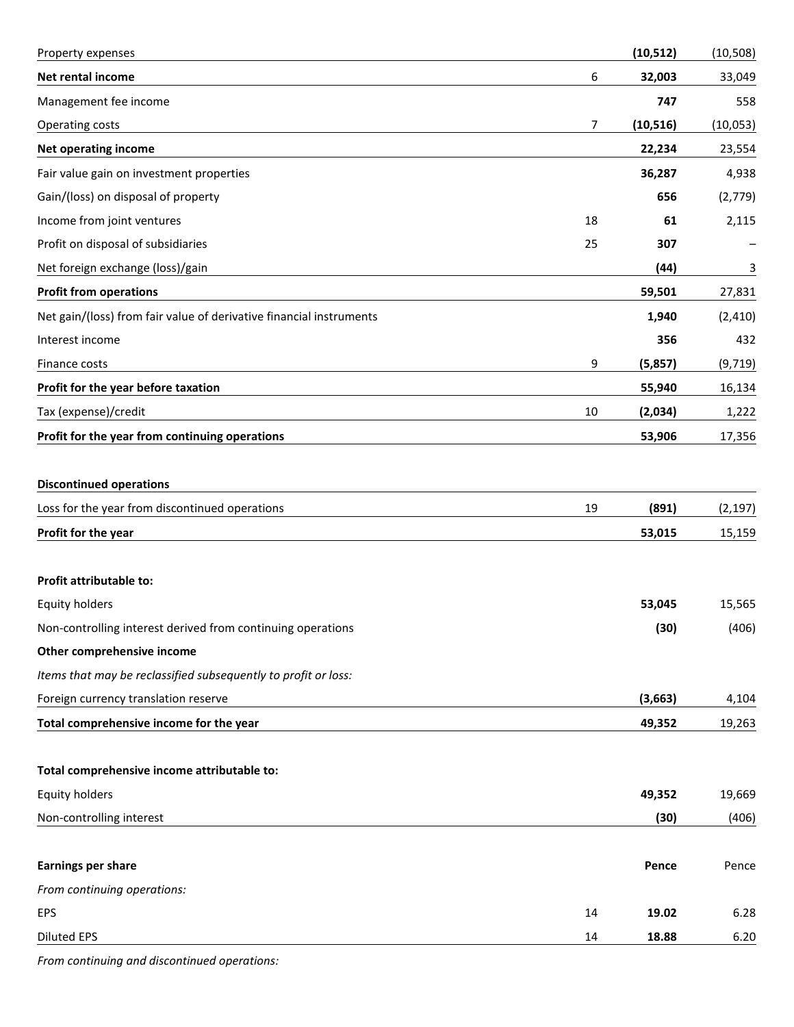| | | | |
|---|---|---|---|
| Property expenses | | **(10,512)** | (10,508) |
| **Net rental income** | 6 | **32,003** | 33,049 |
| Management fee income | | **747** | 558 |
| Operating costs | 7 | **(10,516)** | (10,053) |
| **Net operating income** | | **22,234** | 23,554 |
| Fair value gain on investment properties | | **36,287** | 4,938 |
| Gain/(loss) on disposal of property | | **656** | (2,779) |
| Income from joint ventures | 18 | **61** | 2,115 |
| Profit on disposal of subsidiaries | 25 | **307** | – |
| Net foreign exchange (loss)/gain | | **(44)** | 3 |
| **Profit from operations** | | **59,501** | 27,831 |
| Net gain/(loss) from fair value of derivative financial instruments | | **1,940** | (2,410) |
| Interest income | | **356** | 432 |
| Finance costs | 9 | **(5,857)** | (9,719) |
| **Profit for the year before taxation** | | **55,940** | 16,134 |
| Tax (expense)/credit | 10 | **(2,034)** | 1,222 |
| **Profit for the year from continuing operations** | | **53,906** | 17,356 |
| | | | |
| **Discontinued operations** | | | |
| Loss for the year from discontinued operations | 19 | **(891)** | (2,197) |
| **Profit for the year** | | **53,015** | 15,159 |
| | | | |
| **Profit attributable to:** | | | |
| Equity holders | | **53,045** | 15,565 |
| Non-controlling interest derived from continuing operations | | **(30)** | (406) |
| **Other comprehensive income** | | | |
| *Items that may be reclassified subsequently to profit or loss:* | | | |
| Foreign currency translation reserve | | **(3,663)** | 4,104 |
| **Total comprehensive income for the year** | | **49,352** | 19,263 |
| | | | |
| **Total comprehensive income attributable to:** | | | |
| Equity holders | | **49,352** | 19,669 |
| Non-controlling interest | | **(30)** | (406) |
| | | | |
| **Earnings per share** | | **Pence** | Pence |
| *From continuing operations:* | | | |
| EPS | 14 | **19.02** | 6.28 |
| Diluted EPS | 14 | **18.88** | 6.20 |
| *From continuing and discontinued operations:* | | | |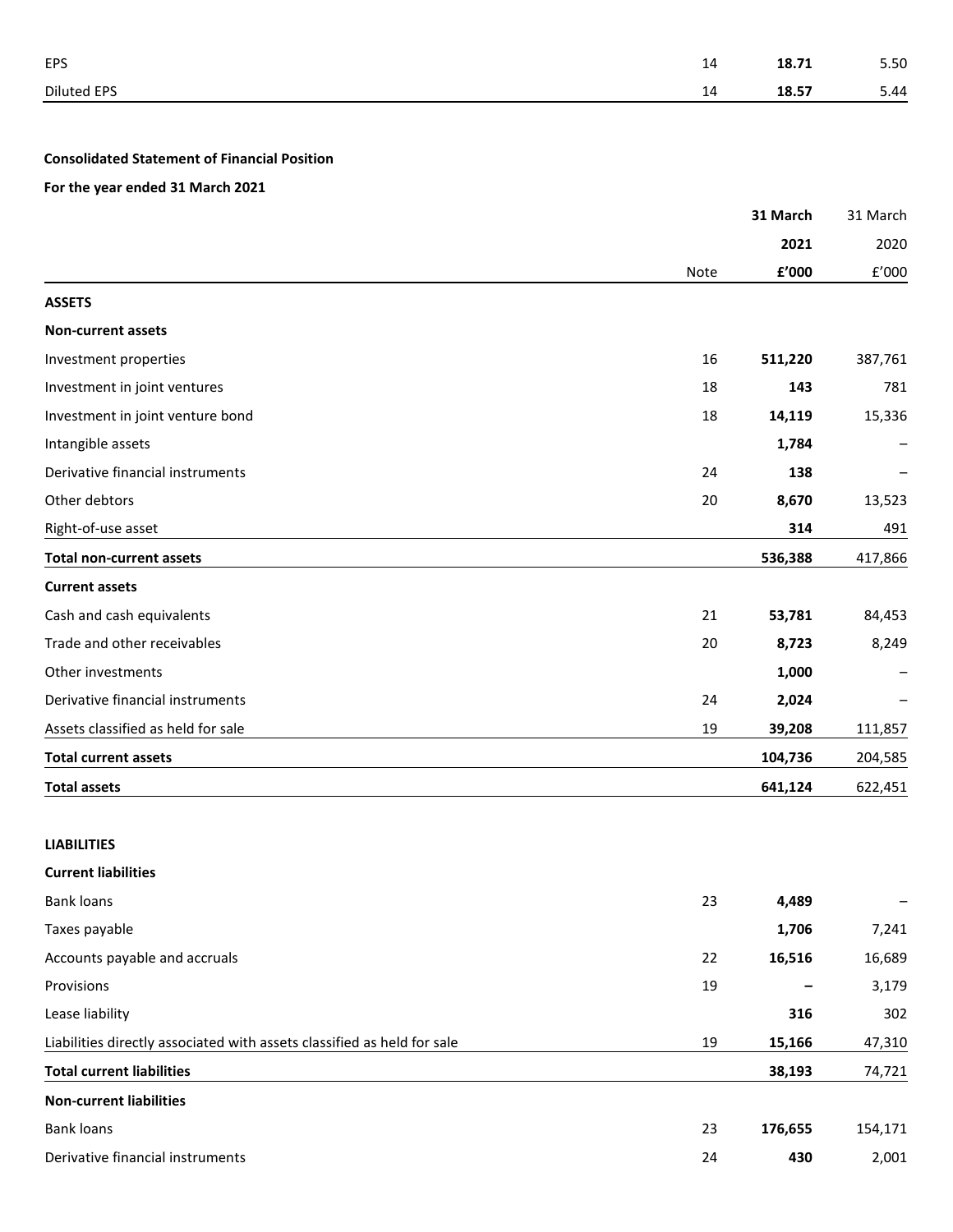| | | | |
|---|---|---|---|
| EPS | 14 | **18.71** | 5.50 |
| Diluted EPS | 14 | **18.57** | 5.44 |

**Consolidated Statement of Financial Position**

**For the year ended 31 March 2021**

| | Note | **31 March 2021 £'000** | 31 March 2020 £'000 |
|---|---|---|---|
| **ASSETS** | | | |
| **Non-current assets** | | | |
| Investment properties | 16 | **511,220** | 387,761 |
| Investment in joint ventures | 18 | **143** | 781 |
| Investment in joint venture bond | 18 | **14,119** | 15,336 |
| Intangible assets | | **1,784** | – |
| Derivative financial instruments | 24 | **138** | – |
| Other debtors | 20 | **8,670** | 13,523 |
| Right-of-use asset | | **314** | 491 |
| **Total non-current assets** | | **536,388** | 417,866 |
| **Current assets** | | | |
| Cash and cash equivalents | 21 | **53,781** | 84,453 |
| Trade and other receivables | 20 | **8,723** | 8,249 |
| Other investments | | **1,000** | – |
| Derivative financial instruments | 24 | **2,024** | – |
| Assets classified as held for sale | 19 | **39,208** | 111,857 |
| **Total current assets** | | **104,736** | 204,585 |
| **Total assets** | | **641,124** | 622,451 |
| | | | |
| **LIABILITIES** | | | |
| **Current liabilities** | | | |
| Bank loans | 23 | **4,489** | – |
| Taxes payable | | **1,706** | 7,241 |
| Accounts payable and accruals | 22 | **16,516** | 16,689 |
| Provisions | 19 | **–** | 3,179 |
| Lease liability | | **316** | 302 |
| Liabilities directly associated with assets classified as held for sale | 19 | **15,166** | 47,310 |
| **Total current liabilities** | | **38,193** | 74,721 |
| **Non-current liabilities** | | | |
| Bank loans | 23 | **176,655** | 154,171 |
| Derivative financial instruments | 24 | **430** | 2,001 |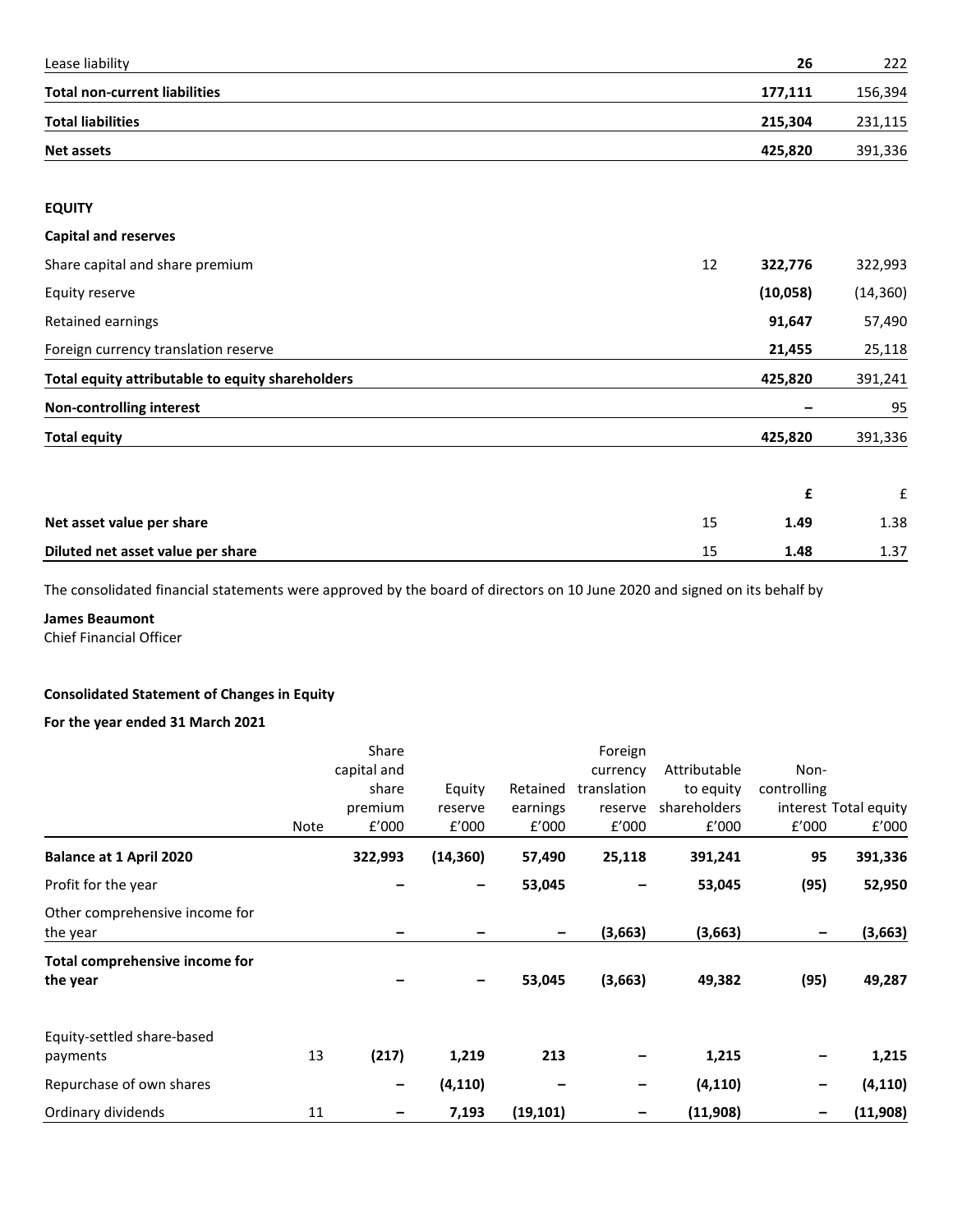| | Note | £'000 | £'000 |
|---|---|---|---|
| Lease liability | | **26** | 222 |
| **Total non-current liabilities** | | **177,111** | 156,394 |
| **Total liabilities** | | **215,304** | 231,115 |
| **Net assets** | | **425,820** | 391,336 |
| | | | |
| **EQUITY** | | | |
| **Capital and reserves** | | | |
| Share capital and share premium | 12 | **322,776** | 322,993 |
| Equity reserve | | **(10,058)** | (14,360) |
| Retained earnings | | **91,647** | 57,490 |
| Foreign currency translation reserve | | **21,455** | 25,118 |
| **Total equity attributable to equity shareholders** | | **425,820** | 391,241 |
| **Non-controlling interest** | | **–** | 95 |
| **Total equity** | | **425,820** | 391,336 |

| | | **£** | £ |
|---|---|---|---|
| **Net asset value per share** | 15 | **1.49** | 1.38 |
| **Diluted net asset value per share** | 15 | **1.48** | 1.37 |

The consolidated financial statements were approved by the board of directors on 10 June 2020 and signed on its behalf by

**James Beaumont**
Chief Financial Officer

**Consolidated Statement of Changes in Equity**

**For the year ended 31 March 2021**

| | Note | Share capital and share premium £'000 | Equity reserve £'000 | Retained earnings £'000 | Foreign currency translation reserve £'000 | Attributable to equity shareholders £'000 | Non-controlling interest £'000 | Total equity £'000 |
|---|---|---|---|---|---|---|---|---|
| **Balance at 1 April 2020** | | **322,993** | **(14,360)** | **57,490** | **25,118** | **391,241** | **95** | **391,336** |
| Profit for the year | | **–** | **–** | **53,045** | **–** | **53,045** | **(95)** | **52,950** |
| Other comprehensive income for the year | | **–** | **–** | **–** | **(3,663)** | **(3,663)** | **–** | **(3,663)** |
| **Total comprehensive income for the year** | | **–** | **–** | **53,045** | **(3,663)** | **49,382** | **(95)** | **49,287** |
| Equity-settled share-based payments | 13 | **(217)** | **1,219** | **213** | **–** | **1,215** | **–** | **1,215** |
| Repurchase of own shares | | **–** | **(4,110)** | **–** | **–** | **(4,110)** | **–** | **(4,110)** |
| Ordinary dividends | 11 | **–** | **7,193** | **(19,101)** | **–** | **(11,908)** | **–** | **(11,908)** |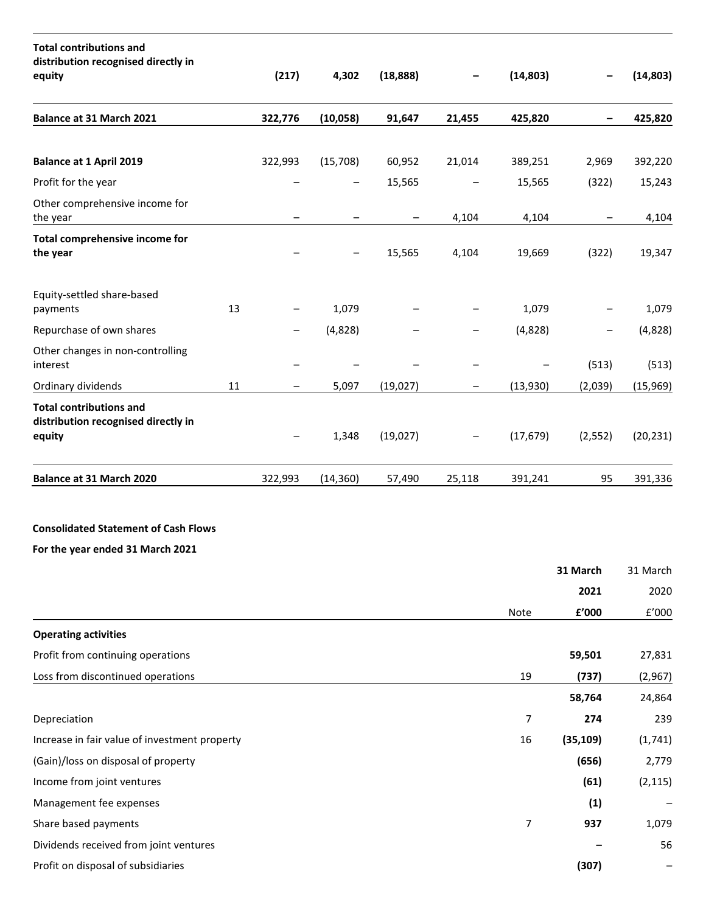| | | | | | | | | |
|---|---|---|---|---|---|---|---|---|
| **Total contributions and distribution recognised directly in equity** | | **(217)** | **4,302** | **(18,888)** | **–** | **(14,803)** | **–** | **(14,803)** |
| **Balance at 31 March 2021** | | **322,776** | **(10,058)** | **91,647** | **21,455** | **425,820** | **–** | **425,820** |
| | | | | | | | | |
| **Balance at 1 April 2019** | | 322,993 | (15,708) | 60,952 | 21,014 | 389,251 | 2,969 | 392,220 |
| Profit for the year | | – | – | 15,565 | – | 15,565 | (322) | 15,243 |
| Other comprehensive income for the year | | – | – | – | 4,104 | 4,104 | – | 4,104 |
| **Total comprehensive income for the year** | | – | – | 15,565 | 4,104 | 19,669 | (322) | 19,347 |
| | | | | | | | | |
| Equity-settled share-based payments | 13 | – | 1,079 | – | – | 1,079 | – | 1,079 |
| Repurchase of own shares | | – | (4,828) | – | – | (4,828) | – | (4,828) |
| Other changes in non-controlling interest | | – | – | – | – | – | (513) | (513) |
| Ordinary dividends | 11 | – | 5,097 | (19,027) | – | (13,930) | (2,039) | (15,969) |
| **Total contributions and distribution recognised directly in equity** | | – | 1,348 | (19,027) | – | (17,679) | (2,552) | (20,231) |
| **Balance at 31 March 2020** | | 322,993 | (14,360) | 57,490 | 25,118 | 391,241 | 95 | 391,336 |

**Consolidated Statement of Cash Flows**

**For the year ended 31 March 2021**

| | Note | **31 March 2021 £'000** | 31 March 2020 £'000 |
|---|---|---|---|
| **Operating activities** | | | |
| Profit from continuing operations | | **59,501** | 27,831 |
| Loss from discontinued operations | 19 | **(737)** | (2,967) |
| | | **58,764** | 24,864 |
| Depreciation | 7 | **274** | 239 |
| Increase in fair value of investment property | 16 | **(35,109)** | (1,741) |
| (Gain)/loss on disposal of property | | **(656)** | 2,779 |
| Income from joint ventures | | **(61)** | (2,115) |
| Management fee expenses | | **(1)** | – |
| Share based payments | 7 | **937** | 1,079 |
| Dividends received from joint ventures | | **–** | 56 |
| Profit on disposal of subsidiaries | | **(307)** | – |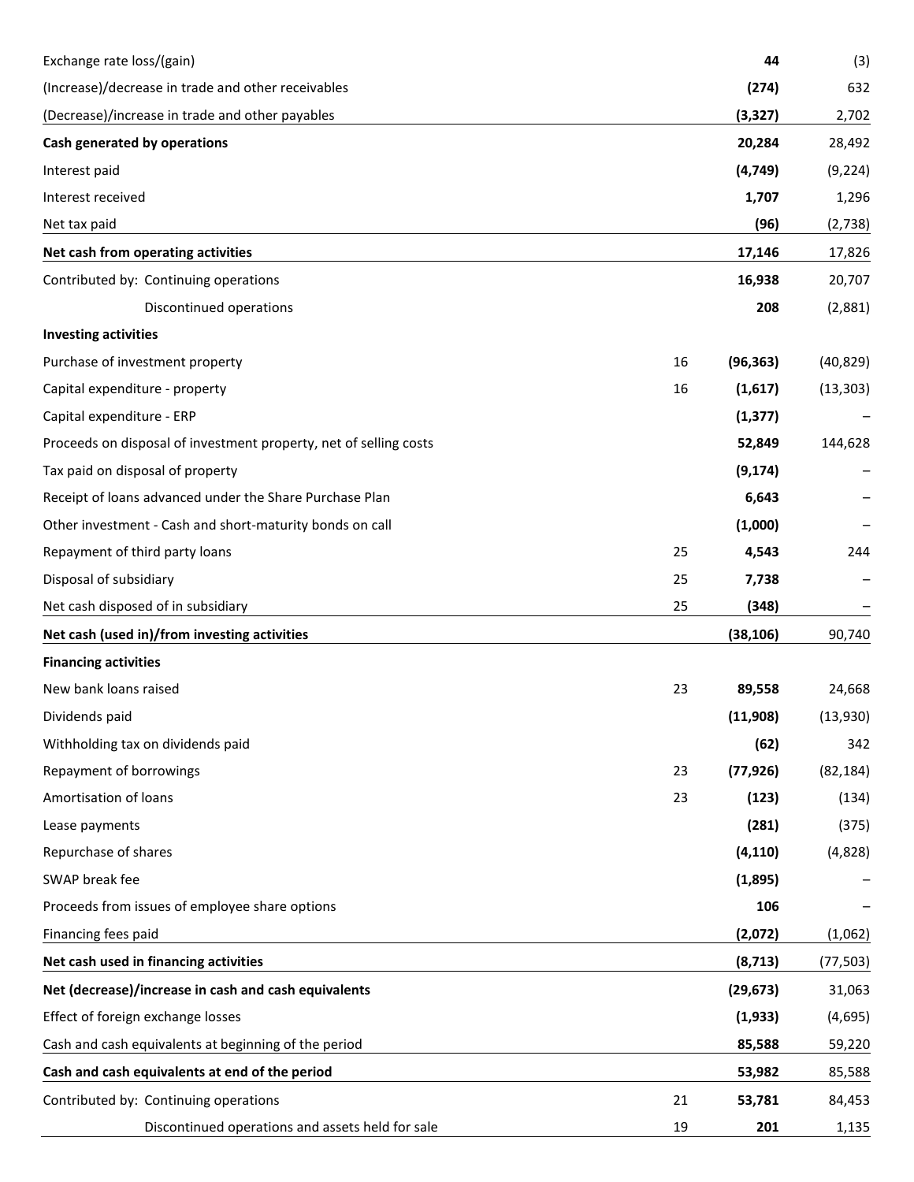| | | | |
|---|---|---|---|
| Exchange rate loss/(gain) | | **44** | (3) |
| (Increase)/decrease in trade and other receivables | | **(274)** | 632 |
| (Decrease)/increase in trade and other payables | | **(3,327)** | 2,702 |
| **Cash generated by operations** | | **20,284** | 28,492 |
| Interest paid | | **(4,749)** | (9,224) |
| Interest received | | **1,707** | 1,296 |
| Net tax paid | | **(96)** | (2,738) |
| **Net cash from operating activities** | | **17,146** | 17,826 |
| Contributed by: Continuing operations | | **16,938** | 20,707 |
| Discontinued operations | | **208** | (2,881) |
| **Investing activities** | | | |
| Purchase of investment property | 16 | **(96,363)** | (40,829) |
| Capital expenditure - property | 16 | **(1,617)** | (13,303) |
| Capital expenditure - ERP | | **(1,377)** | – |
| Proceeds on disposal of investment property, net of selling costs | | **52,849** | 144,628 |
| Tax paid on disposal of property | | **(9,174)** | – |
| Receipt of loans advanced under the Share Purchase Plan | | **6,643** | – |
| Other investment - Cash and short-maturity bonds on call | | **(1,000)** | – |
| Repayment of third party loans | 25 | **4,543** | 244 |
| Disposal of subsidiary | 25 | **7,738** | – |
| Net cash disposed of in subsidiary | 25 | **(348)** | – |
| **Net cash (used in)/from investing activities** | | **(38,106)** | 90,740 |
| **Financing activities** | | | |
| New bank loans raised | 23 | **89,558** | 24,668 |
| Dividends paid | | **(11,908)** | (13,930) |
| Withholding tax on dividends paid | | **(62)** | 342 |
| Repayment of borrowings | 23 | **(77,926)** | (82,184) |
| Amortisation of loans | 23 | **(123)** | (134) |
| Lease payments | | **(281)** | (375) |
| Repurchase of shares | | **(4,110)** | (4,828) |
| SWAP break fee | | **(1,895)** | – |
| Proceeds from issues of employee share options | | **106** | – |
| Financing fees paid | | **(2,072)** | (1,062) |
| **Net cash used in financing activities** | | **(8,713)** | (77,503) |
| **Net (decrease)/increase in cash and cash equivalents** | | **(29,673)** | 31,063 |
| Effect of foreign exchange losses | | **(1,933)** | (4,695) |
| Cash and cash equivalents at beginning of the period | | **85,588** | 59,220 |
| **Cash and cash equivalents at end of the period** | | **53,982** | 85,588 |
| Contributed by: Continuing operations | 21 | **53,781** | 84,453 |
| Discontinued operations and assets held for sale | 19 | **201** | 1,135 |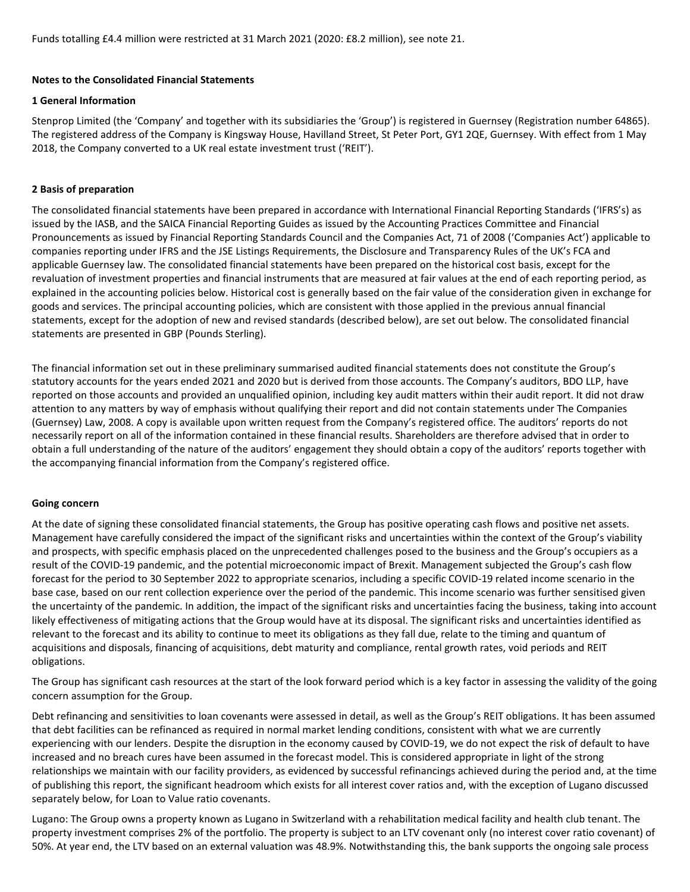Funds totalling £4.4 million were restricted at 31 March 2021 (2020: £8.2 million), see note 21.

## Notes to the Consolidated Financial Statements

### 1 General Information

Stenprop Limited (the 'Company' and together with its subsidiaries the 'Group') is registered in Guernsey (Registration number 64865). The registered address of the Company is Kingsway House, Havilland Street, St Peter Port, GY1 2QE, Guernsey. With effect from 1 May 2018, the Company converted to a UK real estate investment trust ('REIT').

### 2 Basis of preparation

The consolidated financial statements have been prepared in accordance with International Financial Reporting Standards ('IFRS's) as issued by the IASB, and the SAICA Financial Reporting Guides as issued by the Accounting Practices Committee and Financial Pronouncements as issued by Financial Reporting Standards Council and the Companies Act, 71 of 2008 ('Companies Act') applicable to companies reporting under IFRS and the JSE Listings Requirements, the Disclosure and Transparency Rules of the UK's FCA and applicable Guernsey law. The consolidated financial statements have been prepared on the historical cost basis, except for the revaluation of investment properties and financial instruments that are measured at fair values at the end of each reporting period, as explained in the accounting policies below. Historical cost is generally based on the fair value of the consideration given in exchange for goods and services. The principal accounting policies, which are consistent with those applied in the previous annual financial statements, except for the adoption of new and revised standards (described below), are set out below. The consolidated financial statements are presented in GBP (Pounds Sterling).

The financial information set out in these preliminary summarised audited financial statements does not constitute the Group's statutory accounts for the years ended 2021 and 2020 but is derived from those accounts. The Company's auditors, BDO LLP, have reported on those accounts and provided an unqualified opinion, including key audit matters within their audit report. It did not draw attention to any matters by way of emphasis without qualifying their report and did not contain statements under The Companies (Guernsey) Law, 2008. A copy is available upon written request from the Company's registered office. The auditors' reports do not necessarily report on all of the information contained in these financial results. Shareholders are therefore advised that in order to obtain a full understanding of the nature of the auditors' engagement they should obtain a copy of the auditors' reports together with the accompanying financial information from the Company's registered office.

**Going concern**

At the date of signing these consolidated financial statements, the Group has positive operating cash flows and positive net assets. Management have carefully considered the impact of the significant risks and uncertainties within the context of the Group's viability and prospects, with specific emphasis placed on the unprecedented challenges posed to the business and the Group's occupiers as a result of the COVID-19 pandemic, and the potential microeconomic impact of Brexit. Management subjected the Group's cash flow forecast for the period to 30 September 2022 to appropriate scenarios, including a specific COVID-19 related income scenario in the base case, based on our rent collection experience over the period of the pandemic. This income scenario was further sensitised given the uncertainty of the pandemic. In addition, the impact of the significant risks and uncertainties facing the business, taking into account likely effectiveness of mitigating actions that the Group would have at its disposal. The significant risks and uncertainties identified as relevant to the forecast and its ability to continue to meet its obligations as they fall due, relate to the timing and quantum of acquisitions and disposals, financing of acquisitions, debt maturity and compliance, rental growth rates, void periods and REIT obligations.

The Group has significant cash resources at the start of the look forward period which is a key factor in assessing the validity of the going concern assumption for the Group.

Debt refinancing and sensitivities to loan covenants were assessed in detail, as well as the Group's REIT obligations. It has been assumed that debt facilities can be refinanced as required in normal market lending conditions, consistent with what we are currently experiencing with our lenders. Despite the disruption in the economy caused by COVID-19, we do not expect the risk of default to have increased and no breach cures have been assumed in the forecast model. This is considered appropriate in light of the strong relationships we maintain with our facility providers, as evidenced by successful refinancings achieved during the period and, at the time of publishing this report, the significant headroom which exists for all interest cover ratios and, with the exception of Lugano discussed separately below, for Loan to Value ratio covenants.

Lugano: The Group owns a property known as Lugano in Switzerland with a rehabilitation medical facility and health club tenant. The property investment comprises 2% of the portfolio. The property is subject to an LTV covenant only (no interest cover ratio covenant) of 50%. At year end, the LTV based on an external valuation was 48.9%. Notwithstanding this, the bank supports the ongoing sale process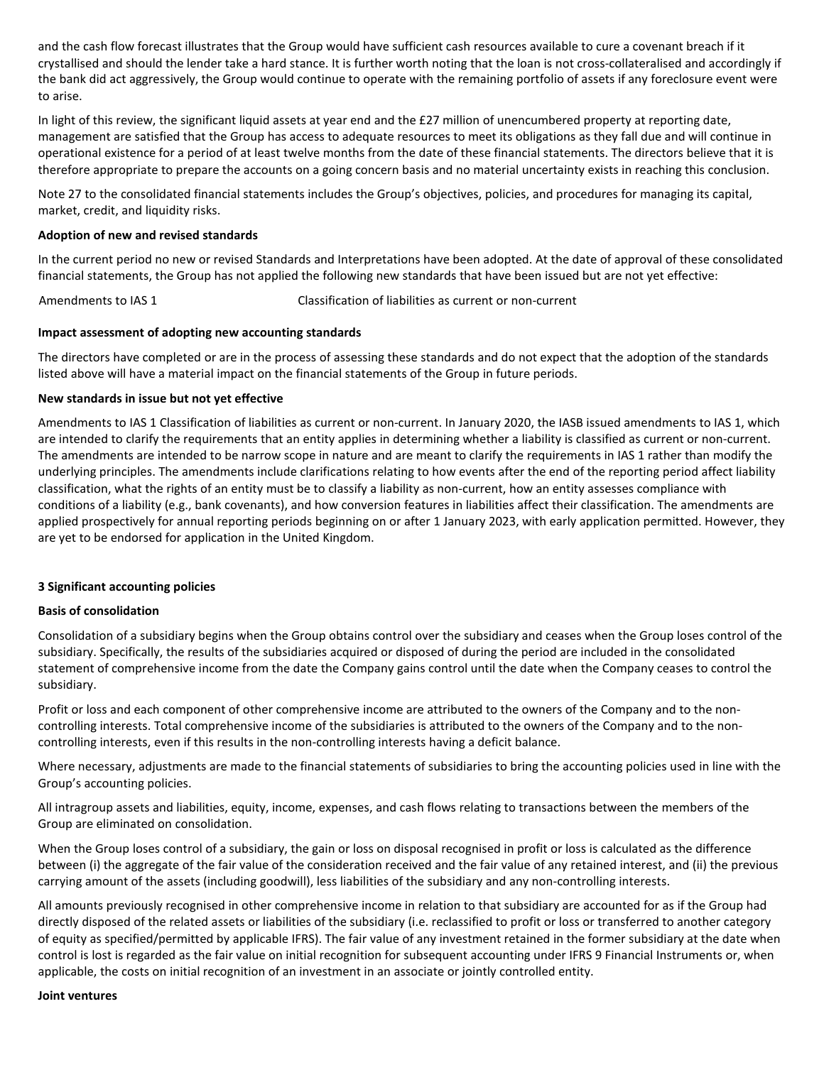and the cash flow forecast illustrates that the Group would have sufficient cash resources available to cure a covenant breach if it crystallised and should the lender take a hard stance. It is further worth noting that the loan is not cross-collateralised and accordingly if the bank did act aggressively, the Group would continue to operate with the remaining portfolio of assets if any foreclosure event were to arise.

In light of this review, the significant liquid assets at year end and the £27 million of unencumbered property at reporting date, management are satisfied that the Group has access to adequate resources to meet its obligations as they fall due and will continue in operational existence for a period of at least twelve months from the date of these financial statements. The directors believe that it is therefore appropriate to prepare the accounts on a going concern basis and no material uncertainty exists in reaching this conclusion.

Note 27 to the consolidated financial statements includes the Group's objectives, policies, and procedures for managing its capital, market, credit, and liquidity risks.

**Adoption of new and revised standards**

In the current period no new or revised Standards and Interpretations have been adopted. At the date of approval of these consolidated financial statements, the Group has not applied the following new standards that have been issued but are not yet effective:

| | |
|---|---|
| Amendments to IAS 1 | Classification of liabilities as current or non-current |

**Impact assessment of adopting new accounting standards**

The directors have completed or are in the process of assessing these standards and do not expect that the adoption of the standards listed above will have a material impact on the financial statements of the Group in future periods.

**New standards in issue but not yet effective**

Amendments to IAS 1 Classification of liabilities as current or non-current. In January 2020, the IASB issued amendments to IAS 1, which are intended to clarify the requirements that an entity applies in determining whether a liability is classified as current or non-current. The amendments are intended to be narrow scope in nature and are meant to clarify the requirements in IAS 1 rather than modify the underlying principles. The amendments include clarifications relating to how events after the end of the reporting period affect liability classification, what the rights of an entity must be to classify a liability as non-current, how an entity assesses compliance with conditions of a liability (e.g., bank covenants), and how conversion features in liabilities affect their classification. The amendments are applied prospectively for annual reporting periods beginning on or after 1 January 2023, with early application permitted. However, they are yet to be endorsed for application in the United Kingdom.

## 3 Significant accounting policies

**Basis of consolidation**

Consolidation of a subsidiary begins when the Group obtains control over the subsidiary and ceases when the Group loses control of the subsidiary. Specifically, the results of the subsidiaries acquired or disposed of during the period are included in the consolidated statement of comprehensive income from the date the Company gains control until the date when the Company ceases to control the subsidiary.

Profit or loss and each component of other comprehensive income are attributed to the owners of the Company and to the non-controlling interests. Total comprehensive income of the subsidiaries is attributed to the owners of the Company and to the non-controlling interests, even if this results in the non-controlling interests having a deficit balance.

Where necessary, adjustments are made to the financial statements of subsidiaries to bring the accounting policies used in line with the Group's accounting policies.

All intragroup assets and liabilities, equity, income, expenses, and cash flows relating to transactions between the members of the Group are eliminated on consolidation.

When the Group loses control of a subsidiary, the gain or loss on disposal recognised in profit or loss is calculated as the difference between (i) the aggregate of the fair value of the consideration received and the fair value of any retained interest, and (ii) the previous carrying amount of the assets (including goodwill), less liabilities of the subsidiary and any non-controlling interests.

All amounts previously recognised in other comprehensive income in relation to that subsidiary are accounted for as if the Group had directly disposed of the related assets or liabilities of the subsidiary (i.e. reclassified to profit or loss or transferred to another category of equity as specified/permitted by applicable IFRS). The fair value of any investment retained in the former subsidiary at the date when control is lost is regarded as the fair value on initial recognition for subsequent accounting under IFRS 9 Financial Instruments or, when applicable, the costs on initial recognition of an investment in an associate or jointly controlled entity.

**Joint ventures**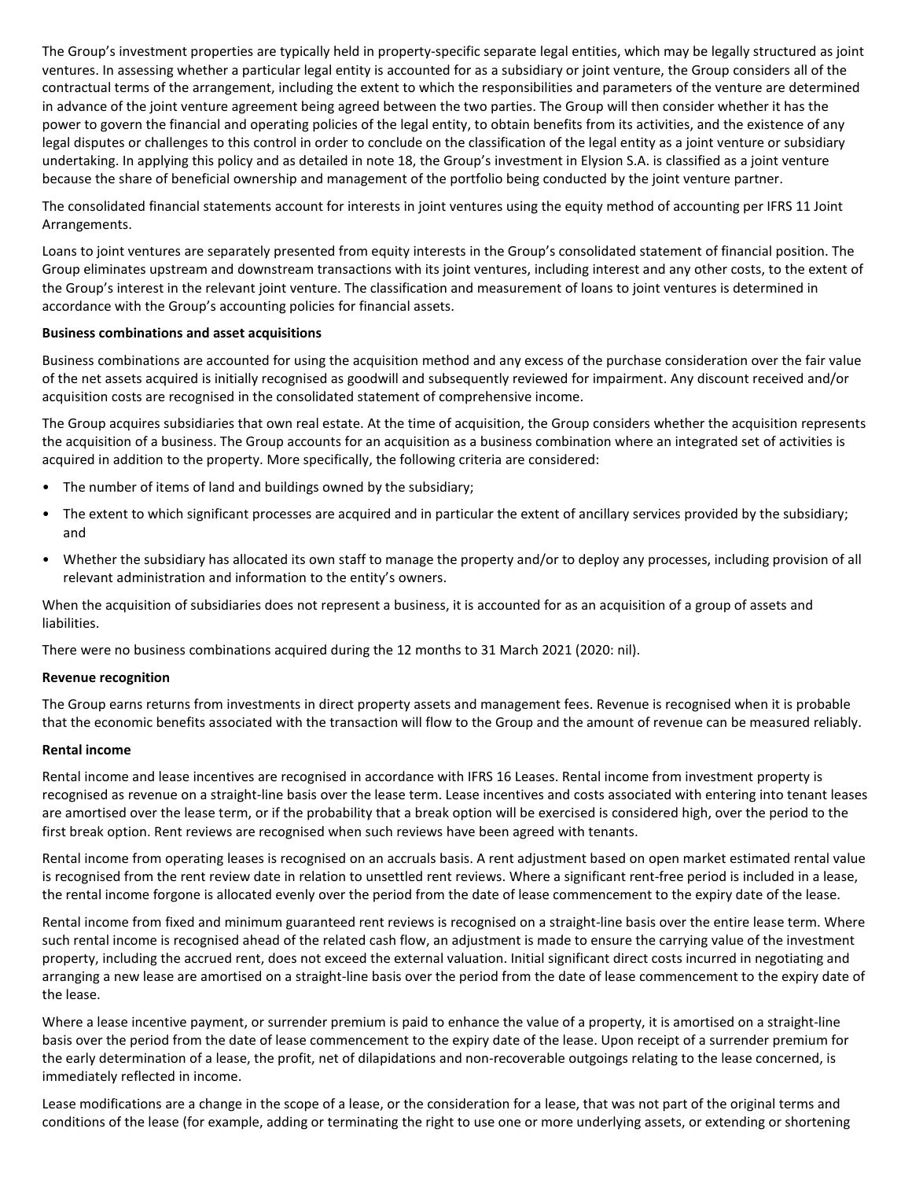The Group's investment properties are typically held in property-specific separate legal entities, which may be legally structured as joint ventures. In assessing whether a particular legal entity is accounted for as a subsidiary or joint venture, the Group considers all of the contractual terms of the arrangement, including the extent to which the responsibilities and parameters of the venture are determined in advance of the joint venture agreement being agreed between the two parties. The Group will then consider whether it has the power to govern the financial and operating policies of the legal entity, to obtain benefits from its activities, and the existence of any legal disputes or challenges to this control in order to conclude on the classification of the legal entity as a joint venture or subsidiary undertaking. In applying this policy and as detailed in note 18, the Group's investment in Elysion S.A. is classified as a joint venture because the share of beneficial ownership and management of the portfolio being conducted by the joint venture partner.

The consolidated financial statements account for interests in joint ventures using the equity method of accounting per IFRS 11 Joint Arrangements.

Loans to joint ventures are separately presented from equity interests in the Group's consolidated statement of financial position. The Group eliminates upstream and downstream transactions with its joint ventures, including interest and any other costs, to the extent of the Group's interest in the relevant joint venture. The classification and measurement of loans to joint ventures is determined in accordance with the Group's accounting policies for financial assets.

**Business combinations and asset acquisitions**

Business combinations are accounted for using the acquisition method and any excess of the purchase consideration over the fair value of the net assets acquired is initially recognised as goodwill and subsequently reviewed for impairment. Any discount received and/or acquisition costs are recognised in the consolidated statement of comprehensive income.

The Group acquires subsidiaries that own real estate. At the time of acquisition, the Group considers whether the acquisition represents the acquisition of a business. The Group accounts for an acquisition as a business combination where an integrated set of activities is acquired in addition to the property. More specifically, the following criteria are considered:

- The number of items of land and buildings owned by the subsidiary;
- The extent to which significant processes are acquired and in particular the extent of ancillary services provided by the subsidiary; and
- Whether the subsidiary has allocated its own staff to manage the property and/or to deploy any processes, including provision of all relevant administration and information to the entity's owners.

When the acquisition of subsidiaries does not represent a business, it is accounted for as an acquisition of a group of assets and liabilities.

There were no business combinations acquired during the 12 months to 31 March 2021 (2020: nil).

**Revenue recognition**

The Group earns returns from investments in direct property assets and management fees. Revenue is recognised when it is probable that the economic benefits associated with the transaction will flow to the Group and the amount of revenue can be measured reliably.

**Rental income**

Rental income and lease incentives are recognised in accordance with IFRS 16 Leases. Rental income from investment property is recognised as revenue on a straight-line basis over the lease term. Lease incentives and costs associated with entering into tenant leases are amortised over the lease term, or if the probability that a break option will be exercised is considered high, over the period to the first break option. Rent reviews are recognised when such reviews have been agreed with tenants.

Rental income from operating leases is recognised on an accruals basis. A rent adjustment based on open market estimated rental value is recognised from the rent review date in relation to unsettled rent reviews. Where a significant rent-free period is included in a lease, the rental income forgone is allocated evenly over the period from the date of lease commencement to the expiry date of the lease.

Rental income from fixed and minimum guaranteed rent reviews is recognised on a straight-line basis over the entire lease term. Where such rental income is recognised ahead of the related cash flow, an adjustment is made to ensure the carrying value of the investment property, including the accrued rent, does not exceed the external valuation. Initial significant direct costs incurred in negotiating and arranging a new lease are amortised on a straight-line basis over the period from the date of lease commencement to the expiry date of the lease.

Where a lease incentive payment, or surrender premium is paid to enhance the value of a property, it is amortised on a straight-line basis over the period from the date of lease commencement to the expiry date of the lease. Upon receipt of a surrender premium for the early determination of a lease, the profit, net of dilapidations and non-recoverable outgoings relating to the lease concerned, is immediately reflected in income.

Lease modifications are a change in the scope of a lease, or the consideration for a lease, that was not part of the original terms and conditions of the lease (for example, adding or terminating the right to use one or more underlying assets, or extending or shortening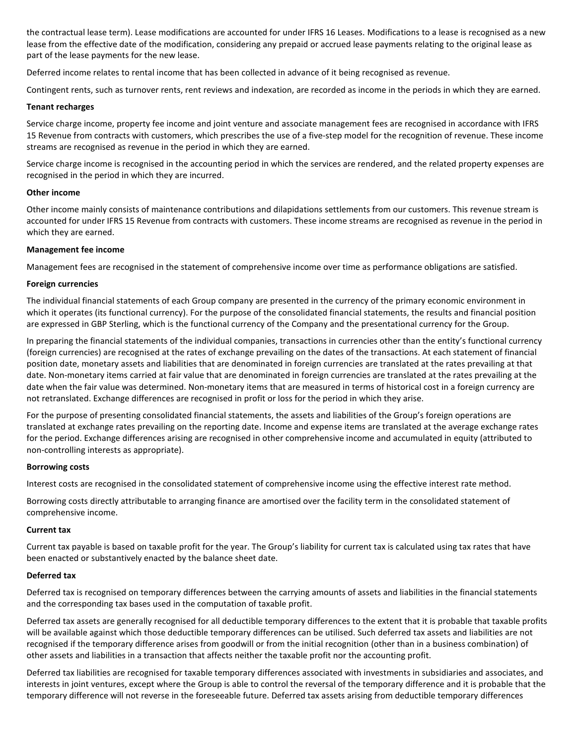the contractual lease term). Lease modifications are accounted for under IFRS 16 Leases. Modifications to a lease is recognised as a new lease from the effective date of the modification, considering any prepaid or accrued lease payments relating to the original lease as part of the lease payments for the new lease.

Deferred income relates to rental income that has been collected in advance of it being recognised as revenue.

Contingent rents, such as turnover rents, rent reviews and indexation, are recorded as income in the periods in which they are earned.

**Tenant recharges**

Service charge income, property fee income and joint venture and associate management fees are recognised in accordance with IFRS 15 Revenue from contracts with customers, which prescribes the use of a five-step model for the recognition of revenue. These income streams are recognised as revenue in the period in which they are earned.

Service charge income is recognised in the accounting period in which the services are rendered, and the related property expenses are recognised in the period in which they are incurred.

**Other income**

Other income mainly consists of maintenance contributions and dilapidations settlements from our customers. This revenue stream is accounted for under IFRS 15 Revenue from contracts with customers. These income streams are recognised as revenue in the period in which they are earned.

**Management fee income**

Management fees are recognised in the statement of comprehensive income over time as performance obligations are satisfied.

**Foreign currencies**

The individual financial statements of each Group company are presented in the currency of the primary economic environment in which it operates (its functional currency). For the purpose of the consolidated financial statements, the results and financial position are expressed in GBP Sterling, which is the functional currency of the Company and the presentational currency for the Group.

In preparing the financial statements of the individual companies, transactions in currencies other than the entity's functional currency (foreign currencies) are recognised at the rates of exchange prevailing on the dates of the transactions. At each statement of financial position date, monetary assets and liabilities that are denominated in foreign currencies are translated at the rates prevailing at that date. Non-monetary items carried at fair value that are denominated in foreign currencies are translated at the rates prevailing at the date when the fair value was determined. Non-monetary items that are measured in terms of historical cost in a foreign currency are not retranslated. Exchange differences are recognised in profit or loss for the period in which they arise.

For the purpose of presenting consolidated financial statements, the assets and liabilities of the Group's foreign operations are translated at exchange rates prevailing on the reporting date. Income and expense items are translated at the average exchange rates for the period. Exchange differences arising are recognised in other comprehensive income and accumulated in equity (attributed to non-controlling interests as appropriate).

**Borrowing costs**

Interest costs are recognised in the consolidated statement of comprehensive income using the effective interest rate method.

Borrowing costs directly attributable to arranging finance are amortised over the facility term in the consolidated statement of comprehensive income.

**Current tax**

Current tax payable is based on taxable profit for the year. The Group's liability for current tax is calculated using tax rates that have been enacted or substantively enacted by the balance sheet date.

**Deferred tax**

Deferred tax is recognised on temporary differences between the carrying amounts of assets and liabilities in the financial statements and the corresponding tax bases used in the computation of taxable profit.

Deferred tax assets are generally recognised for all deductible temporary differences to the extent that it is probable that taxable profits will be available against which those deductible temporary differences can be utilised. Such deferred tax assets and liabilities are not recognised if the temporary difference arises from goodwill or from the initial recognition (other than in a business combination) of other assets and liabilities in a transaction that affects neither the taxable profit nor the accounting profit.

Deferred tax liabilities are recognised for taxable temporary differences associated with investments in subsidiaries and associates, and interests in joint ventures, except where the Group is able to control the reversal of the temporary difference and it is probable that the temporary difference will not reverse in the foreseeable future. Deferred tax assets arising from deductible temporary differences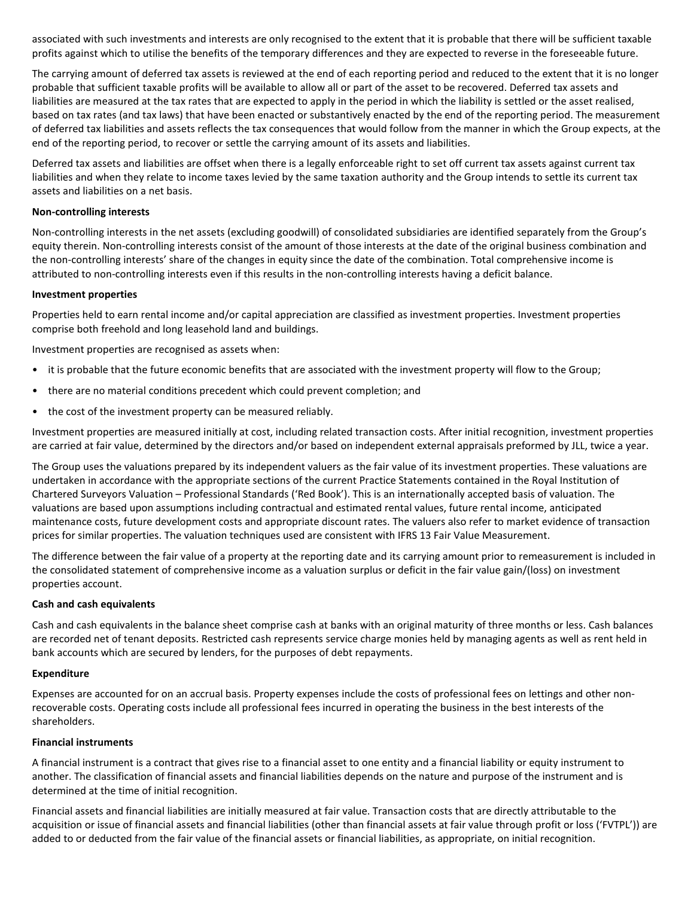associated with such investments and interests are only recognised to the extent that it is probable that there will be sufficient taxable profits against which to utilise the benefits of the temporary differences and they are expected to reverse in the foreseeable future.

The carrying amount of deferred tax assets is reviewed at the end of each reporting period and reduced to the extent that it is no longer probable that sufficient taxable profits will be available to allow all or part of the asset to be recovered. Deferred tax assets and liabilities are measured at the tax rates that are expected to apply in the period in which the liability is settled or the asset realised, based on tax rates (and tax laws) that have been enacted or substantively enacted by the end of the reporting period. The measurement of deferred tax liabilities and assets reflects the tax consequences that would follow from the manner in which the Group expects, at the end of the reporting period, to recover or settle the carrying amount of its assets and liabilities.

Deferred tax assets and liabilities are offset when there is a legally enforceable right to set off current tax assets against current tax liabilities and when they relate to income taxes levied by the same taxation authority and the Group intends to settle its current tax assets and liabilities on a net basis.

**Non-controlling interests**

Non-controlling interests in the net assets (excluding goodwill) of consolidated subsidiaries are identified separately from the Group's equity therein. Non-controlling interests consist of the amount of those interests at the date of the original business combination and the non-controlling interests' share of the changes in equity since the date of the combination. Total comprehensive income is attributed to non-controlling interests even if this results in the non-controlling interests having a deficit balance.

**Investment properties**

Properties held to earn rental income and/or capital appreciation are classified as investment properties. Investment properties comprise both freehold and long leasehold land and buildings.

Investment properties are recognised as assets when:

- it is probable that the future economic benefits that are associated with the investment property will flow to the Group;
- there are no material conditions precedent which could prevent completion; and
- the cost of the investment property can be measured reliably.

Investment properties are measured initially at cost, including related transaction costs. After initial recognition, investment properties are carried at fair value, determined by the directors and/or based on independent external appraisals preformed by JLL, twice a year.

The Group uses the valuations prepared by its independent valuers as the fair value of its investment properties. These valuations are undertaken in accordance with the appropriate sections of the current Practice Statements contained in the Royal Institution of Chartered Surveyors Valuation – Professional Standards ('Red Book'). This is an internationally accepted basis of valuation. The valuations are based upon assumptions including contractual and estimated rental values, future rental income, anticipated maintenance costs, future development costs and appropriate discount rates. The valuers also refer to market evidence of transaction prices for similar properties. The valuation techniques used are consistent with IFRS 13 Fair Value Measurement.

The difference between the fair value of a property at the reporting date and its carrying amount prior to remeasurement is included in the consolidated statement of comprehensive income as a valuation surplus or deficit in the fair value gain/(loss) on investment properties account.

**Cash and cash equivalents**

Cash and cash equivalents in the balance sheet comprise cash at banks with an original maturity of three months or less. Cash balances are recorded net of tenant deposits. Restricted cash represents service charge monies held by managing agents as well as rent held in bank accounts which are secured by lenders, for the purposes of debt repayments.

**Expenditure**

Expenses are accounted for on an accrual basis. Property expenses include the costs of professional fees on lettings and other non-recoverable costs. Operating costs include all professional fees incurred in operating the business in the best interests of the shareholders.

**Financial instruments**

A financial instrument is a contract that gives rise to a financial asset to one entity and a financial liability or equity instrument to another. The classification of financial assets and financial liabilities depends on the nature and purpose of the instrument and is determined at the time of initial recognition.

Financial assets and financial liabilities are initially measured at fair value. Transaction costs that are directly attributable to the acquisition or issue of financial assets and financial liabilities (other than financial assets at fair value through profit or loss ('FVTPL')) are added to or deducted from the fair value of the financial assets or financial liabilities, as appropriate, on initial recognition.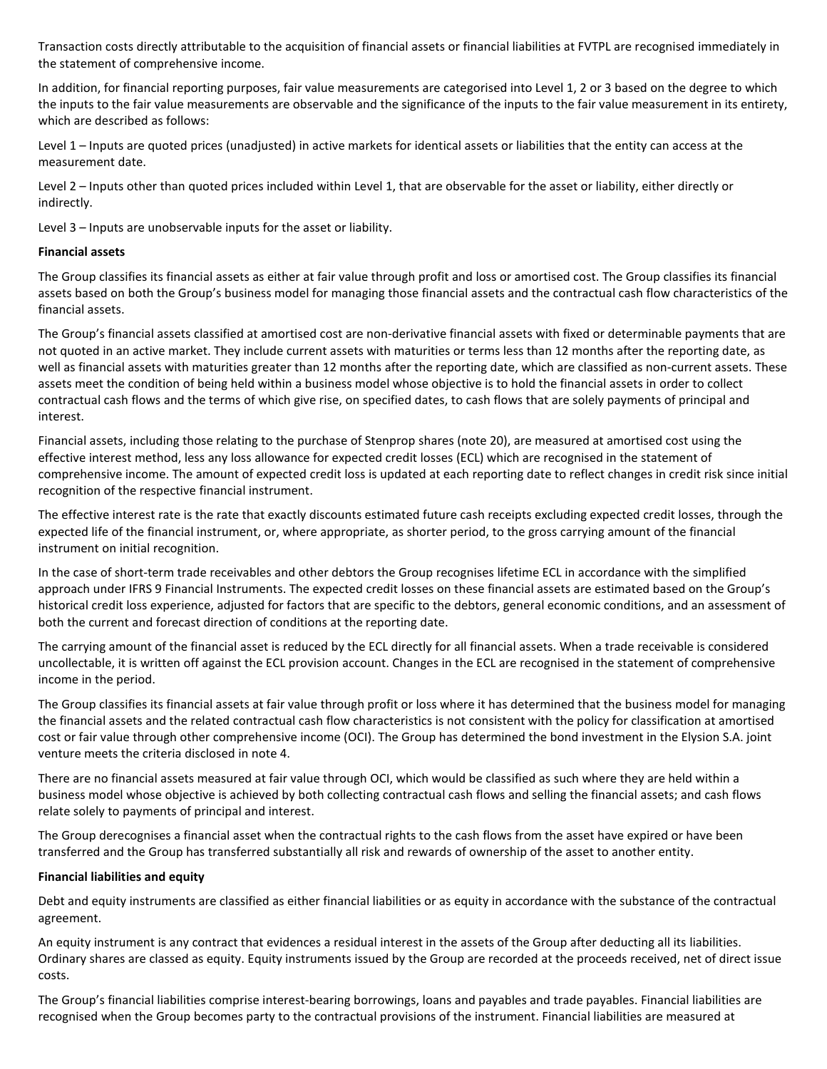Transaction costs directly attributable to the acquisition of financial assets or financial liabilities at FVTPL are recognised immediately in the statement of comprehensive income.

In addition, for financial reporting purposes, fair value measurements are categorised into Level 1, 2 or 3 based on the degree to which the inputs to the fair value measurements are observable and the significance of the inputs to the fair value measurement in its entirety, which are described as follows:

Level 1 – Inputs are quoted prices (unadjusted) in active markets for identical assets or liabilities that the entity can access at the measurement date.

Level 2 – Inputs other than quoted prices included within Level 1, that are observable for the asset or liability, either directly or indirectly.

Level 3 – Inputs are unobservable inputs for the asset or liability.

**Financial assets**

The Group classifies its financial assets as either at fair value through profit and loss or amortised cost. The Group classifies its financial assets based on both the Group's business model for managing those financial assets and the contractual cash flow characteristics of the financial assets.

The Group's financial assets classified at amortised cost are non-derivative financial assets with fixed or determinable payments that are not quoted in an active market. They include current assets with maturities or terms less than 12 months after the reporting date, as well as financial assets with maturities greater than 12 months after the reporting date, which are classified as non-current assets. These assets meet the condition of being held within a business model whose objective is to hold the financial assets in order to collect contractual cash flows and the terms of which give rise, on specified dates, to cash flows that are solely payments of principal and interest.

Financial assets, including those relating to the purchase of Stenprop shares (note 20), are measured at amortised cost using the effective interest method, less any loss allowance for expected credit losses (ECL) which are recognised in the statement of comprehensive income. The amount of expected credit loss is updated at each reporting date to reflect changes in credit risk since initial recognition of the respective financial instrument.

The effective interest rate is the rate that exactly discounts estimated future cash receipts excluding expected credit losses, through the expected life of the financial instrument, or, where appropriate, as shorter period, to the gross carrying amount of the financial instrument on initial recognition.

In the case of short-term trade receivables and other debtors the Group recognises lifetime ECL in accordance with the simplified approach under IFRS 9 Financial Instruments. The expected credit losses on these financial assets are estimated based on the Group's historical credit loss experience, adjusted for factors that are specific to the debtors, general economic conditions, and an assessment of both the current and forecast direction of conditions at the reporting date.

The carrying amount of the financial asset is reduced by the ECL directly for all financial assets. When a trade receivable is considered uncollectable, it is written off against the ECL provision account. Changes in the ECL are recognised in the statement of comprehensive income in the period.

The Group classifies its financial assets at fair value through profit or loss where it has determined that the business model for managing the financial assets and the related contractual cash flow characteristics is not consistent with the policy for classification at amortised cost or fair value through other comprehensive income (OCI). The Group has determined the bond investment in the Elysion S.A. joint venture meets the criteria disclosed in note 4.

There are no financial assets measured at fair value through OCI, which would be classified as such where they are held within a business model whose objective is achieved by both collecting contractual cash flows and selling the financial assets; and cash flows relate solely to payments of principal and interest.

The Group derecognises a financial asset when the contractual rights to the cash flows from the asset have expired or have been transferred and the Group has transferred substantially all risk and rewards of ownership of the asset to another entity.

**Financial liabilities and equity**

Debt and equity instruments are classified as either financial liabilities or as equity in accordance with the substance of the contractual agreement.

An equity instrument is any contract that evidences a residual interest in the assets of the Group after deducting all its liabilities. Ordinary shares are classed as equity. Equity instruments issued by the Group are recorded at the proceeds received, net of direct issue costs.

The Group's financial liabilities comprise interest-bearing borrowings, loans and payables and trade payables. Financial liabilities are recognised when the Group becomes party to the contractual provisions of the instrument. Financial liabilities are measured at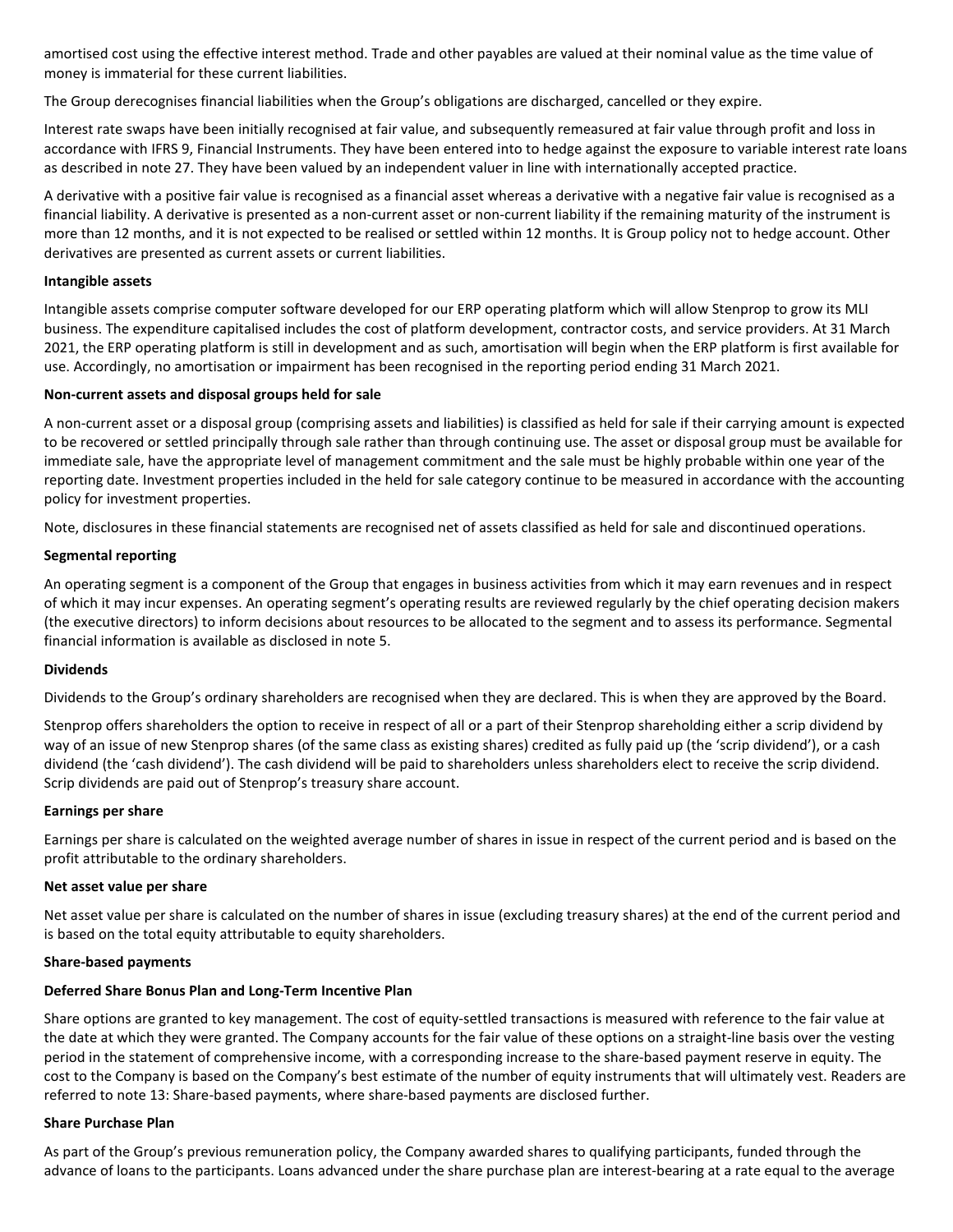amortised cost using the effective interest method. Trade and other payables are valued at their nominal value as the time value of money is immaterial for these current liabilities.

The Group derecognises financial liabilities when the Group's obligations are discharged, cancelled or they expire.

Interest rate swaps have been initially recognised at fair value, and subsequently remeasured at fair value through profit and loss in accordance with IFRS 9, Financial Instruments. They have been entered into to hedge against the exposure to variable interest rate loans as described in note 27. They have been valued by an independent valuer in line with internationally accepted practice.

A derivative with a positive fair value is recognised as a financial asset whereas a derivative with a negative fair value is recognised as a financial liability. A derivative is presented as a non-current asset or non-current liability if the remaining maturity of the instrument is more than 12 months, and it is not expected to be realised or settled within 12 months. It is Group policy not to hedge account. Other derivatives are presented as current assets or current liabilities.

**Intangible assets**

Intangible assets comprise computer software developed for our ERP operating platform which will allow Stenprop to grow its MLI business. The expenditure capitalised includes the cost of platform development, contractor costs, and service providers. At 31 March 2021, the ERP operating platform is still in development and as such, amortisation will begin when the ERP platform is first available for use. Accordingly, no amortisation or impairment has been recognised in the reporting period ending 31 March 2021.

**Non-current assets and disposal groups held for sale**

A non-current asset or a disposal group (comprising assets and liabilities) is classified as held for sale if their carrying amount is expected to be recovered or settled principally through sale rather than through continuing use. The asset or disposal group must be available for immediate sale, have the appropriate level of management commitment and the sale must be highly probable within one year of the reporting date. Investment properties included in the held for sale category continue to be measured in accordance with the accounting policy for investment properties.

Note, disclosures in these financial statements are recognised net of assets classified as held for sale and discontinued operations.

**Segmental reporting**

An operating segment is a component of the Group that engages in business activities from which it may earn revenues and in respect of which it may incur expenses. An operating segment's operating results are reviewed regularly by the chief operating decision makers (the executive directors) to inform decisions about resources to be allocated to the segment and to assess its performance. Segmental financial information is available as disclosed in note 5.

**Dividends**

Dividends to the Group's ordinary shareholders are recognised when they are declared. This is when they are approved by the Board.

Stenprop offers shareholders the option to receive in respect of all or a part of their Stenprop shareholding either a scrip dividend by way of an issue of new Stenprop shares (of the same class as existing shares) credited as fully paid up (the 'scrip dividend'), or a cash dividend (the 'cash dividend'). The cash dividend will be paid to shareholders unless shareholders elect to receive the scrip dividend. Scrip dividends are paid out of Stenprop's treasury share account.

**Earnings per share**

Earnings per share is calculated on the weighted average number of shares in issue in respect of the current period and is based on the profit attributable to the ordinary shareholders.

**Net asset value per share**

Net asset value per share is calculated on the number of shares in issue (excluding treasury shares) at the end of the current period and is based on the total equity attributable to equity shareholders.

**Share-based payments**

**Deferred Share Bonus Plan and Long-Term Incentive Plan**

Share options are granted to key management. The cost of equity-settled transactions is measured with reference to the fair value at the date at which they were granted. The Company accounts for the fair value of these options on a straight-line basis over the vesting period in the statement of comprehensive income, with a corresponding increase to the share-based payment reserve in equity. The cost to the Company is based on the Company's best estimate of the number of equity instruments that will ultimately vest. Readers are referred to note 13: Share-based payments, where share-based payments are disclosed further.

**Share Purchase Plan**

As part of the Group's previous remuneration policy, the Company awarded shares to qualifying participants, funded through the advance of loans to the participants. Loans advanced under the share purchase plan are interest-bearing at a rate equal to the average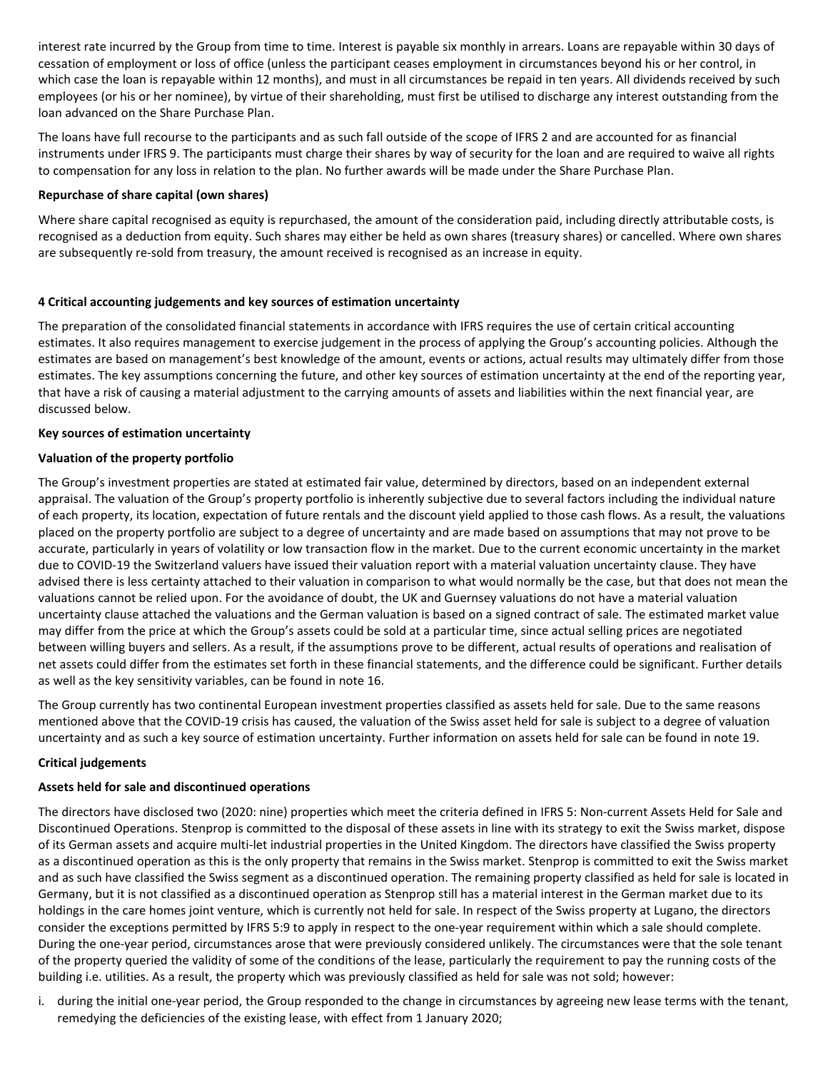interest rate incurred by the Group from time to time. Interest is payable six monthly in arrears. Loans are repayable within 30 days of cessation of employment or loss of office (unless the participant ceases employment in circumstances beyond his or her control, in which case the loan is repayable within 12 months), and must in all circumstances be repaid in ten years. All dividends received by such employees (or his or her nominee), by virtue of their shareholding, must first be utilised to discharge any interest outstanding from the loan advanced on the Share Purchase Plan.

The loans have full recourse to the participants and as such fall outside of the scope of IFRS 2 and are accounted for as financial instruments under IFRS 9. The participants must charge their shares by way of security for the loan and are required to waive all rights to compensation for any loss in relation to the plan. No further awards will be made under the Share Purchase Plan.

**Repurchase of share capital (own shares)**

Where share capital recognised as equity is repurchased, the amount of the consideration paid, including directly attributable costs, is recognised as a deduction from equity. Such shares may either be held as own shares (treasury shares) or cancelled. Where own shares are subsequently re-sold from treasury, the amount received is recognised as an increase in equity.

## 4 Critical accounting judgements and key sources of estimation uncertainty

The preparation of the consolidated financial statements in accordance with IFRS requires the use of certain critical accounting estimates. It also requires management to exercise judgement in the process of applying the Group's accounting policies. Although the estimates are based on management's best knowledge of the amount, events or actions, actual results may ultimately differ from those estimates. The key assumptions concerning the future, and other key sources of estimation uncertainty at the end of the reporting year, that have a risk of causing a material adjustment to the carrying amounts of assets and liabilities within the next financial year, are discussed below.

**Key sources of estimation uncertainty**

**Valuation of the property portfolio**

The Group's investment properties are stated at estimated fair value, determined by directors, based on an independent external appraisal. The valuation of the Group's property portfolio is inherently subjective due to several factors including the individual nature of each property, its location, expectation of future rentals and the discount yield applied to those cash flows. As a result, the valuations placed on the property portfolio are subject to a degree of uncertainty and are made based on assumptions that may not prove to be accurate, particularly in years of volatility or low transaction flow in the market. Due to the current economic uncertainty in the market due to COVID-19 the Switzerland valuers have issued their valuation report with a material valuation uncertainty clause. They have advised there is less certainty attached to their valuation in comparison to what would normally be the case, but that does not mean the valuations cannot be relied upon. For the avoidance of doubt, the UK and Guernsey valuations do not have a material valuation uncertainty clause attached the valuations and the German valuation is based on a signed contract of sale. The estimated market value may differ from the price at which the Group's assets could be sold at a particular time, since actual selling prices are negotiated between willing buyers and sellers. As a result, if the assumptions prove to be different, actual results of operations and realisation of net assets could differ from the estimates set forth in these financial statements, and the difference could be significant. Further details as well as the key sensitivity variables, can be found in note 16.

The Group currently has two continental European investment properties classified as assets held for sale. Due to the same reasons mentioned above that the COVID-19 crisis has caused, the valuation of the Swiss asset held for sale is subject to a degree of valuation uncertainty and as such a key source of estimation uncertainty. Further information on assets held for sale can be found in note 19.

**Critical judgements**

**Assets held for sale and discontinued operations**

The directors have disclosed two (2020: nine) properties which meet the criteria defined in IFRS 5: Non-current Assets Held for Sale and Discontinued Operations. Stenprop is committed to the disposal of these assets in line with its strategy to exit the Swiss market, dispose of its German assets and acquire multi-let industrial properties in the United Kingdom. The directors have classified the Swiss property as a discontinued operation as this is the only property that remains in the Swiss market. Stenprop is committed to exit the Swiss market and as such have classified the Swiss segment as a discontinued operation. The remaining property classified as held for sale is located in Germany, but it is not classified as a discontinued operation as Stenprop still has a material interest in the German market due to its holdings in the care homes joint venture, which is currently not held for sale. In respect of the Swiss property at Lugano, the directors consider the exceptions permitted by IFRS 5:9 to apply in respect to the one-year requirement within which a sale should complete. During the one-year period, circumstances arose that were previously considered unlikely. The circumstances were that the sole tenant of the property queried the validity of some of the conditions of the lease, particularly the requirement to pay the running costs of the building i.e. utilities. As a result, the property which was previously classified as held for sale was not sold; however:

i. during the initial one-year period, the Group responded to the change in circumstances by agreeing new lease terms with the tenant, remedying the deficiencies of the existing lease, with effect from 1 January 2020;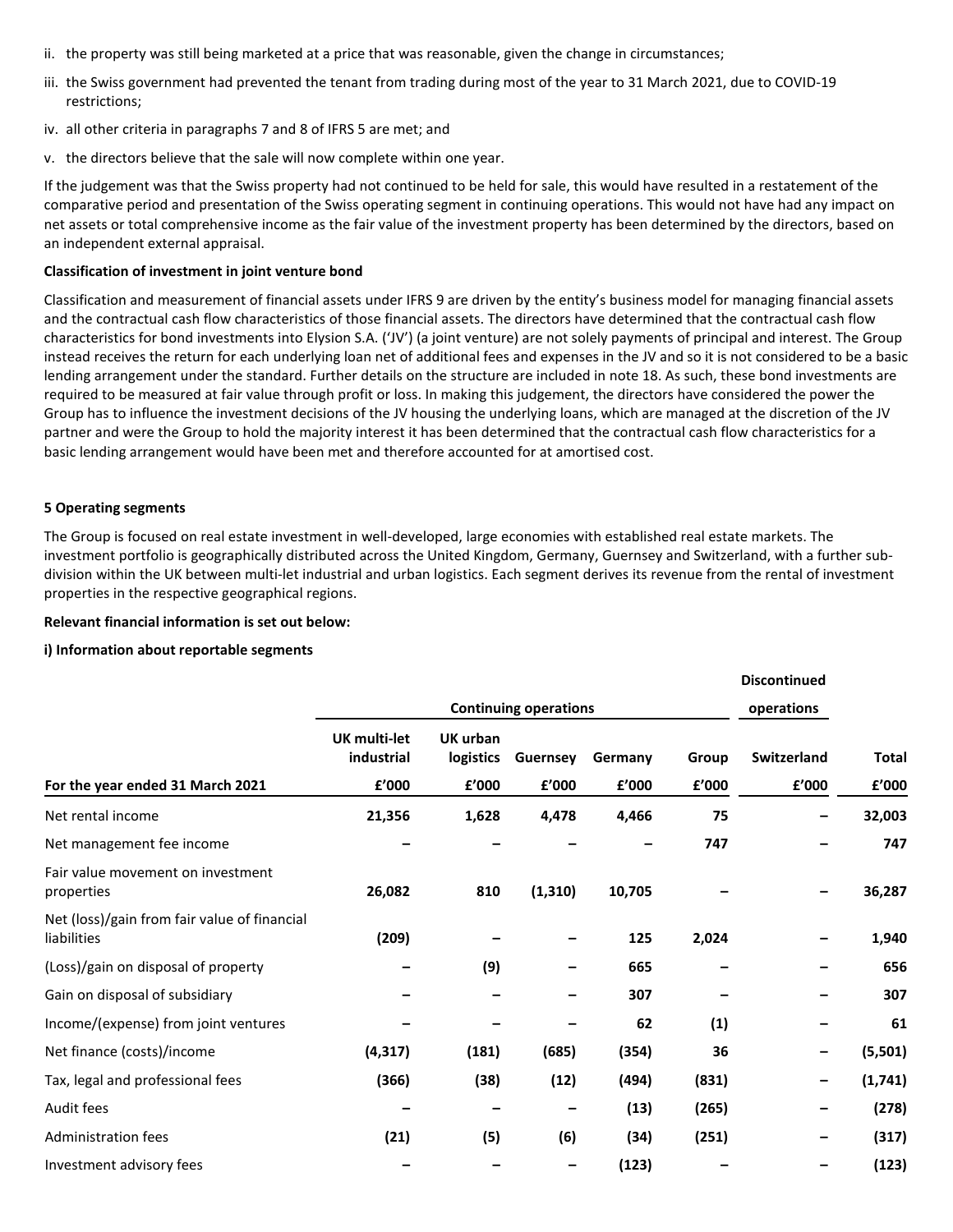ii. the property was still being marketed at a price that was reasonable, given the change in circumstances;

iii. the Swiss government had prevented the tenant from trading during most of the year to 31 March 2021, due to COVID-19 restrictions;

iv. all other criteria in paragraphs 7 and 8 of IFRS 5 are met; and

v. the directors believe that the sale will now complete within one year.

If the judgement was that the Swiss property had not continued to be held for sale, this would have resulted in a restatement of the comparative period and presentation of the Swiss operating segment in continuing operations. This would not have had any impact on net assets or total comprehensive income as the fair value of the investment property has been determined by the directors, based on an independent external appraisal.

**Classification of investment in joint venture bond**

Classification and measurement of financial assets under IFRS 9 are driven by the entity's business model for managing financial assets and the contractual cash flow characteristics of those financial assets. The directors have determined that the contractual cash flow characteristics for bond investments into Elysion S.A. ('JV') (a joint venture) are not solely payments of principal and interest. The Group instead receives the return for each underlying loan net of additional fees and expenses in the JV and so it is not considered to be a basic lending arrangement under the standard. Further details on the structure are included in note 18. As such, these bond investments are required to be measured at fair value through profit or loss. In making this judgement, the directors have considered the power the Group has to influence the investment decisions of the JV housing the underlying loans, which are managed at the discretion of the JV partner and were the Group to hold the majority interest it has been determined that the contractual cash flow characteristics for a basic lending arrangement would have been met and therefore accounted for at amortised cost.

**5 Operating segments**

The Group is focused on real estate investment in well-developed, large economies with established real estate markets. The investment portfolio is geographically distributed across the United Kingdom, Germany, Guernsey and Switzerland, with a further sub-division within the UK between multi-let industrial and urban logistics. Each segment derives its revenue from the rental of investment properties in the respective geographical regions.

**Relevant financial information is set out below:**

**i) Information about reportable segments**

| | Continuing operations | | | | | Discontinued operations | |
|---|---|---|---|---|---|---|---|
| | UK multi-let industrial | UK urban logistics | Guernsey | Germany | Group | Switzerland | Total |
| **For the year ended 31 March 2021** | £'000 | £'000 | £'000 | £'000 | £'000 | £'000 | £'000 |
| Net rental income | **21,356** | **1,628** | **4,478** | **4,466** | **75** | **–** | **32,003** |
| Net management fee income | **–** | **–** | **–** | **–** | **747** | **–** | **747** |
| Fair value movement on investment properties | **26,082** | **810** | **(1,310)** | **10,705** | **–** | **–** | **36,287** |
| Net (loss)/gain from fair value of financial liabilities | **(209)** | **–** | **–** | **125** | **2,024** | **–** | **1,940** |
| (Loss)/gain on disposal of property | **–** | **(9)** | **–** | **665** | **–** | **–** | **656** |
| Gain on disposal of subsidiary | **–** | **–** | **–** | **307** | **–** | **–** | **307** |
| Income/(expense) from joint ventures | **–** | **–** | **–** | **62** | **(1)** | **–** | **61** |
| Net finance (costs)/income | **(4,317)** | **(181)** | **(685)** | **(354)** | **36** | **–** | **(5,501)** |
| Tax, legal and professional fees | **(366)** | **(38)** | **(12)** | **(494)** | **(831)** | **–** | **(1,741)** |
| Audit fees | **–** | **–** | **–** | **(13)** | **(265)** | **–** | **(278)** |
| Administration fees | **(21)** | **(5)** | **(6)** | **(34)** | **(251)** | **–** | **(317)** |
| Investment advisory fees | **–** | **–** | **–** | **(123)** | **–** | **–** | **(123)** |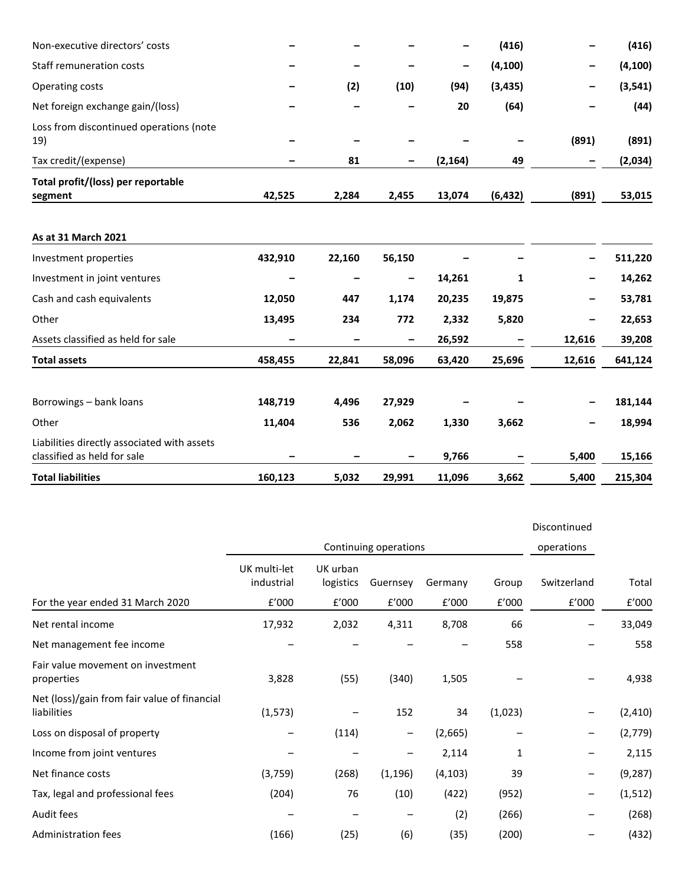| | | | | | | | |
|---|---|---|---|---|---|---|---|
| Non-executive directors' costs | – | – | – | – | (416) | – | (416) |
| Staff remuneration costs | – | – | – | – | (4,100) | – | (4,100) |
| Operating costs | – | (2) | (10) | (94) | (3,435) | – | (3,541) |
| Net foreign exchange gain/(loss) | – | – | – | 20 | (64) | – | (44) |
| Loss from discontinued operations (note 19) | – | – | – | – | – | (891) | (891) |
| Tax credit/(expense) | – | 81 | – | (2,164) | 49 | – | (2,034) |
| **Total profit/(loss) per reportable segment** | **42,525** | **2,284** | **2,455** | **13,074** | **(6,432)** | **(891)** | **53,015** |
| | | | | | | | |
| **As at 31 March 2021** | | | | | | | |
| Investment properties | 432,910 | 22,160 | 56,150 | – | – | – | 511,220 |
| Investment in joint ventures | – | – | – | 14,261 | 1 | – | 14,262 |
| Cash and cash equivalents | 12,050 | 447 | 1,174 | 20,235 | 19,875 | – | 53,781 |
| Other | 13,495 | 234 | 772 | 2,332 | 5,820 | – | 22,653 |
| Assets classified as held for sale | – | – | – | 26,592 | – | 12,616 | 39,208 |
| **Total assets** | **458,455** | **22,841** | **58,096** | **63,420** | **25,696** | **12,616** | **641,124** |
| | | | | | | | |
| Borrowings – bank loans | 148,719 | 4,496 | 27,929 | – | – | – | 181,144 |
| Other | 11,404 | 536 | 2,062 | 1,330 | 3,662 | – | 18,994 |
| Liabilities directly associated with assets classified as held for sale | – | – | – | 9,766 | – | 5,400 | 15,166 |
| **Total liabilities** | **160,123** | **5,032** | **29,991** | **11,096** | **3,662** | **5,400** | **215,304** |

| | Continuing operations | | | | | Discontinued operations | |
|---|---|---|---|---|---|---|---|
| | UK multi-let industrial | UK urban logistics | Guernsey | Germany | Group | Switzerland | Total |
| For the year ended 31 March 2020 | £'000 | £'000 | £'000 | £'000 | £'000 | £'000 | £'000 |
| Net rental income | 17,932 | 2,032 | 4,311 | 8,708 | 66 | – | 33,049 |
| Net management fee income | – | – | – | – | 558 | – | 558 |
| Fair value movement on investment properties | 3,828 | (55) | (340) | 1,505 | – | – | 4,938 |
| Net (loss)/gain from fair value of financial liabilities | (1,573) | – | 152 | 34 | (1,023) | – | (2,410) |
| Loss on disposal of property | – | (114) | – | (2,665) | – | – | (2,779) |
| Income from joint ventures | – | – | – | 2,114 | 1 | – | 2,115 |
| Net finance costs | (3,759) | (268) | (1,196) | (4,103) | 39 | – | (9,287) |
| Tax, legal and professional fees | (204) | 76 | (10) | (422) | (952) | – | (1,512) |
| Audit fees | – | – | – | (2) | (266) | – | (268) |
| Administration fees | (166) | (25) | (6) | (35) | (200) | – | (432) |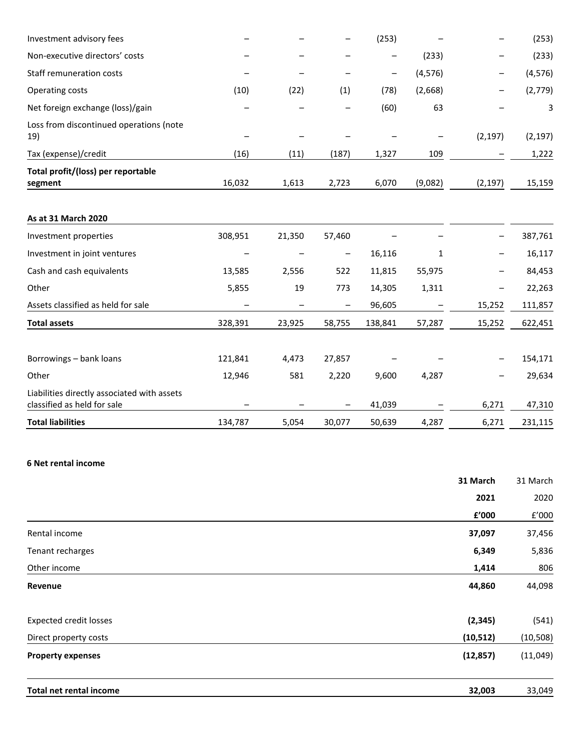| | | | | | | | |
|---|---|---|---|---|---|---|---|
| Investment advisory fees | – | – | – | (253) | – | – | (253) |
| Non-executive directors' costs | – | – | – | – | (233) | – | (233) |
| Staff remuneration costs | – | – | – | – | (4,576) | – | (4,576) |
| Operating costs | (10) | (22) | (1) | (78) | (2,668) | – | (2,779) |
| Net foreign exchange (loss)/gain | – | – | – | (60) | 63 | – | 3 |
| Loss from discontinued operations (note 19) | – | – | – | – | – | (2,197) | (2,197) |
| Tax (expense)/credit | (16) | (11) | (187) | 1,327 | 109 | – | 1,222 |
| **Total profit/(loss) per reportable segment** | 16,032 | 1,613 | 2,723 | 6,070 | (9,082) | (2,197) | 15,159 |
| | | | | | | | |
| **As at 31 March 2020** | | | | | | | |
| Investment properties | 308,951 | 21,350 | 57,460 | – | – | – | 387,761 |
| Investment in joint ventures | – | – | – | 16,116 | 1 | – | 16,117 |
| Cash and cash equivalents | 13,585 | 2,556 | 522 | 11,815 | 55,975 | – | 84,453 |
| Other | 5,855 | 19 | 773 | 14,305 | 1,311 | – | 22,263 |
| Assets classified as held for sale | – | – | – | 96,605 | – | 15,252 | 111,857 |
| **Total assets** | 328,391 | 23,925 | 58,755 | 138,841 | 57,287 | 15,252 | 622,451 |
| | | | | | | | |
| Borrowings – bank loans | 121,841 | 4,473 | 27,857 | – | – | – | 154,171 |
| Other | 12,946 | 581 | 2,220 | 9,600 | 4,287 | – | 29,634 |
| Liabilities directly associated with assets classified as held for sale | – | – | – | 41,039 | – | 6,271 | 47,310 |
| **Total liabilities** | 134,787 | 5,054 | 30,077 | 50,639 | 4,287 | 6,271 | 231,115 |

## 6 Net rental income

| | **31 March 2021 £'000** | 31 March 2020 £'000 |
|---|---|---|
| Rental income | **37,097** | 37,456 |
| Tenant recharges | **6,349** | 5,836 |
| Other income | **1,414** | 806 |
| **Revenue** | **44,860** | 44,098 |
| | | |
| Expected credit losses | **(2,345)** | (541) |
| Direct property costs | **(10,512)** | (10,508) |
| **Property expenses** | **(12,857)** | (11,049) |
| | | |
| **Total net rental income** | **32,003** | 33,049 |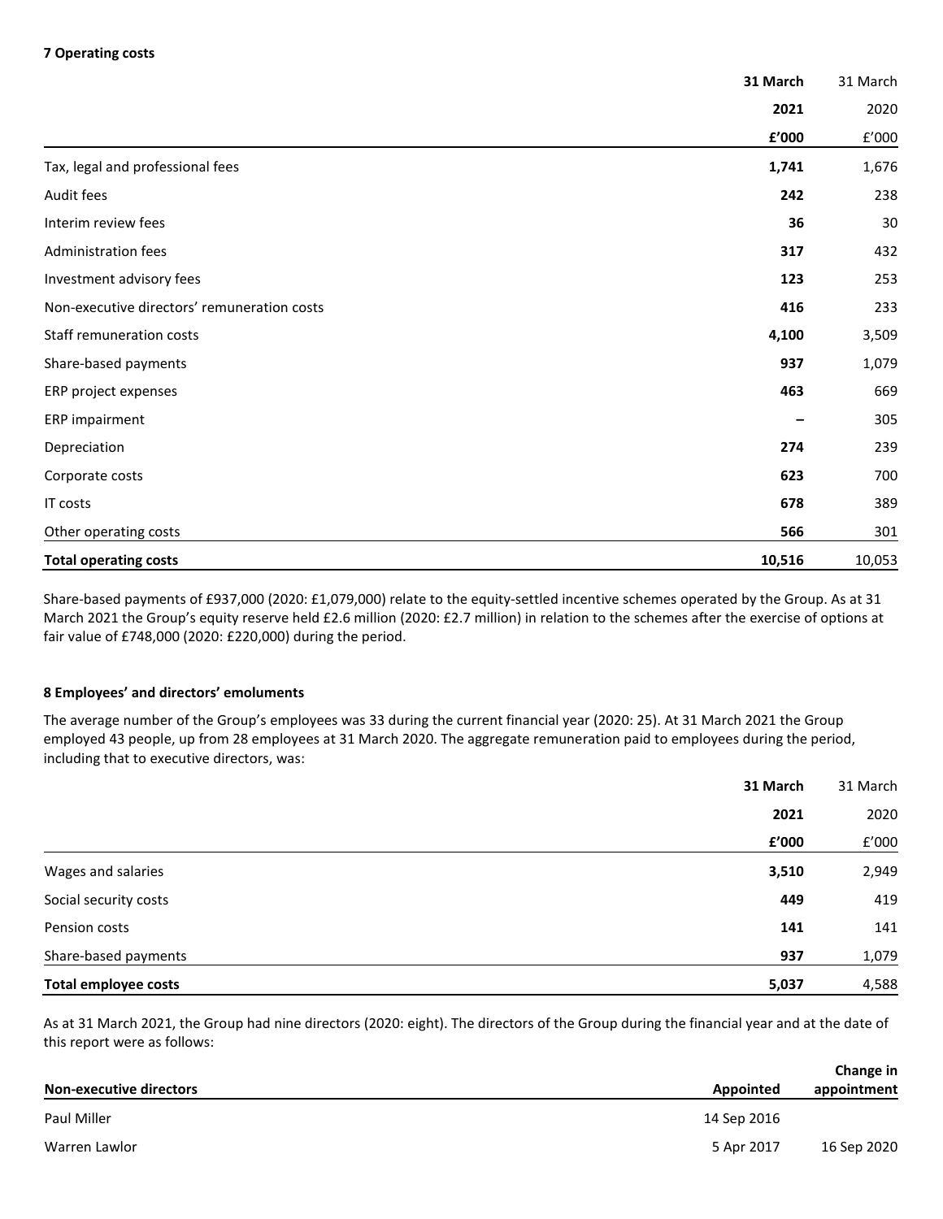### 7 Operating costs

| | 31 March 2021 £'000 | 31 March 2020 £'000 |
|---|---|---|
| Tax, legal and professional fees | **1,741** | 1,676 |
| Audit fees | **242** | 238 |
| Interim review fees | **36** | 30 |
| Administration fees | **317** | 432 |
| Investment advisory fees | **123** | 253 |
| Non-executive directors' remuneration costs | **416** | 233 |
| Staff remuneration costs | **4,100** | 3,509 |
| Share-based payments | **937** | 1,079 |
| ERP project expenses | **463** | 669 |
| ERP impairment | **–** | 305 |
| Depreciation | **274** | 239 |
| Corporate costs | **623** | 700 |
| IT costs | **678** | 389 |
| Other operating costs | **566** | 301 |
| **Total operating costs** | **10,516** | 10,053 |

Share-based payments of £937,000 (2020: £1,079,000) relate to the equity-settled incentive schemes operated by the Group. As at 31 March 2021 the Group's equity reserve held £2.6 million (2020: £2.7 million) in relation to the schemes after the exercise of options at fair value of £748,000 (2020: £220,000) during the period.

### 8 Employees' and directors' emoluments

The average number of the Group's employees was 33 during the current financial year (2020: 25). At 31 March 2021 the Group employed 43 people, up from 28 employees at 31 March 2020. The aggregate remuneration paid to employees during the period, including that to executive directors, was:

| | 31 March 2021 £'000 | 31 March 2020 £'000 |
|---|---|---|
| Wages and salaries | **3,510** | 2,949 |
| Social security costs | **449** | 419 |
| Pension costs | **141** | 141 |
| Share-based payments | **937** | 1,079 |
| **Total employee costs** | **5,037** | 4,588 |

As at 31 March 2021, the Group had nine directors (2020: eight). The directors of the Group during the financial year and at the date of this report were as follows:

| Non-executive directors | Appointed | Change in appointment |
|---|---|---|
| Paul Miller | 14 Sep 2016 | |
| Warren Lawlor | 5 Apr 2017 | 16 Sep 2020 |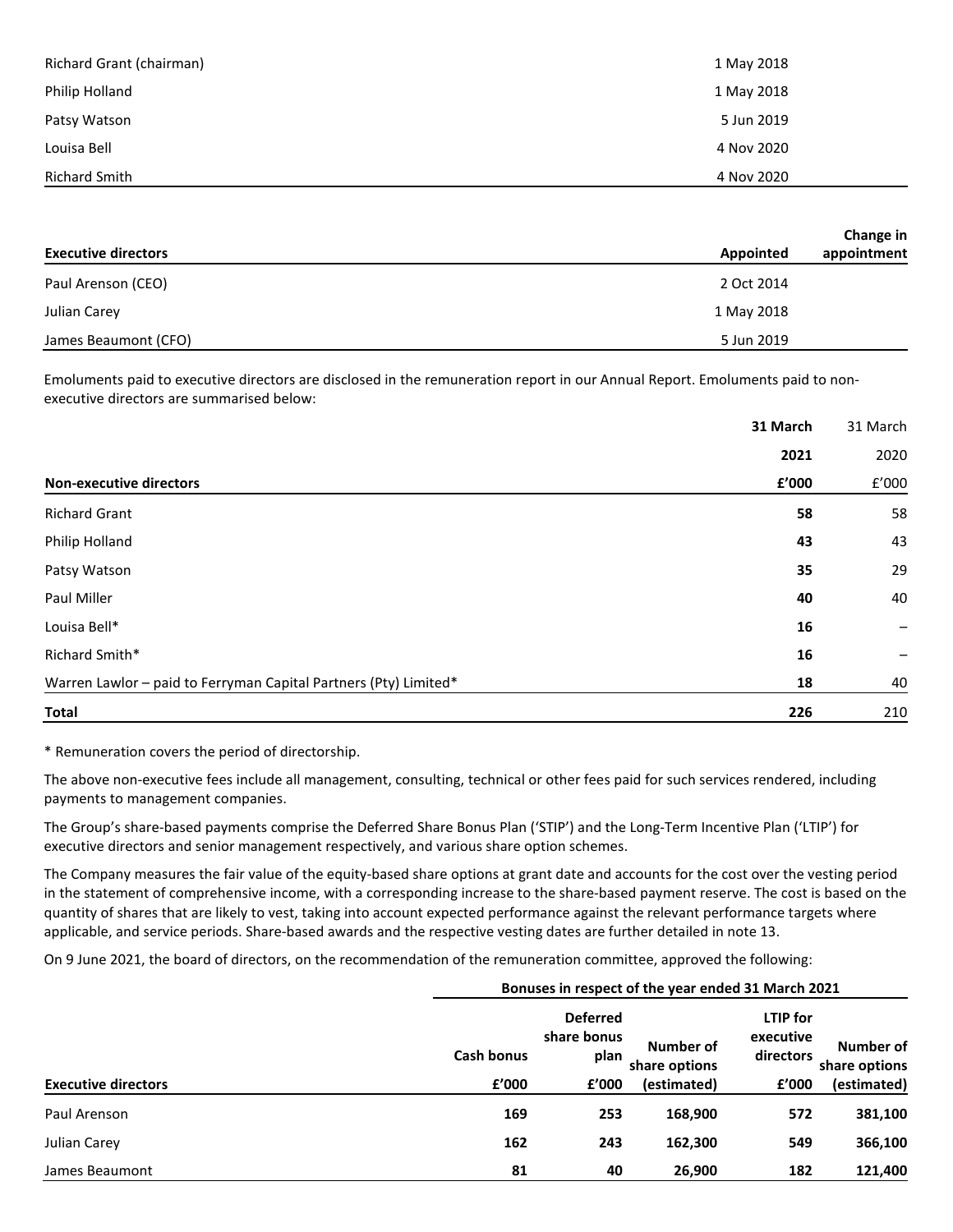| | |
|---|---|
| Richard Grant (chairman) | 1 May 2018 |
| Philip Holland | 1 May 2018 |
| Patsy Watson | 5 Jun 2019 |
| Louisa Bell | 4 Nov 2020 |
| Richard Smith | 4 Nov 2020 |

| **Executive directors** | **Appointed** | **Change in appointment** |
|---|---|---|
| Paul Arenson (CEO) | 2 Oct 2014 | |
| Julian Carey | 1 May 2018 | |
| James Beaumont (CFO) | 5 Jun 2019 | |

Emoluments paid to executive directors are disclosed in the remuneration report in our Annual Report. Emoluments paid to non-executive directors are summarised below:

| **Non-executive directors** | **31 March 2021 £'000** | 31 March 2020 £'000 |
|---|---|---|
| Richard Grant | **58** | 58 |
| Philip Holland | **43** | 43 |
| Patsy Watson | **35** | 29 |
| Paul Miller | **40** | 40 |
| Louisa Bell* | **16** | – |
| Richard Smith* | **16** | – |
| Warren Lawlor – paid to Ferryman Capital Partners (Pty) Limited* | **18** | 40 |
| **Total** | **226** | 210 |

\* Remuneration covers the period of directorship.

The above non-executive fees include all management, consulting, technical or other fees paid for such services rendered, including payments to management companies.

The Group's share-based payments comprise the Deferred Share Bonus Plan ('STIP') and the Long-Term Incentive Plan ('LTIP') for executive directors and senior management respectively, and various share option schemes.

The Company measures the fair value of the equity-based share options at grant date and accounts for the cost over the vesting period in the statement of comprehensive income, with a corresponding increase to the share-based payment reserve. The cost is based on the quantity of shares that are likely to vest, taking into account expected performance against the relevant performance targets where applicable, and service periods. Share-based awards and the respective vesting dates are further detailed in note 13.

On 9 June 2021, the board of directors, on the recommendation of the remuneration committee, approved the following:

| | **Bonuses in respect of the year ended 31 March 2021** | | | | |
|---|---|---|---|---|---|
| **Executive directors** | **Cash bonus £'000** | **Deferred share bonus plan £'000** | **Number of share options (estimated)** | **LTIP for executive directors £'000** | **Number of share options (estimated)** |
| Paul Arenson | **169** | **253** | **168,900** | **572** | **381,100** |
| Julian Carey | **162** | **243** | **162,300** | **549** | **366,100** |
| James Beaumont | **81** | **40** | **26,900** | **182** | **121,400** |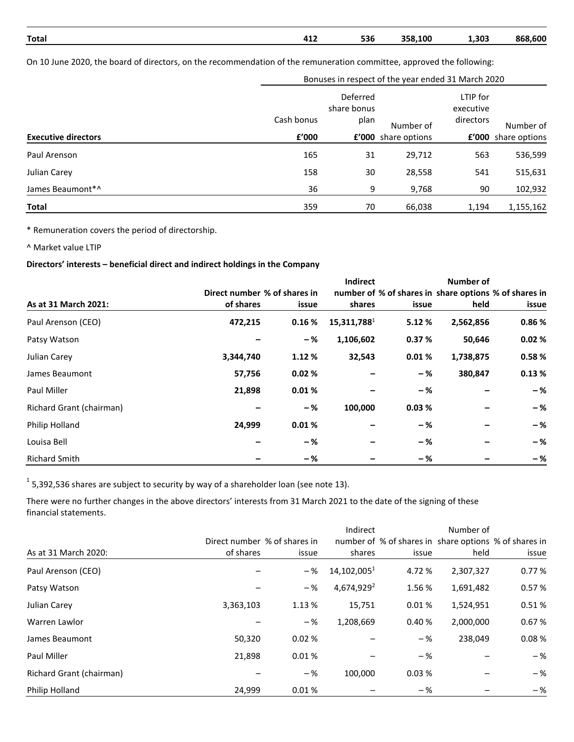| Total | 412 | 536 | 358,100 | 1,303 | 868,600 |
|---|---|---|---|---|---|

On 10 June 2020, the board of directors, on the recommendation of the remuneration committee, approved the following:

| | Bonuses in respect of the year ended 31 March 2020 | | | | |
|---|---|---|---|---|---|
| | Cash bonus | Deferred share bonus plan | | LTIP for executive directors | |
| **Executive directors** | **£'000** | **£'000** | Number of share options | **£'000** | Number of share options |
| Paul Arenson | 165 | 31 | 29,712 | 563 | 536,599 |
| Julian Carey | 158 | 30 | 28,558 | 541 | 515,631 |
| James Beaumont*^ | 36 | 9 | 9,768 | 90 | 102,932 |
| **Total** | 359 | 70 | 66,038 | 1,194 | 1,155,162 |

* Remuneration covers the period of directorship.

^ Market value LTIP

**Directors' interests – beneficial direct and indirect holdings in the Company**

| **As at 31 March 2021:** | **Direct number of shares** | **% of shares in issue** | **Indirect number of shares** | **% of shares in issue** | **Number of share options held** | **% of shares in issue** |
|---|---|---|---|---|---|---|
| Paul Arenson (CEO) | **472,215** | **0.16 %** | **15,311,788**[1] | **5.12 %** | **2,562,856** | **0.86 %** |
| Patsy Watson | **–** | **– %** | **1,106,602** | **0.37 %** | **50,646** | **0.02 %** |
| Julian Carey | **3,344,740** | **1.12 %** | **32,543** | **0.01 %** | **1,738,875** | **0.58 %** |
| James Beaumont | **57,756** | **0.02 %** | **–** | **– %** | **380,847** | **0.13 %** |
| Paul Miller | **21,898** | **0.01 %** | **–** | **– %** | **–** | **– %** |
| Richard Grant (chairman) | **–** | **– %** | **100,000** | **0.03 %** | **–** | **– %** |
| Philip Holland | **24,999** | **0.01 %** | **–** | **– %** | **–** | **– %** |
| Louisa Bell | **–** | **– %** | **–** | **– %** | **–** | **– %** |
| Richard Smith | **–** | **– %** | **–** | **– %** | **–** | **– %** |

[1] 5,392,536 shares are subject to security by way of a shareholder loan (see note 13).

There were no further changes in the above directors' interests from 31 March 2021 to the date of the signing of these financial statements.

| As at 31 March 2020: | Direct number of shares | % of shares in issue | Indirect number of shares | % of shares in issue | Number of share options held | % of shares in issue |
|---|---|---|---|---|---|---|
| Paul Arenson (CEO) | – | – % | 14,102,005[1] | 4.72 % | 2,307,327 | 0.77 % |
| Patsy Watson | – | – % | 4,674,929[2] | 1.56 % | 1,691,482 | 0.57 % |
| Julian Carey | 3,363,103 | 1.13 % | 15,751 | 0.01 % | 1,524,951 | 0.51 % |
| Warren Lawlor | – | – % | 1,208,669 | 0.40 % | 2,000,000 | 0.67 % |
| James Beaumont | 50,320 | 0.02 % | – | – % | 238,049 | 0.08 % |
| Paul Miller | 21,898 | 0.01 % | – | – % | – | – % |
| Richard Grant (chairman) | – | – % | 100,000 | 0.03 % | – | – % |
| Philip Holland | 24,999 | 0.01 % | – | – % | – | – % |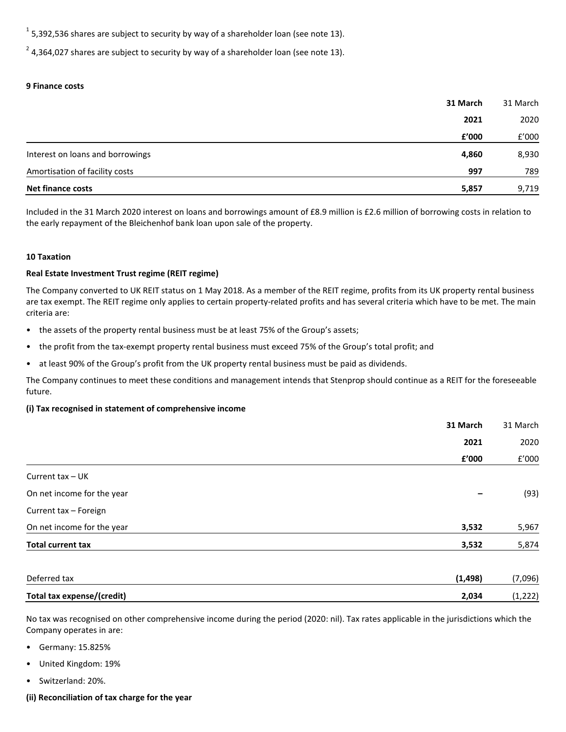[1] 5,392,536 shares are subject to security by way of a shareholder loan (see note 13).

[2] 4,364,027 shares are subject to security by way of a shareholder loan (see note 13).

**9 Finance costs**

| | **31 March 2021 £'000** | 31 March 2020 £'000 |
|---|---|---|
| Interest on loans and borrowings | **4,860** | 8,930 |
| Amortisation of facility costs | **997** | 789 |
| **Net finance costs** | **5,857** | 9,719 |

Included in the 31 March 2020 interest on loans and borrowings amount of £8.9 million is £2.6 million of borrowing costs in relation to the early repayment of the Bleichenhof bank loan upon sale of the property.

**10 Taxation**

**Real Estate Investment Trust regime (REIT regime)**

The Company converted to UK REIT status on 1 May 2018. As a member of the REIT regime, profits from its UK property rental business are tax exempt. The REIT regime only applies to certain property-related profits and has several criteria which have to be met. The main criteria are:

- the assets of the property rental business must be at least 75% of the Group's assets;
- the profit from the tax-exempt property rental business must exceed 75% of the Group's total profit; and
- at least 90% of the Group's profit from the UK property rental business must be paid as dividends.

The Company continues to meet these conditions and management intends that Stenprop should continue as a REIT for the foreseeable future.

**(i) Tax recognised in statement of comprehensive income**

| | **31 March 2021 £'000** | 31 March 2020 £'000 |
|---|---|---|
| Current tax – UK | | |
| On net income for the year | **–** | (93) |
| Current tax – Foreign | | |
| On net income for the year | **3,532** | 5,967 |
| **Total current tax** | **3,532** | 5,874 |
| | | |
| Deferred tax | **(1,498)** | (7,096) |
| **Total tax expense/(credit)** | **2,034** | (1,222) |

No tax was recognised on other comprehensive income during the period (2020: nil). Tax rates applicable in the jurisdictions which the Company operates in are:

- Germany: 15.825%
- United Kingdom: 19%
- Switzerland: 20%.

**(ii) Reconciliation of tax charge for the year**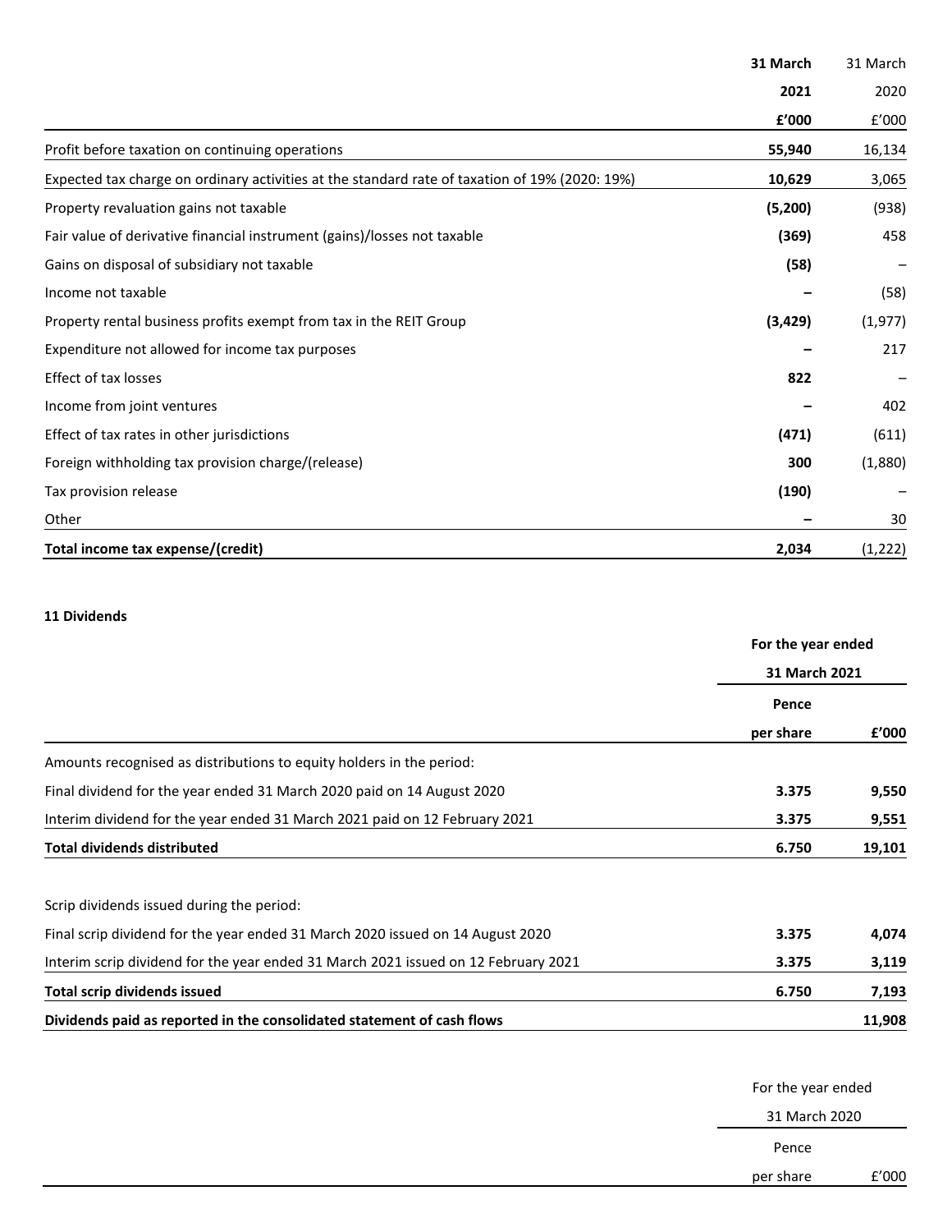| | 31 March 2021 £'000 | 31 March 2020 £'000 |
|---|---|---|
| Profit before taxation on continuing operations | **55,940** | 16,134 |
| Expected tax charge on ordinary activities at the standard rate of taxation of 19% (2020: 19%) | **10,629** | 3,065 |
| Property revaluation gains not taxable | **(5,200)** | (938) |
| Fair value of derivative financial instrument (gains)/losses not taxable | **(369)** | 458 |
| Gains on disposal of subsidiary not taxable | **(58)** | – |
| Income not taxable | **–** | (58) |
| Property rental business profits exempt from tax in the REIT Group | **(3,429)** | (1,977) |
| Expenditure not allowed for income tax purposes | **–** | 217 |
| Effect of tax losses | **822** | – |
| Income from joint ventures | **–** | 402 |
| Effect of tax rates in other jurisdictions | **(471)** | (611) |
| Foreign withholding tax provision charge/(release) | **300** | (1,880) |
| Tax provision release | **(190)** | – |
| Other | **–** | 30 |
| **Total income tax expense/(credit)** | **2,034** | (1,222) |

**11 Dividends**

| | For the year ended 31 March 2021 | |
|---|---|---|
| | **Pence per share** | **£'000** |
| Amounts recognised as distributions to equity holders in the period: | | |
| Final dividend for the year ended 31 March 2020 paid on 14 August 2020 | **3.375** | **9,550** |
| Interim dividend for the year ended 31 March 2021 paid on 12 February 2021 | **3.375** | **9,551** |
| **Total dividends distributed** | **6.750** | **19,101** |
| | | |
| Scrip dividends issued during the period: | | |
| Final scrip dividend for the year ended 31 March 2020 issued on 14 August 2020 | **3.375** | **4,074** |
| Interim scrip dividend for the year ended 31 March 2021 issued on 12 February 2021 | **3.375** | **3,119** |
| **Total scrip dividends issued** | **6.750** | **7,193** |
| **Dividends paid as reported in the consolidated statement of cash flows** | | **11,908** |

| | For the year ended 31 March 2020 | |
|---|---|---|
| | Pence per share | £'000 |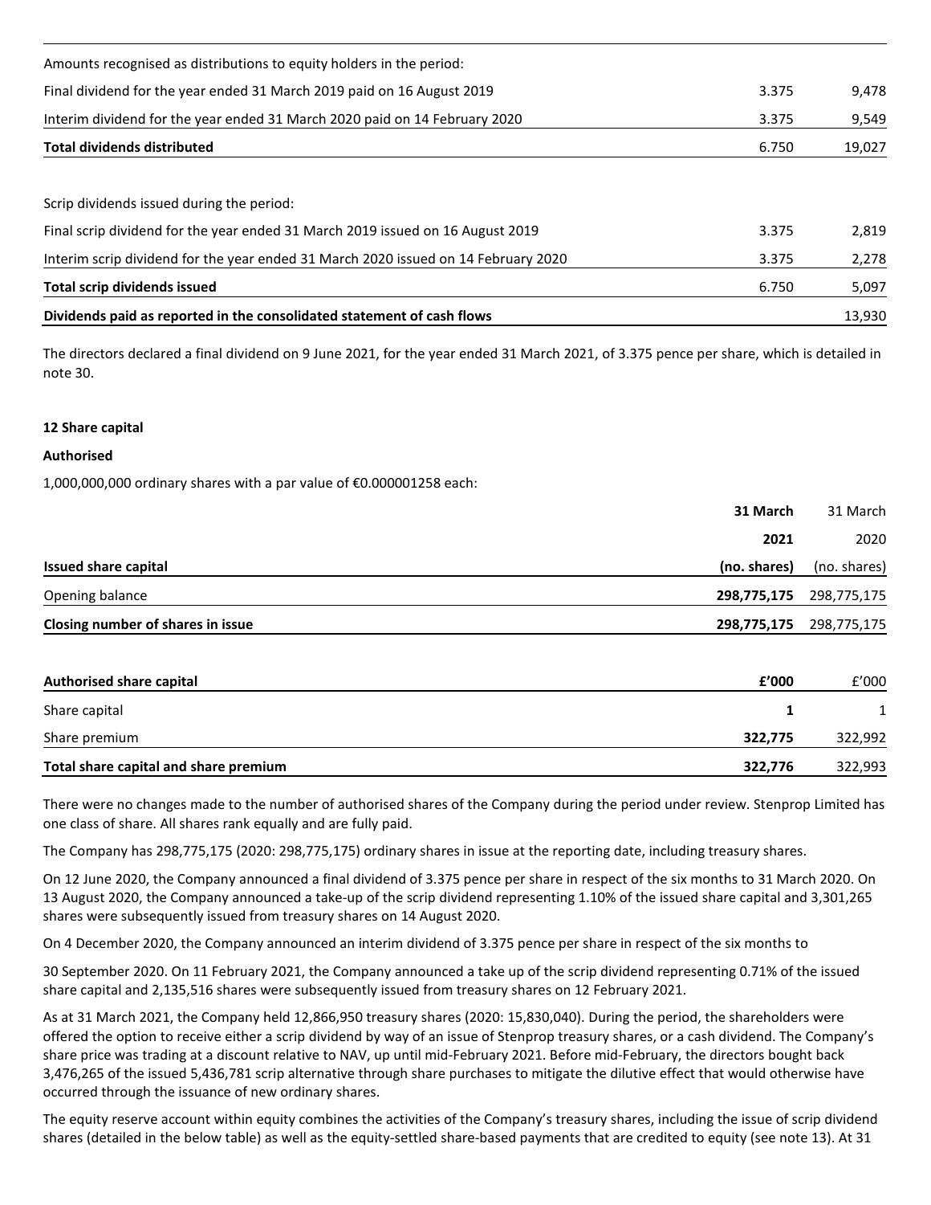| | | |
|---|---|---|
| Amounts recognised as distributions to equity holders in the period: | | |
| Final dividend for the year ended 31 March 2019 paid on 16 August 2019 | 3.375 | 9,478 |
| Interim dividend for the year ended 31 March 2020 paid on 14 February 2020 | 3.375 | 9,549 |
| **Total dividends distributed** | 6.750 | 19,027 |
| | | |
| Scrip dividends issued during the period: | | |
| Final scrip dividend for the year ended 31 March 2019 issued on 16 August 2019 | 3.375 | 2,819 |
| Interim scrip dividend for the year ended 31 March 2020 issued on 14 February 2020 | 3.375 | 2,278 |
| **Total scrip dividends issued** | 6.750 | 5,097 |
| **Dividends paid as reported in the consolidated statement of cash flows** | | 13,930 |

The directors declared a final dividend on 9 June 2021, for the year ended 31 March 2021, of 3.375 pence per share, which is detailed in note 30.

## 12 Share capital

### Authorised

1,000,000,000 ordinary shares with a par value of €0.000001258 each:

| Issued share capital | **31 March 2021 (no. shares)** | 31 March 2020 (no. shares) |
|---|---|---|
| Opening balance | **298,775,175** | 298,775,175 |
| **Closing number of shares in issue** | **298,775,175** | 298,775,175 |

| Authorised share capital | **£'000** | £'000 |
|---|---|---|
| Share capital | **1** | 1 |
| Share premium | **322,775** | 322,992 |
| **Total share capital and share premium** | **322,776** | 322,993 |

There were no changes made to the number of authorised shares of the Company during the period under review. Stenprop Limited has one class of share. All shares rank equally and are fully paid.

The Company has 298,775,175 (2020: 298,775,175) ordinary shares in issue at the reporting date, including treasury shares.

On 12 June 2020, the Company announced a final dividend of 3.375 pence per share in respect of the six months to 31 March 2020. On 13 August 2020, the Company announced a take-up of the scrip dividend representing 1.10% of the issued share capital and 3,301,265 shares were subsequently issued from treasury shares on 14 August 2020.

On 4 December 2020, the Company announced an interim dividend of 3.375 pence per share in respect of the six months to

30 September 2020. On 11 February 2021, the Company announced a take up of the scrip dividend representing 0.71% of the issued share capital and 2,135,516 shares were subsequently issued from treasury shares on 12 February 2021.

As at 31 March 2021, the Company held 12,866,950 treasury shares (2020: 15,830,040). During the period, the shareholders were offered the option to receive either a scrip dividend by way of an issue of Stenprop treasury shares, or a cash dividend. The Company's share price was trading at a discount relative to NAV, up until mid-February 2021. Before mid-February, the directors bought back 3,476,265 of the issued 5,436,781 scrip alternative through share purchases to mitigate the dilutive effect that would otherwise have occurred through the issuance of new ordinary shares.

The equity reserve account within equity combines the activities of the Company's treasury shares, including the issue of scrip dividend shares (detailed in the below table) as well as the equity-settled share-based payments that are credited to equity (see note 13). At 31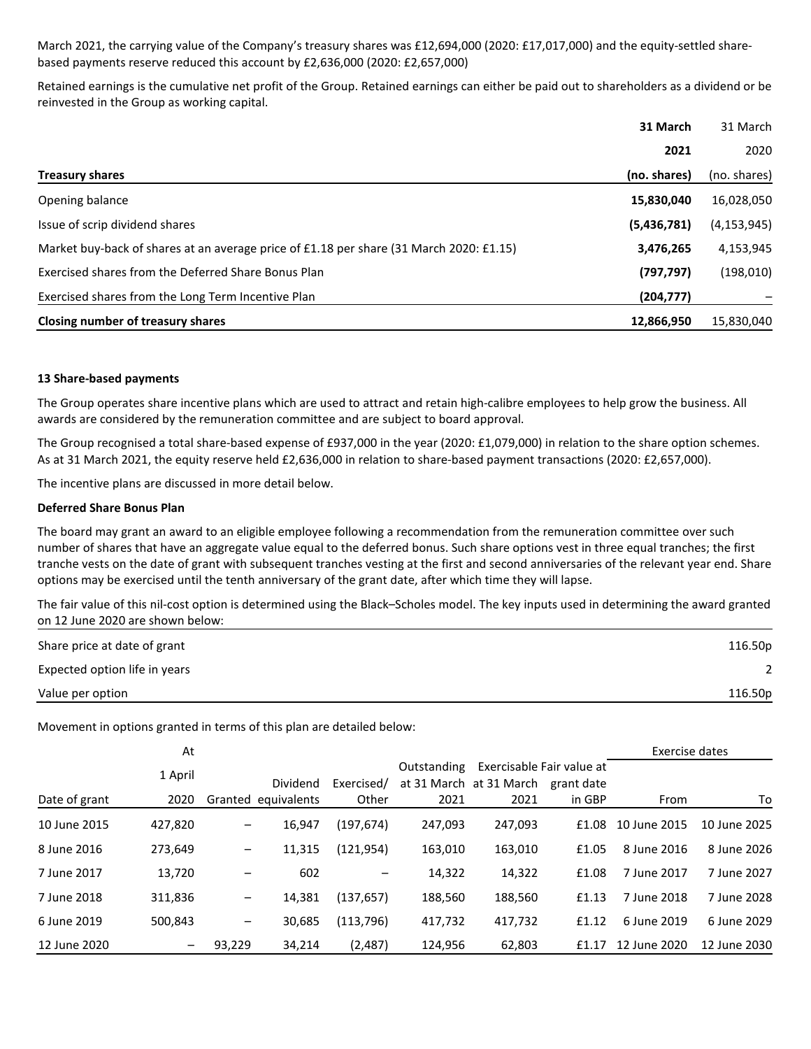March 2021, the carrying value of the Company's treasury shares was £12,694,000 (2020: £17,017,000) and the equity-settled share-based payments reserve reduced this account by £2,636,000 (2020: £2,657,000)

Retained earnings is the cumulative net profit of the Group. Retained earnings can either be paid out to shareholders as a dividend or be reinvested in the Group as working capital.

| Treasury shares | **31 March 2021 (no. shares)** | 31 March 2020 (no. shares) |
|---|---|---|
| Opening balance | **15,830,040** | 16,028,050 |
| Issue of scrip dividend shares | **(5,436,781)** | (4,153,945) |
| Market buy-back of shares at an average price of £1.18 per share (31 March 2020: £1.15) | **3,476,265** | 4,153,945 |
| Exercised shares from the Deferred Share Bonus Plan | **(797,797)** | (198,010) |
| Exercised shares from the Long Term Incentive Plan | **(204,777)** | – |
| **Closing number of treasury shares** | **12,866,950** | 15,830,040 |

**13 Share-based payments**

The Group operates share incentive plans which are used to attract and retain high-calibre employees to help grow the business. All awards are considered by the remuneration committee and are subject to board approval.

The Group recognised a total share-based expense of £937,000 in the year (2020: £1,079,000) in relation to the share option schemes. As at 31 March 2021, the equity reserve held £2,636,000 in relation to share-based payment transactions (2020: £2,657,000).

The incentive plans are discussed in more detail below.

**Deferred Share Bonus Plan**

The board may grant an award to an eligible employee following a recommendation from the remuneration committee over such number of shares that have an aggregate value equal to the deferred bonus. Such share options vest in three equal tranches; the first tranche vests on the date of grant with subsequent tranches vesting at the first and second anniversaries of the relevant year end. Share options may be exercised until the tenth anniversary of the grant date, after which time they will lapse.

The fair value of this nil-cost option is determined using the Black–Scholes model. The key inputs used in determining the award granted on 12 June 2020 are shown below:

| | |
|---|---|
| Share price at date of grant | 116.50p |
| Expected option life in years | 2 |
| Value per option | 116.50p |

Movement in options granted in terms of this plan are detailed below:

| Date of grant | At 1 April 2020 | Granted | Dividend equivalents | Exercised/ Other | Outstanding at 31 March 2021 | Exercisable at 31 March 2021 | Fair value at grant date in GBP | Exercise dates From | Exercise dates To |
|---|---|---|---|---|---|---|---|---|---|
| 10 June 2015 | 427,820 | – | 16,947 | (197,674) | 247,093 | 247,093 | £1.08 | 10 June 2015 | 10 June 2025 |
| 8 June 2016 | 273,649 | – | 11,315 | (121,954) | 163,010 | 163,010 | £1.05 | 8 June 2016 | 8 June 2026 |
| 7 June 2017 | 13,720 | – | 602 | – | 14,322 | 14,322 | £1.08 | 7 June 2017 | 7 June 2027 |
| 7 June 2018 | 311,836 | – | 14,381 | (137,657) | 188,560 | 188,560 | £1.13 | 7 June 2018 | 7 June 2028 |
| 6 June 2019 | 500,843 | – | 30,685 | (113,796) | 417,732 | 417,732 | £1.12 | 6 June 2019 | 6 June 2029 |
| 12 June 2020 | – | 93,229 | 34,214 | (2,487) | 124,956 | 62,803 | £1.17 | 12 June 2020 | 12 June 2030 |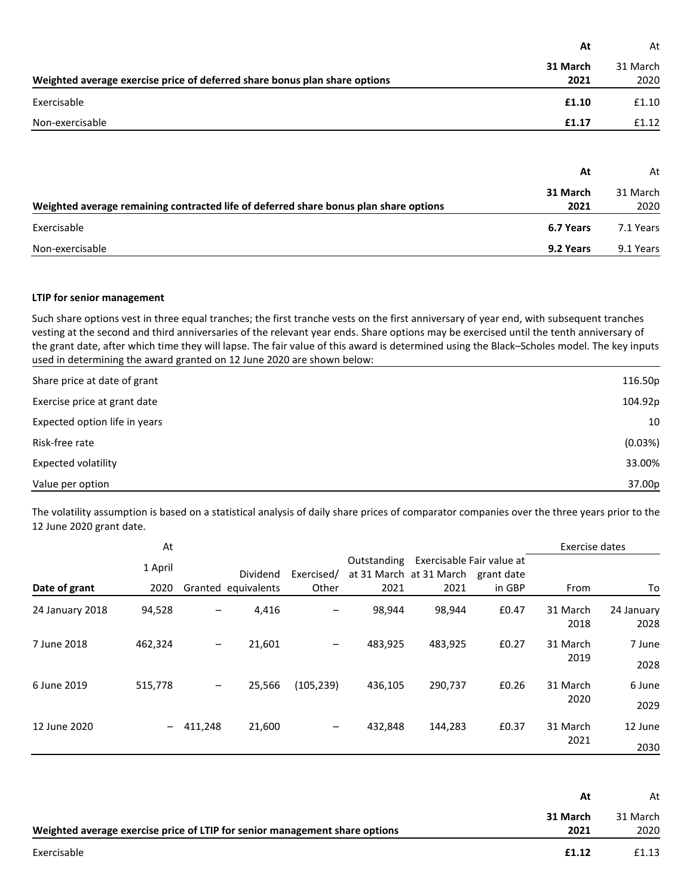| Weighted average exercise price of deferred share bonus plan share options | At 31 March 2021 | At 31 March 2020 |
|---|---|---|
| Exercisable | **£1.10** | £1.10 |
| Non-exercisable | **£1.17** | £1.12 |

| Weighted average remaining contracted life of deferred share bonus plan share options | At 31 March 2021 | At 31 March 2020 |
|---|---|---|
| Exercisable | **6.7 Years** | 7.1 Years |
| Non-exercisable | **9.2 Years** | 9.1 Years |

**LTIP for senior management**

Such share options vest in three equal tranches; the first tranche vests on the first anniversary of year end, with subsequent tranches vesting at the second and third anniversaries of the relevant year ends. Share options may be exercised until the tenth anniversary of the grant date, after which time they will lapse. The fair value of this award is determined using the Black–Scholes model. The key inputs used in determining the award granted on 12 June 2020 are shown below:

| | |
|---|---|
| Share price at date of grant | 116.50p |
| Exercise price at grant date | 104.92p |
| Expected option life in years | 10 |
| Risk-free rate | (0.03%) |
| Expected volatility | 33.00% |
| Value per option | 37.00p |

The volatility assumption is based on a statistical analysis of daily share prices of comparator companies over the three years prior to the 12 June 2020 grant date.

| Date of grant | At 1 April 2020 | Granted | Dividend equivalents | Exercised/ Other | Outstanding at 31 March 2021 | Exercisable at 31 March 2021 | Fair value at grant date in GBP | Exercise dates From | To |
|---|---|---|---|---|---|---|---|---|---|
| 24 January 2018 | 94,528 | – | 4,416 | – | 98,944 | 98,944 | £0.47 | 31 March 2018 | 24 January 2028 |
| 7 June 2018 | 462,324 | – | 21,601 | – | 483,925 | 483,925 | £0.27 | 31 March 2019 | 7 June 2028 |
| 6 June 2019 | 515,778 | – | 25,566 | (105,239) | 436,105 | 290,737 | £0.26 | 31 March 2020 | 6 June 2029 |
| 12 June 2020 | – | 411,248 | 21,600 | – | 432,848 | 144,283 | £0.37 | 31 March 2021 | 12 June 2030 |

| Weighted average exercise price of LTIP for senior management share options | At 31 March 2021 | At 31 March 2020 |
|---|---|---|
| Exercisable | **£1.12** | £1.13 |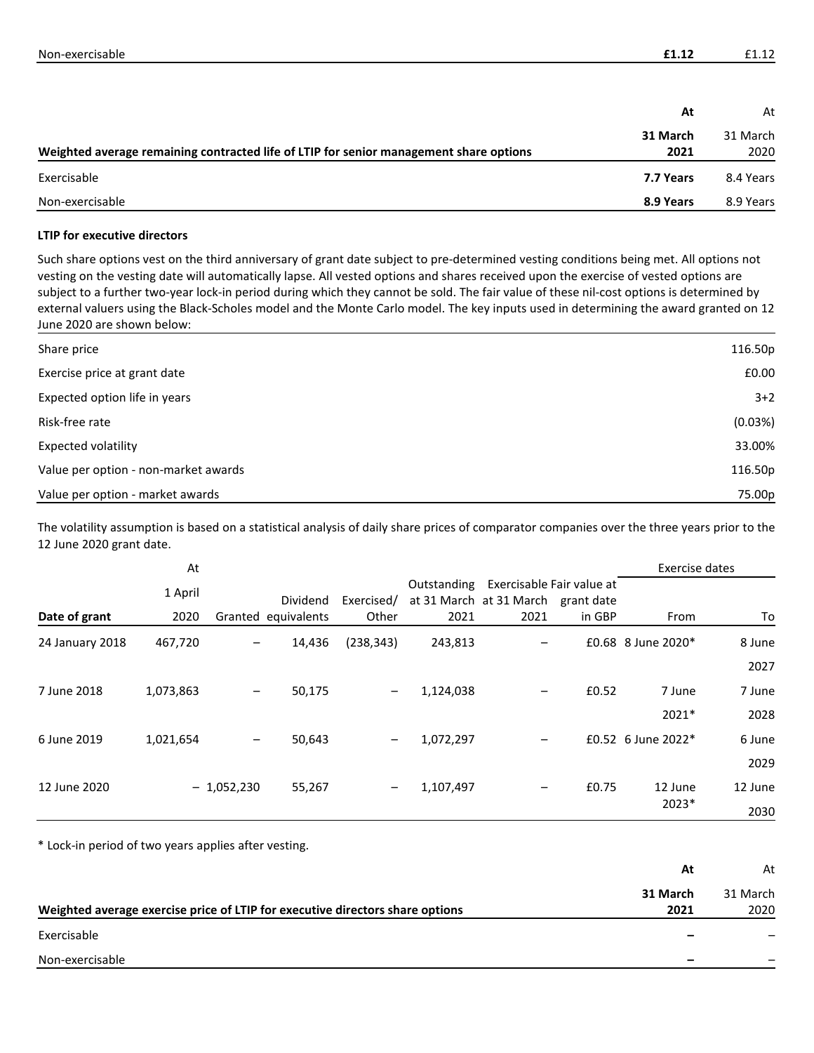| | | |
|---|---|---|
| Non-exercisable | **£1.12** | £1.12 |

| Weighted average remaining contracted life of LTIP for senior management share options | At **31 March 2021** | At 31 March 2020 |
|---|---|---|
| Exercisable | **7.7 Years** | 8.4 Years |
| Non-exercisable | **8.9 Years** | 8.9 Years |

**LTIP for executive directors**

Such share options vest on the third anniversary of grant date subject to pre-determined vesting conditions being met. All options not vesting on the vesting date will automatically lapse. All vested options and shares received upon the exercise of vested options are subject to a further two-year lock-in period during which they cannot be sold. The fair value of these nil-cost options is determined by external valuers using the Black-Scholes model and the Monte Carlo model. The key inputs used in determining the award granted on 12 June 2020 are shown below:

| | |
|---|---|
| Share price | 116.50p |
| Exercise price at grant date | £0.00 |
| Expected option life in years | 3+2 |
| Risk-free rate | (0.03%) |
| Expected volatility | 33.00% |
| Value per option - non-market awards | 116.50p |
| Value per option - market awards | 75.00p |

The volatility assumption is based on a statistical analysis of daily share prices of comparator companies over the three years prior to the 12 June 2020 grant date.

| Date of grant | At 1 April 2020 | Granted | Dividend equivalents | Exercised/ Other | Outstanding at 31 March 2021 | Exercisable at 31 March 2021 | Fair value at grant date in GBP | Exercise dates From | To |
|---|---|---|---|---|---|---|---|---|---|
| 24 January 2018 | 467,720 | – | 14,436 | (238,343) | 243,813 | – | £0.68 | 8 June 2020* | 8 June 2027 |
| 7 June 2018 | 1,073,863 | – | 50,175 | – | 1,124,038 | – | £0.52 | 7 June 2021* | 7 June 2028 |
| 6 June 2019 | 1,021,654 | – | 50,643 | – | 1,072,297 | – | £0.52 | 6 June 2022* | 6 June 2029 |
| 12 June 2020 | – | 1,052,230 | 55,267 | – | 1,107,497 | – | £0.75 | 12 June 2023* | 12 June 2030 |

* Lock-in period of two years applies after vesting.

| Weighted average exercise price of LTIP for executive directors share options | At **31 March 2021** | At 31 March 2020 |
|---|---|---|
| Exercisable | **–** | – |
| Non-exercisable | **–** | – |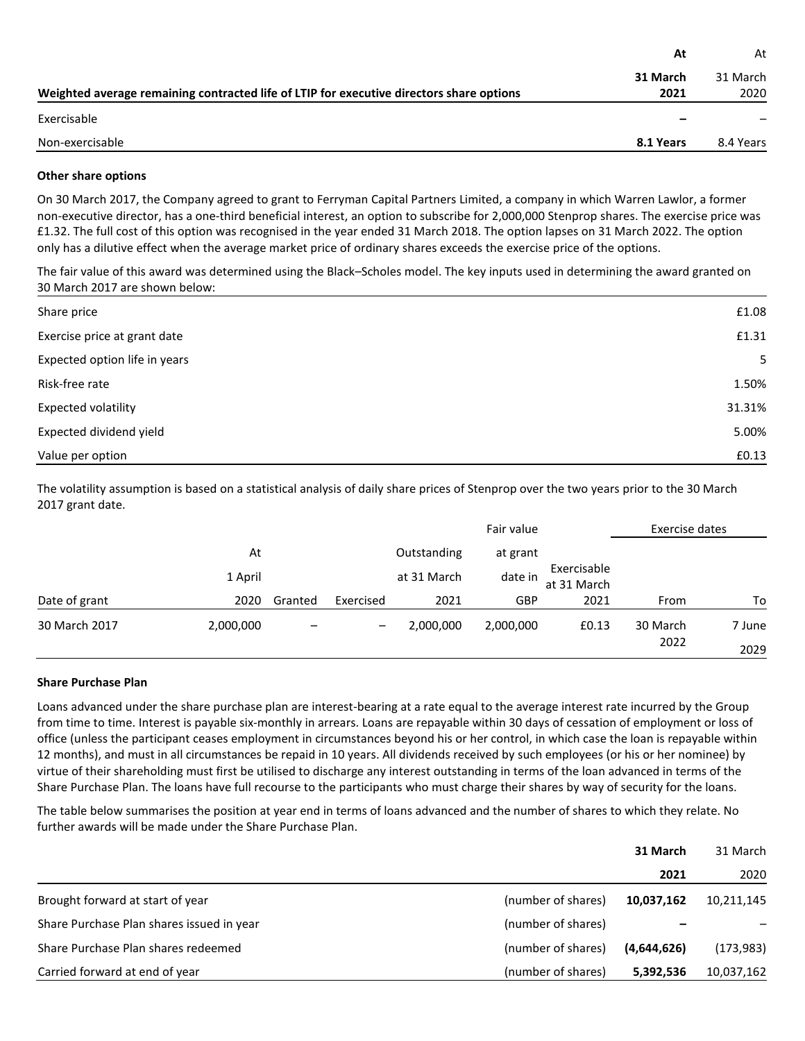| Weighted average remaining contracted life of LTIP for executive directors share options | At 31 March 2021 | At 31 March 2020 |
|---|---|---|
| Exercisable | **–** | – |
| Non-exercisable | **8.1 Years** | 8.4 Years |

### Other share options

On 30 March 2017, the Company agreed to grant to Ferryman Capital Partners Limited, a company in which Warren Lawlor, a former non-executive director, has a one-third beneficial interest, an option to subscribe for 2,000,000 Stenprop shares. The exercise price was £1.32. The full cost of this option was recognised in the year ended 31 March 2018. The option lapses on 31 March 2022. The option only has a dilutive effect when the average market price of ordinary shares exceeds the exercise price of the options.

The fair value of this award was determined using the Black–Scholes model. The key inputs used in determining the award granted on 30 March 2017 are shown below:

| | |
|---|---|
| Share price | £1.08 |
| Exercise price at grant date | £1.31 |
| Expected option life in years | 5 |
| Risk-free rate | 1.50% |
| Expected volatility | 31.31% |
| Expected dividend yield | 5.00% |
| Value per option | £0.13 |

The volatility assumption is based on a statistical analysis of daily share prices of Stenprop over the two years prior to the 30 March 2017 grant date.

| Date of grant | At 1 April 2020 | Granted | Exercised | Outstanding at 31 March 2021 | Fair value at grant date in GBP | Exercisable at 31 March 2021 | Exercise dates From | Exercise dates To |
|---|---|---|---|---|---|---|---|---|
| 30 March 2017 | 2,000,000 | – | – | 2,000,000 | 2,000,000 | £0.13 | 30 March 2022 | 7 June 2029 |

### Share Purchase Plan

Loans advanced under the share purchase plan are interest-bearing at a rate equal to the average interest rate incurred by the Group from time to time. Interest is payable six-monthly in arrears. Loans are repayable within 30 days of cessation of employment or loss of office (unless the participant ceases employment in circumstances beyond his or her control, in which case the loan is repayable within 12 months), and must in all circumstances be repaid in 10 years. All dividends received by such employees (or his or her nominee) by virtue of their shareholding must first be utilised to discharge any interest outstanding in terms of the loan advanced in terms of the Share Purchase Plan. The loans have full recourse to the participants who must charge their shares by way of security for the loans.

The table below summarises the position at year end in terms of loans advanced and the number of shares to which they relate. No further awards will be made under the Share Purchase Plan.

| | | 31 March 2021 | 31 March 2020 |
|---|---|---|---|
| Brought forward at start of year | (number of shares) | **10,037,162** | 10,211,145 |
| Share Purchase Plan shares issued in year | (number of shares) | **–** | – |
| Share Purchase Plan shares redeemed | (number of shares) | **(4,644,626)** | (173,983) |
| Carried forward at end of year | (number of shares) | **5,392,536** | 10,037,162 |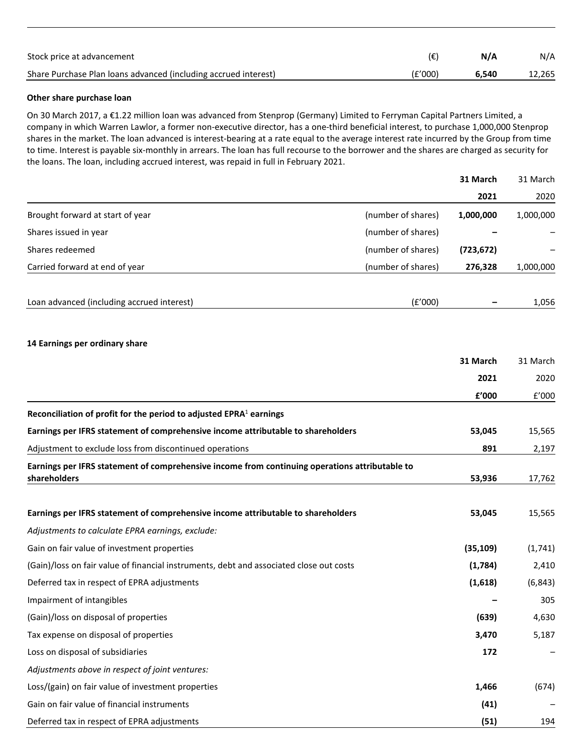| | | | |
|---|---|---|---|
| Stock price at advancement | (€) | **N/A** | N/A |
| Share Purchase Plan loans advanced (including accrued interest) | (£'000) | **6,540** | 12,265 |

**Other share purchase loan**

On 30 March 2017, a €1.22 million loan was advanced from Stenprop (Germany) Limited to Ferryman Capital Partners Limited, a company in which Warren Lawlor, a former non-executive director, has a one-third beneficial interest, to purchase 1,000,000 Stenprop shares in the market. The loan advanced is interest-bearing at a rate equal to the average interest rate incurred by the Group from time to time. Interest is payable six-monthly in arrears. The loan has full recourse to the borrower and the shares are charged as security for the loans. The loan, including accrued interest, was repaid in full in February 2021.

| | | **31 March 2021** | 31 March 2020 |
|---|---|---|---|
| Brought forward at start of year | (number of shares) | **1,000,000** | 1,000,000 |
| Shares issued in year | (number of shares) | **–** | – |
| Shares redeemed | (number of shares) | **(723,672)** | – |
| Carried forward at end of year | (number of shares) | **276,328** | 1,000,000 |
| | | | |
| Loan advanced (including accrued interest) | (£'000) | **–** | 1,056 |

**14 Earnings per ordinary share**

| | **31 March 2021 £'000** | 31 March 2020 £'000 |
|---|---|---|
| **Reconciliation of profit for the period to adjusted EPRA[1] earnings** | | |
| **Earnings per IFRS statement of comprehensive income attributable to shareholders** | **53,045** | 15,565 |
| Adjustment to exclude loss from discontinued operations | **891** | 2,197 |
| **Earnings per IFRS statement of comprehensive income from continuing operations attributable to shareholders** | **53,936** | 17,762 |
| | | |
| **Earnings per IFRS statement of comprehensive income attributable to shareholders** | **53,045** | 15,565 |
| *Adjustments to calculate EPRA earnings, exclude:* | | |
| Gain on fair value of investment properties | **(35,109)** | (1,741) |
| (Gain)/loss on fair value of financial instruments, debt and associated close out costs | **(1,784)** | 2,410 |
| Deferred tax in respect of EPRA adjustments | **(1,618)** | (6,843) |
| Impairment of intangibles | **–** | 305 |
| (Gain)/loss on disposal of properties | **(639)** | 4,630 |
| Tax expense on disposal of properties | **3,470** | 5,187 |
| Loss on disposal of subsidiaries | **172** | – |
| *Adjustments above in respect of joint ventures:* | | |
| Loss/(gain) on fair value of investment properties | **1,466** | (674) |
| Gain on fair value of financial instruments | **(41)** | – |
| Deferred tax in respect of EPRA adjustments | **(51)** | 194 |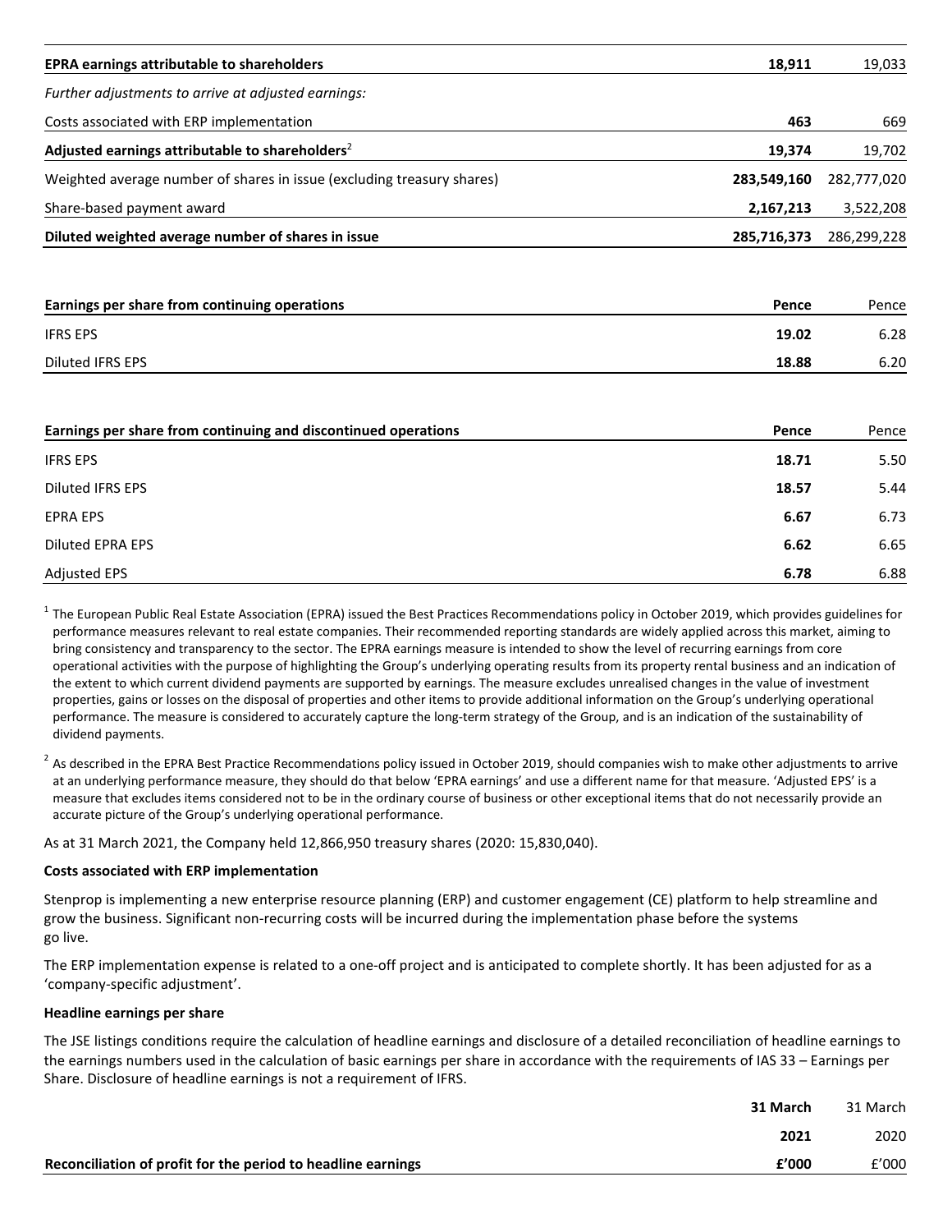| | | |
|---|---|---|
| **EPRA earnings attributable to shareholders** | **18,911** | 19,033 |
| *Further adjustments to arrive at adjusted earnings:* | | |
| Costs associated with ERP implementation | **463** | 669 |
| **Adjusted earnings attributable to shareholders**[2] | **19,374** | 19,702 |
| Weighted average number of shares in issue (excluding treasury shares) | **283,549,160** | 282,777,020 |
| Share-based payment award | **2,167,213** | 3,522,208 |
| **Diluted weighted average number of shares in issue** | **285,716,373** | 286,299,228 |

| **Earnings per share from continuing operations** | **Pence** | Pence |
|---|---|---|
| IFRS EPS | **19.02** | 6.28 |
| Diluted IFRS EPS | **18.88** | 6.20 |

| **Earnings per share from continuing and discontinued operations** | **Pence** | Pence |
|---|---|---|
| IFRS EPS | **18.71** | 5.50 |
| Diluted IFRS EPS | **18.57** | 5.44 |
| EPRA EPS | **6.67** | 6.73 |
| Diluted EPRA EPS | **6.62** | 6.65 |
| Adjusted EPS | **6.78** | 6.88 |

[1] The European Public Real Estate Association (EPRA) issued the Best Practices Recommendations policy in October 2019, which provides guidelines for performance measures relevant to real estate companies. Their recommended reporting standards are widely applied across this market, aiming to bring consistency and transparency to the sector. The EPRA earnings measure is intended to show the level of recurring earnings from core operational activities with the purpose of highlighting the Group's underlying operating results from its property rental business and an indication of the extent to which current dividend payments are supported by earnings. The measure excludes unrealised changes in the value of investment properties, gains or losses on the disposal of properties and other items to provide additional information on the Group's underlying operational performance. The measure is considered to accurately capture the long-term strategy of the Group, and is an indication of the sustainability of dividend payments.

[2] As described in the EPRA Best Practice Recommendations policy issued in October 2019, should companies wish to make other adjustments to arrive at an underlying performance measure, they should do that below 'EPRA earnings' and use a different name for that measure. 'Adjusted EPS' is a measure that excludes items considered not to be in the ordinary course of business or other exceptional items that do not necessarily provide an accurate picture of the Group's underlying operational performance.

As at 31 March 2021, the Company held 12,866,950 treasury shares (2020: 15,830,040).

**Costs associated with ERP implementation**

Stenprop is implementing a new enterprise resource planning (ERP) and customer engagement (CE) platform to help streamline and grow the business. Significant non-recurring costs will be incurred during the implementation phase before the systems go live.

The ERP implementation expense is related to a one-off project and is anticipated to complete shortly. It has been adjusted for as a 'company-specific adjustment'.

**Headline earnings per share**

The JSE listings conditions require the calculation of headline earnings and disclosure of a detailed reconciliation of headline earnings to the earnings numbers used in the calculation of basic earnings per share in accordance with the requirements of IAS 33 – Earnings per Share. Disclosure of headline earnings is not a requirement of IFRS.

| | **31 March** | 31 March |
|---|---|---|
| | **2021** | 2020 |
| **Reconciliation of profit for the period to headline earnings** | **£'000** | £'000 |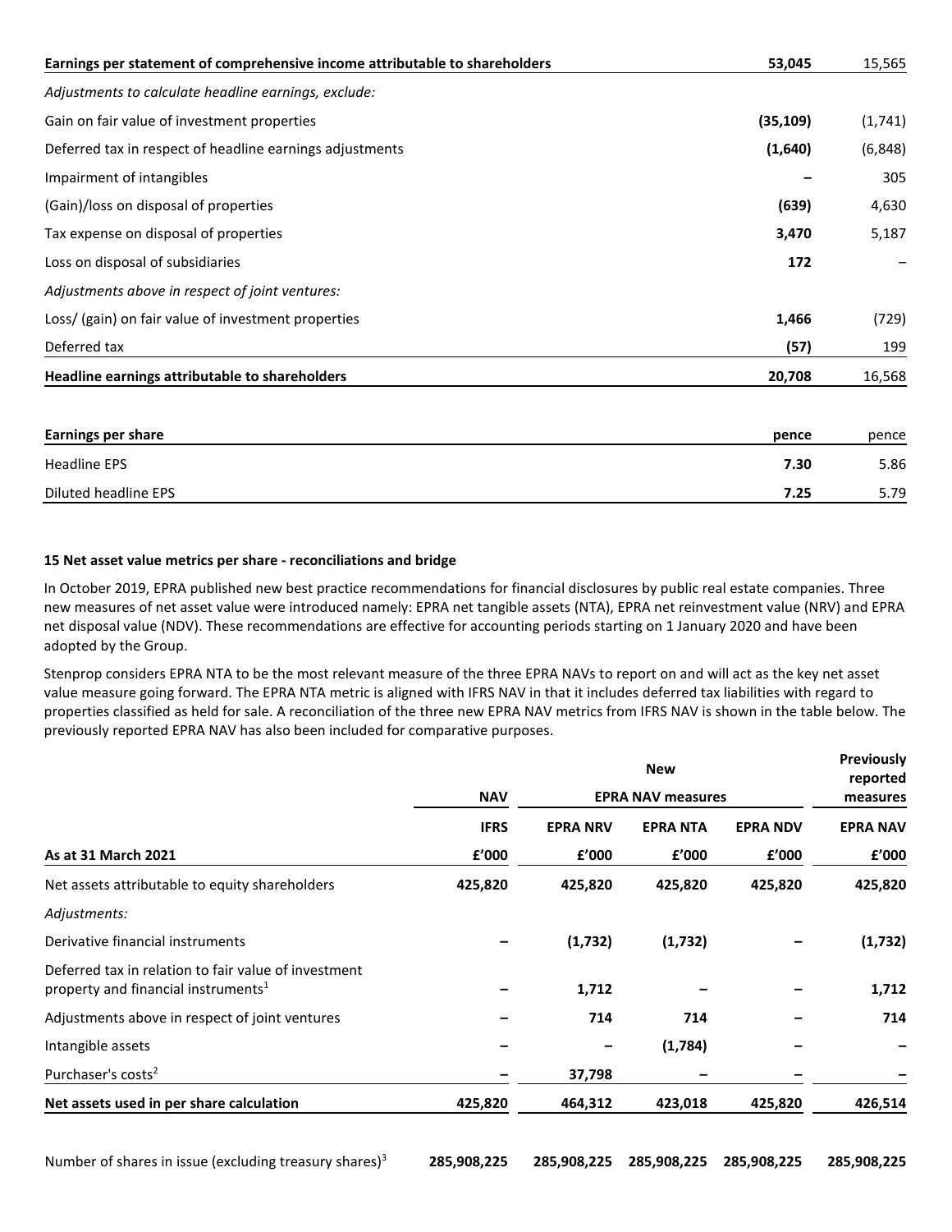| | | |
|---|---|---|
| **Earnings per statement of comprehensive income attributable to shareholders** | **53,045** | 15,565 |
| *Adjustments to calculate headline earnings, exclude:* | | |
| Gain on fair value of investment properties | **(35,109)** | (1,741) |
| Deferred tax in respect of headline earnings adjustments | **(1,640)** | (6,848) |
| Impairment of intangibles | **–** | 305 |
| (Gain)/loss on disposal of properties | **(639)** | 4,630 |
| Tax expense on disposal of properties | **3,470** | 5,187 |
| Loss on disposal of subsidiaries | **172** | – |
| *Adjustments above in respect of joint ventures:* | | |
| Loss/ (gain) on fair value of investment properties | **1,466** | (729) |
| Deferred tax | **(57)** | 199 |
| **Headline earnings attributable to shareholders** | **20,708** | 16,568 |

| **Earnings per share** | **pence** | pence |
|---|---|---|
| Headline EPS | **7.30** | 5.86 |
| Diluted headline EPS | **7.25** | 5.79 |

### 15 Net asset value metrics per share - reconciliations and bridge

In October 2019, EPRA published new best practice recommendations for financial disclosures by public real estate companies. Three new measures of net asset value were introduced namely: EPRA net tangible assets (NTA), EPRA net reinvestment value (NRV) and EPRA net disposal value (NDV). These recommendations are effective for accounting periods starting on 1 January 2020 and have been adopted by the Group.

Stenprop considers EPRA NTA to be the most relevant measure of the three EPRA NAVs to report on and will act as the key net asset value measure going forward. The EPRA NTA metric is aligned with IFRS NAV in that it includes deferred tax liabilities with regard to properties classified as held for sale. A reconciliation of the three new EPRA NAV metrics from IFRS NAV is shown in the table below. The previously reported EPRA NAV has also been included for comparative purposes.

| | **NAV** | **New EPRA NAV measures** | | | **Previously reported measures** |
|---|---|---|---|---|---|
| | **IFRS** | **EPRA NRV** | **EPRA NTA** | **EPRA NDV** | **EPRA NAV** |
| **As at 31 March 2021** | **£'000** | **£'000** | **£'000** | **£'000** | **£'000** |
| Net assets attributable to equity shareholders | **425,820** | **425,820** | **425,820** | **425,820** | **425,820** |
| *Adjustments:* | | | | | |
| Derivative financial instruments | **–** | **(1,732)** | **(1,732)** | **–** | **(1,732)** |
| Deferred tax in relation to fair value of investment property and financial instruments[1] | **–** | **1,712** | **–** | **–** | **1,712** |
| Adjustments above in respect of joint ventures | **–** | **714** | **714** | **–** | **714** |
| Intangible assets | **–** | **–** | **(1,784)** | **–** | **–** |
| Purchaser's costs[2] | **–** | **37,798** | **–** | **–** | **–** |
| **Net assets used in per share calculation** | **425,820** | **464,312** | **423,018** | **425,820** | **426,514** |
| | | | | | |
| Number of shares in issue (excluding treasury shares)[3] | **285,908,225** | **285,908,225** | **285,908,225** | **285,908,225** | **285,908,225** |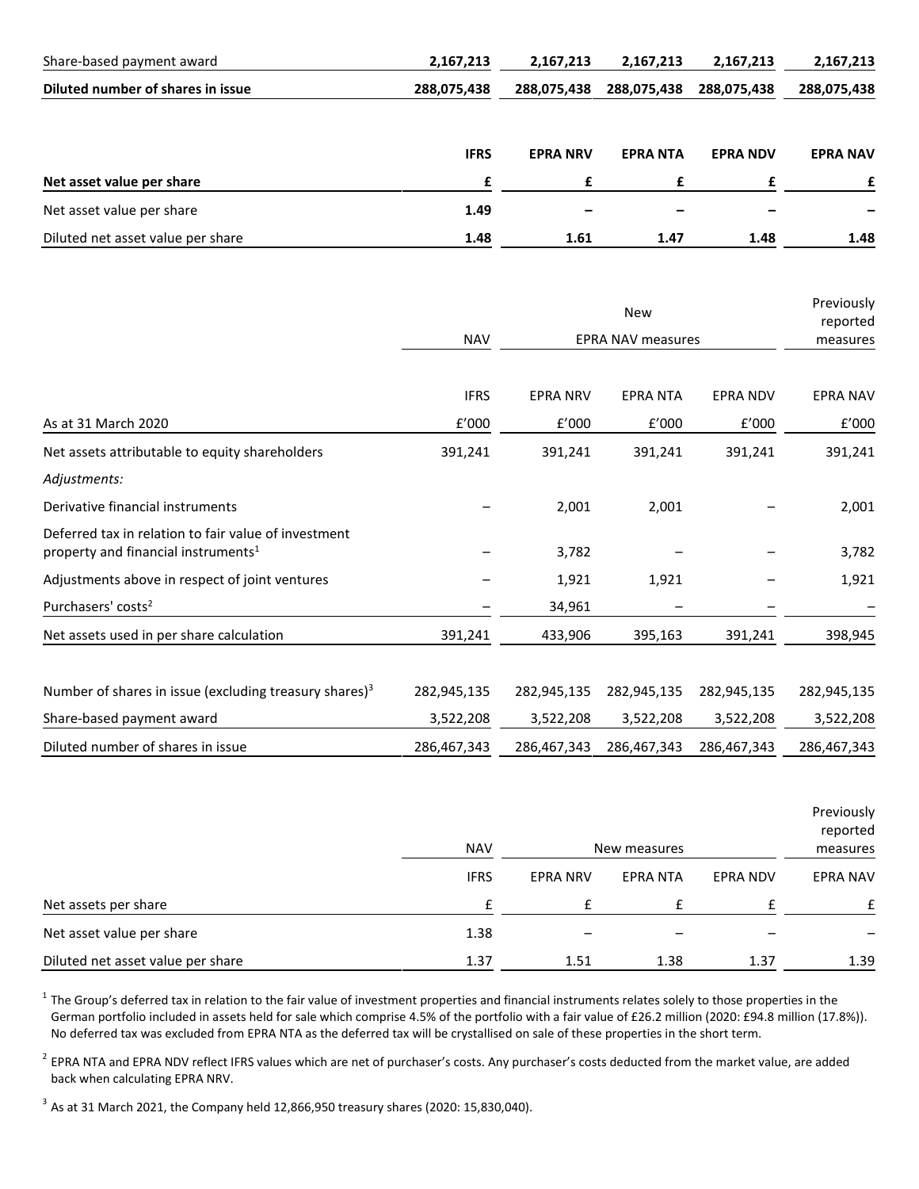| | | | | | |
|---|---|---|---|---|---|
| Share-based payment award | **2,167,213** | **2,167,213** | **2,167,213** | **2,167,213** | **2,167,213** |
| **Diluted number of shares in issue** | **288,075,438** | **288,075,438** | **288,075,438** | **288,075,438** | **288,075,438** |

| | **IFRS** | **EPRA NRV** | **EPRA NTA** | **EPRA NDV** | **EPRA NAV** |
|---|---|---|---|---|---|
| **Net asset value per share** | **£** | **£** | **£** | **£** | **£** |
| Net asset value per share | **1.49** | **–** | **–** | **–** | **–** |
| Diluted net asset value per share | **1.48** | **1.61** | **1.47** | **1.48** | **1.48** |

| | NAV | New EPRA NAV measures | | | Previously reported measures |
|---|---|---|---|---|---|
| | IFRS | EPRA NRV | EPRA NTA | EPRA NDV | EPRA NAV |
| As at 31 March 2020 | £'000 | £'000 | £'000 | £'000 | £'000 |
| Net assets attributable to equity shareholders | 391,241 | 391,241 | 391,241 | 391,241 | 391,241 |
| *Adjustments:* | | | | | |
| Derivative financial instruments | – | 2,001 | 2,001 | – | 2,001 |
| Deferred tax in relation to fair value of investment property and financial instruments[1] | – | 3,782 | – | – | 3,782 |
| Adjustments above in respect of joint ventures | – | 1,921 | 1,921 | – | 1,921 |
| Purchasers' costs[2] | – | 34,961 | – | – | – |
| Net assets used in per share calculation | 391,241 | 433,906 | 395,163 | 391,241 | 398,945 |
| | | | | | |
| Number of shares in issue (excluding treasury shares)[3] | 282,945,135 | 282,945,135 | 282,945,135 | 282,945,135 | 282,945,135 |
| Share-based payment award | 3,522,208 | 3,522,208 | 3,522,208 | 3,522,208 | 3,522,208 |
| Diluted number of shares in issue | 286,467,343 | 286,467,343 | 286,467,343 | 286,467,343 | 286,467,343 |

| | NAV | New measures | | | Previously reported measures |
|---|---|---|---|---|---|
| | IFRS | EPRA NRV | EPRA NTA | EPRA NDV | EPRA NAV |
| Net assets per share | £ | £ | £ | £ | £ |
| Net asset value per share | 1.38 | – | – | – | – |
| Diluted net asset value per share | 1.37 | 1.51 | 1.38 | 1.37 | 1.39 |

[1] The Group's deferred tax in relation to the fair value of investment properties and financial instruments relates solely to those properties in the German portfolio included in assets held for sale which comprise 4.5% of the portfolio with a fair value of £26.2 million (2020: £94.8 million (17.8%)). No deferred tax was excluded from EPRA NTA as the deferred tax will be crystallised on sale of these properties in the short term.

[2] EPRA NTA and EPRA NDV reflect IFRS values which are net of purchaser's costs. Any purchaser's costs deducted from the market value, are added back when calculating EPRA NRV.

[3] As at 31 March 2021, the Company held 12,866,950 treasury shares (2020: 15,830,040).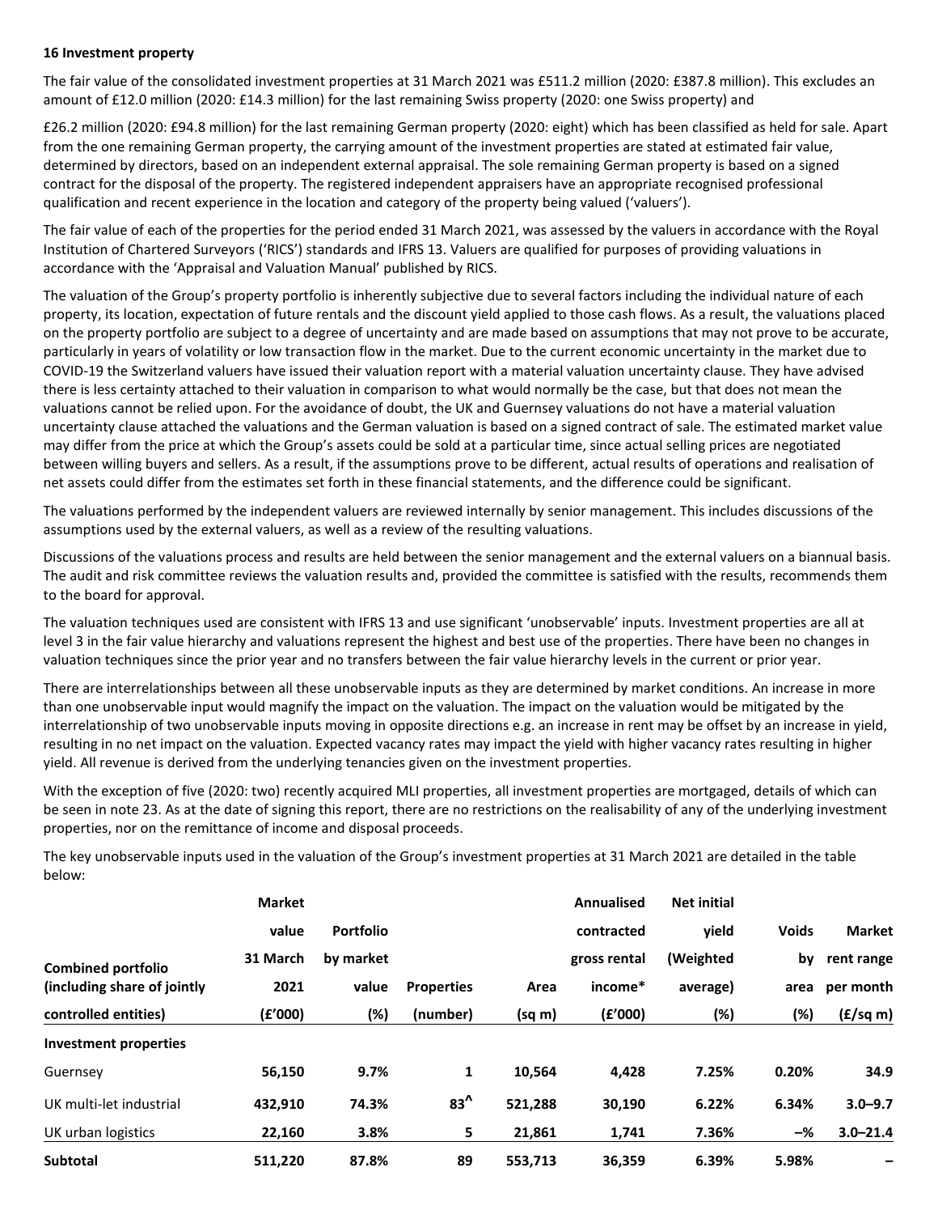**16 Investment property**

The fair value of the consolidated investment properties at 31 March 2021 was £511.2 million (2020: £387.8 million). This excludes an amount of £12.0 million (2020: £14.3 million) for the last remaining Swiss property (2020: one Swiss property) and

£26.2 million (2020: £94.8 million) for the last remaining German property (2020: eight) which has been classified as held for sale. Apart from the one remaining German property, the carrying amount of the investment properties are stated at estimated fair value, determined by directors, based on an independent external appraisal. The sole remaining German property is based on a signed contract for the disposal of the property. The registered independent appraisers have an appropriate recognised professional qualification and recent experience in the location and category of the property being valued ('valuers').

The fair value of each of the properties for the period ended 31 March 2021, was assessed by the valuers in accordance with the Royal Institution of Chartered Surveyors ('RICS') standards and IFRS 13. Valuers are qualified for purposes of providing valuations in accordance with the 'Appraisal and Valuation Manual' published by RICS.

The valuation of the Group's property portfolio is inherently subjective due to several factors including the individual nature of each property, its location, expectation of future rentals and the discount yield applied to those cash flows. As a result, the valuations placed on the property portfolio are subject to a degree of uncertainty and are made based on assumptions that may not prove to be accurate, particularly in years of volatility or low transaction flow in the market. Due to the current economic uncertainty in the market due to COVID-19 the Switzerland valuers have issued their valuation report with a material valuation uncertainty clause. They have advised there is less certainty attached to their valuation in comparison to what would normally be the case, but that does not mean the valuations cannot be relied upon. For the avoidance of doubt, the UK and Guernsey valuations do not have a material valuation uncertainty clause attached the valuations and the German valuation is based on a signed contract of sale. The estimated market value may differ from the price at which the Group's assets could be sold at a particular time, since actual selling prices are negotiated between willing buyers and sellers. As a result, if the assumptions prove to be different, actual results of operations and realisation of net assets could differ from the estimates set forth in these financial statements, and the difference could be significant.

The valuations performed by the independent valuers are reviewed internally by senior management. This includes discussions of the assumptions used by the external valuers, as well as a review of the resulting valuations.

Discussions of the valuations process and results are held between the senior management and the external valuers on a biannual basis. The audit and risk committee reviews the valuation results and, provided the committee is satisfied with the results, recommends them to the board for approval.

The valuation techniques used are consistent with IFRS 13 and use significant 'unobservable' inputs. Investment properties are all at level 3 in the fair value hierarchy and valuations represent the highest and best use of the properties. There have been no changes in valuation techniques since the prior year and no transfers between the fair value hierarchy levels in the current or prior year.

There are interrelationships between all these unobservable inputs as they are determined by market conditions. An increase in more than one unobservable input would magnify the impact on the valuation. The impact on the valuation would be mitigated by the interrelationship of two unobservable inputs moving in opposite directions e.g. an increase in rent may be offset by an increase in yield, resulting in no net impact on the valuation. Expected vacancy rates may impact the yield with higher vacancy rates resulting in higher yield. All revenue is derived from the underlying tenancies given on the investment properties.

With the exception of five (2020: two) recently acquired MLI properties, all investment properties are mortgaged, details of which can be seen in note 23. As at the date of signing this report, there are no restrictions on the realisability of any of the underlying investment properties, nor on the remittance of income and disposal proceeds.

The key unobservable inputs used in the valuation of the Group's investment properties at 31 March 2021 are detailed in the table below:

| Combined portfolio (including share of jointly controlled entities) | Market value 31 March 2021 (£'000) | Portfolio by market value (%) | Properties (number) | Area (sq m) | Annualised contracted gross rental income* (£'000) | Net initial yield (Weighted average) (%) | Voids by area (%) | Market rent range per month (£/sq m) |
|---|---|---|---|---|---|---|---|---|
| **Investment properties** | | | | | | | | |
| Guernsey | **56,150** | **9.7%** | **1** | **10,564** | **4,428** | **7.25%** | **0.20%** | **34.9** |
| UK multi-let industrial | **432,910** | **74.3%** | **83^** | **521,288** | **30,190** | **6.22%** | **6.34%** | **3.0–9.7** |
| UK urban logistics | **22,160** | **3.8%** | **5** | **21,861** | **1,741** | **7.36%** | **–%** | **3.0–21.4** |
| **Subtotal** | **511,220** | **87.8%** | **89** | **553,713** | **36,359** | **6.39%** | **5.98%** | **–** |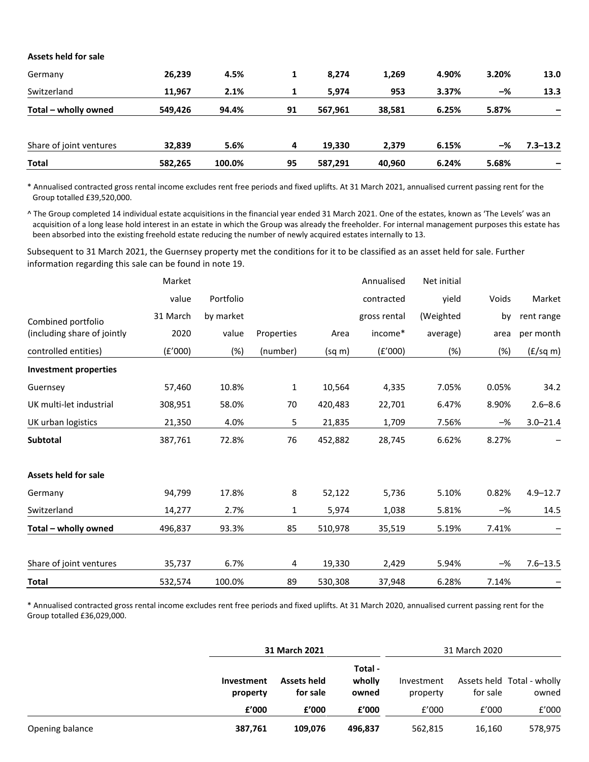| | | | | | | | | |
|---|---|---|---|---|---|---|---|---|
| **Assets held for sale** | | | | | | | | |
| Germany | **26,239** | **4.5%** | **1** | **8,274** | **1,269** | **4.90%** | **3.20%** | **13.0** |
| Switzerland | **11,967** | **2.1%** | **1** | **5,974** | **953** | **3.37%** | **–%** | **13.3** |
| **Total – wholly owned** | **549,426** | **94.4%** | **91** | **567,961** | **38,581** | **6.25%** | **5.87%** | **–** |
| | | | | | | | | |
| Share of joint ventures | **32,839** | **5.6%** | **4** | **19,330** | **2,379** | **6.15%** | **–%** | **7.3–13.2** |
| **Total** | **582,265** | **100.0%** | **95** | **587,291** | **40,960** | **6.24%** | **5.68%** | **–** |

\* Annualised contracted gross rental income excludes rent free periods and fixed uplifts. At 31 March 2021, annualised current passing rent for the Group totalled £39,520,000.

^ The Group completed 14 individual estate acquisitions in the financial year ended 31 March 2021. One of the estates, known as 'The Levels' was an acquisition of a long lease hold interest in an estate in which the Group was already the freeholder. For internal management purposes this estate has been absorbed into the existing freehold estate reducing the number of newly acquired estates internally to 13.

Subsequent to 31 March 2021, the Guernsey property met the conditions for it to be classified as an asset held for sale. Further information regarding this sale can be found in note 19.

| Combined portfolio (including share of jointly controlled entities) | Market value 31 March 2020 (£'000) | Portfolio by market value (%) | Properties (number) | Area (sq m) | Annualised contracted gross rental income* (£'000) | Net initial yield (Weighted average) (%) | Voids by area (%) | Market rent range per month (£/sq m) |
|---|---|---|---|---|---|---|---|---|
| **Investment properties** | | | | | | | | |
| Guernsey | 57,460 | 10.8% | 1 | 10,564 | 4,335 | 7.05% | 0.05% | 34.2 |
| UK multi-let industrial | 308,951 | 58.0% | 70 | 420,483 | 22,701 | 6.47% | 8.90% | 2.6–8.6 |
| UK urban logistics | 21,350 | 4.0% | 5 | 21,835 | 1,709 | 7.56% | –% | 3.0–21.4 |
| **Subtotal** | 387,761 | 72.8% | 76 | 452,882 | 28,745 | 6.62% | 8.27% | – |
| | | | | | | | | |
| **Assets held for sale** | | | | | | | | |
| Germany | 94,799 | 17.8% | 8 | 52,122 | 5,736 | 5.10% | 0.82% | 4.9–12.7 |
| Switzerland | 14,277 | 2.7% | 1 | 5,974 | 1,038 | 5.81% | –% | 14.5 |
| **Total – wholly owned** | 496,837 | 93.3% | 85 | 510,978 | 35,519 | 5.19% | 7.41% | – |
| | | | | | | | | |
| Share of joint ventures | 35,737 | 6.7% | 4 | 19,330 | 2,429 | 5.94% | –% | 7.6–13.5 |
| **Total** | 532,574 | 100.0% | 89 | 530,308 | 37,948 | 6.28% | 7.14% | – |

\* Annualised contracted gross rental income excludes rent free periods and fixed uplifts. At 31 March 2020, annualised current passing rent for the Group totalled £36,029,000.

| | **31 March 2021** | | | 31 March 2020 | | |
|---|---|---|---|---|---|---|
| | **Investment property** | **Assets held for sale** | **Total - wholly owned** | Investment property | Assets held for sale | Total - wholly owned |
| | **£'000** | **£'000** | **£'000** | £'000 | £'000 | £'000 |
| Opening balance | **387,761** | **109,076** | **496,837** | 562,815 | 16,160 | 578,975 |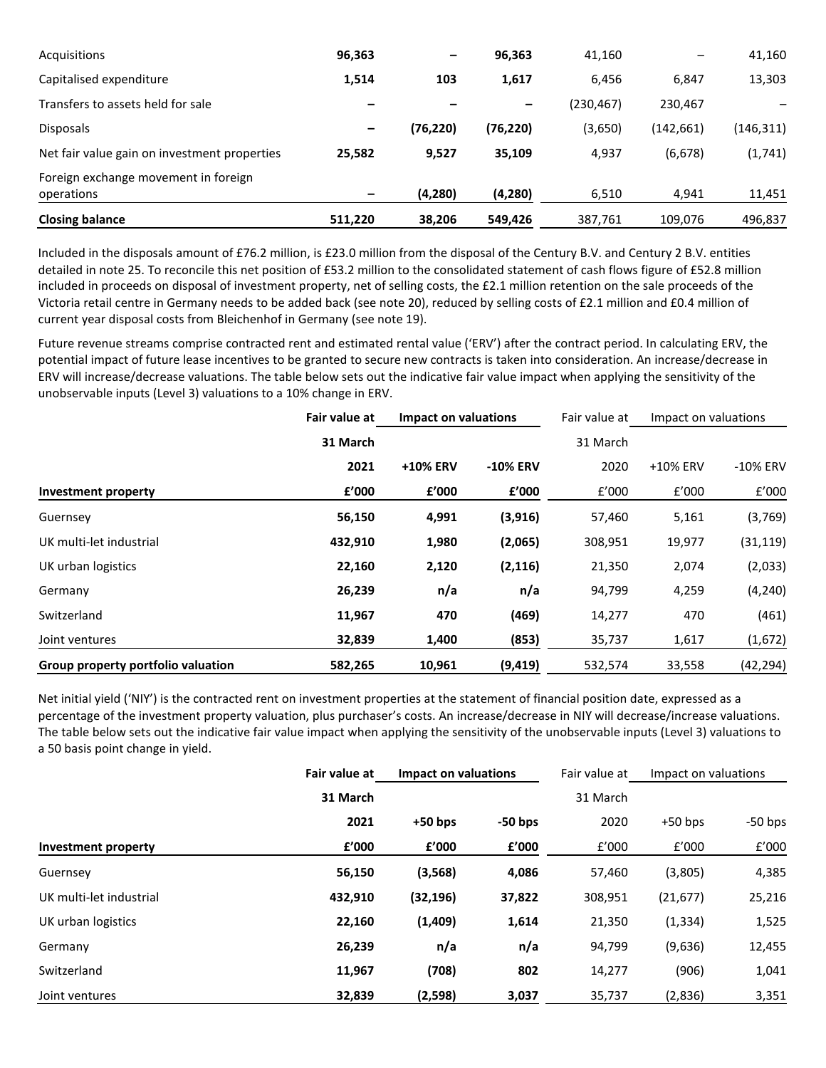| | | | | | | |
|---|---|---|---|---|---|---|
| Acquisitions | **96,363** | **–** | **96,363** | 41,160 | – | 41,160 |
| Capitalised expenditure | **1,514** | **103** | **1,617** | 6,456 | 6,847 | 13,303 |
| Transfers to assets held for sale | **–** | **–** | **–** | (230,467) | 230,467 | – |
| Disposals | **–** | **(76,220)** | **(76,220)** | (3,650) | (142,661) | (146,311) |
| Net fair value gain on investment properties | **25,582** | **9,527** | **35,109** | 4,937 | (6,678) | (1,741) |
| Foreign exchange movement in foreign operations | **–** | **(4,280)** | **(4,280)** | 6,510 | 4,941 | 11,451 |
| **Closing balance** | **511,220** | **38,206** | **549,426** | 387,761 | 109,076 | 496,837 |

Included in the disposals amount of £76.2 million, is £23.0 million from the disposal of the Century B.V. and Century 2 B.V. entities detailed in note 25. To reconcile this net position of £53.2 million to the consolidated statement of cash flows figure of £52.8 million included in proceeds on disposal of investment property, net of selling costs, the £2.1 million retention on the sale proceeds of the Victoria retail centre in Germany needs to be added back (see note 20), reduced by selling costs of £2.1 million and £0.4 million of current year disposal costs from Bleichenhof in Germany (see note 19).

Future revenue streams comprise contracted rent and estimated rental value ('ERV') after the contract period. In calculating ERV, the potential impact of future lease incentives to be granted to secure new contracts is taken into consideration. An increase/decrease in ERV will increase/decrease valuations. The table below sets out the indicative fair value impact when applying the sensitivity of the unobservable inputs (Level 3) valuations to a 10% change in ERV.

| | **Fair value at** | **Impact on valuations** | | Fair value at | Impact on valuations | |
|---|---|---|---|---|---|---|
| | **31 March** | | | 31 March | | |
| | **2021** | **+10% ERV** | **-10% ERV** | 2020 | +10% ERV | -10% ERV |
| **Investment property** | **£'000** | **£'000** | **£'000** | £'000 | £'000 | £'000 |
| Guernsey | **56,150** | **4,991** | **(3,916)** | 57,460 | 5,161 | (3,769) |
| UK multi-let industrial | **432,910** | **1,980** | **(2,065)** | 308,951 | 19,977 | (31,119) |
| UK urban logistics | **22,160** | **2,120** | **(2,116)** | 21,350 | 2,074 | (2,033) |
| Germany | **26,239** | **n/a** | **n/a** | 94,799 | 4,259 | (4,240) |
| Switzerland | **11,967** | **470** | **(469)** | 14,277 | 470 | (461) |
| Joint ventures | **32,839** | **1,400** | **(853)** | 35,737 | 1,617 | (1,672) |
| **Group property portfolio valuation** | **582,265** | **10,961** | **(9,419)** | 532,574 | 33,558 | (42,294) |

Net initial yield ('NIY') is the contracted rent on investment properties at the statement of financial position date, expressed as a percentage of the investment property valuation, plus purchaser's costs. An increase/decrease in NIY will decrease/increase valuations. The table below sets out the indicative fair value impact when applying the sensitivity of the unobservable inputs (Level 3) valuations to a 50 basis point change in yield.

| | **Fair value at** | **Impact on valuations** | | Fair value at | Impact on valuations | |
|---|---|---|---|---|---|---|
| | **31 March** | | | 31 March | | |
| | **2021** | **+50 bps** | **-50 bps** | 2020 | +50 bps | -50 bps |
| **Investment property** | **£'000** | **£'000** | **£'000** | £'000 | £'000 | £'000 |
| Guernsey | **56,150** | **(3,568)** | **4,086** | 57,460 | (3,805) | 4,385 |
| UK multi-let industrial | **432,910** | **(32,196)** | **37,822** | 308,951 | (21,677) | 25,216 |
| UK urban logistics | **22,160** | **(1,409)** | **1,614** | 21,350 | (1,334) | 1,525 |
| Germany | **26,239** | **n/a** | **n/a** | 94,799 | (9,636) | 12,455 |
| Switzerland | **11,967** | **(708)** | **802** | 14,277 | (906) | 1,041 |
| Joint ventures | **32,839** | **(2,598)** | **3,037** | 35,737 | (2,836) | 3,351 |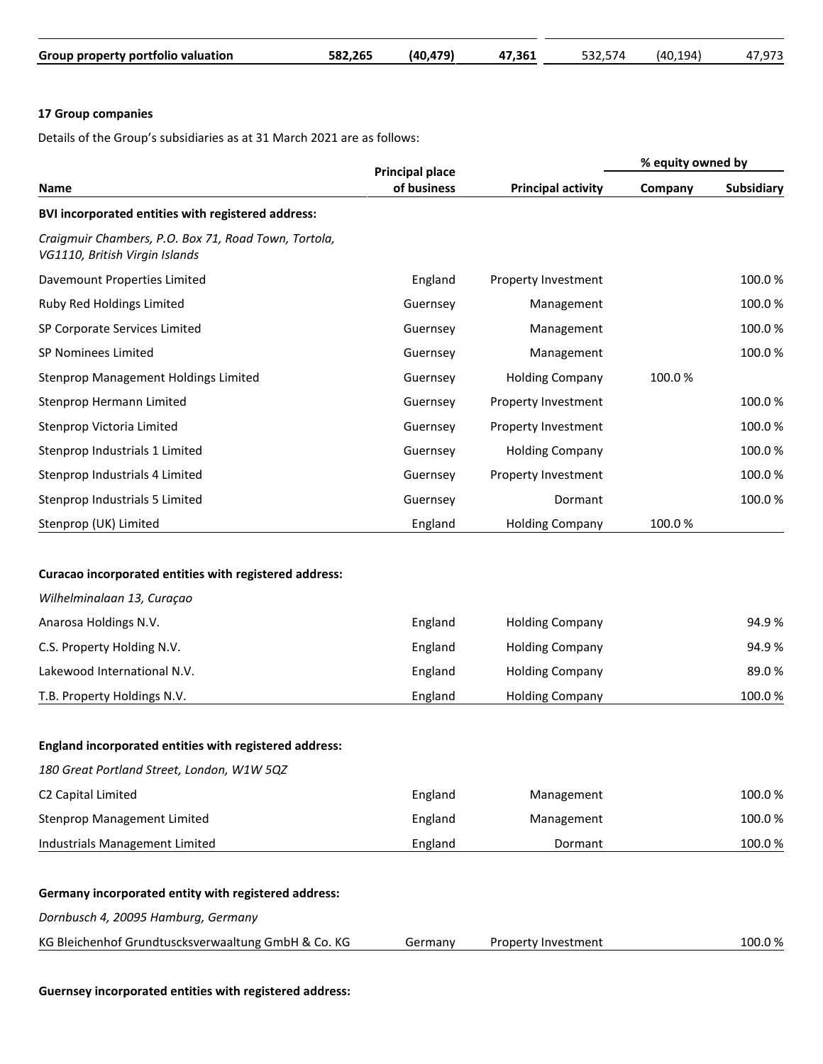| Group property portfolio valuation | 582,265 | (40,479) | 47,361 | 532,574 | (40,194) | 47,973 |
|---|---|---|---|---|---|---|

**17 Group companies**

Details of the Group's subsidiaries as at 31 March 2021 are as follows:

| Name | Principal place of business | Principal activity | % equity owned by | |
|---|---|---|---|---|
| | | | Company | Subsidiary |
| **BVI incorporated entities with registered address:** | | | | |
| *Craigmuir Chambers, P.O. Box 71, Road Town, Tortola, VG1110, British Virgin Islands* | | | | |
| Davemount Properties Limited | England | Property Investment | | 100.0 % |
| Ruby Red Holdings Limited | Guernsey | Management | | 100.0 % |
| SP Corporate Services Limited | Guernsey | Management | | 100.0 % |
| SP Nominees Limited | Guernsey | Management | | 100.0 % |
| Stenprop Management Holdings Limited | Guernsey | Holding Company | 100.0 % | |
| Stenprop Hermann Limited | Guernsey | Property Investment | | 100.0 % |
| Stenprop Victoria Limited | Guernsey | Property Investment | | 100.0 % |
| Stenprop Industrials 1 Limited | Guernsey | Holding Company | | 100.0 % |
| Stenprop Industrials 4 Limited | Guernsey | Property Investment | | 100.0 % |
| Stenprop Industrials 5 Limited | Guernsey | Dormant | | 100.0 % |
| Stenprop (UK) Limited | England | Holding Company | 100.0 % | |
| **Curacao incorporated entities with registered address:** | | | | |
| *Wilhelminalaan 13, Curaçao* | | | | |
| Anarosa Holdings N.V. | England | Holding Company | | 94.9 % |
| C.S. Property Holding N.V. | England | Holding Company | | 94.9 % |
| Lakewood International N.V. | England | Holding Company | | 89.0 % |
| T.B. Property Holdings N.V. | England | Holding Company | | 100.0 % |
| **England incorporated entities with registered address:** | | | | |
| *180 Great Portland Street, London, W1W 5QZ* | | | | |
| C2 Capital Limited | England | Management | | 100.0 % |
| Stenprop Management Limited | England | Management | | 100.0 % |
| Industrials Management Limited | England | Dormant | | 100.0 % |
| **Germany incorporated entity with registered address:** | | | | |
| *Dornbusch 4, 20095 Hamburg, Germany* | | | | |
| KG Bleichenhof Grundtuscksverwaaltung GmbH & Co. KG | Germany | Property Investment | | 100.0 % |
| **Guernsey incorporated entities with registered address:** | | | | |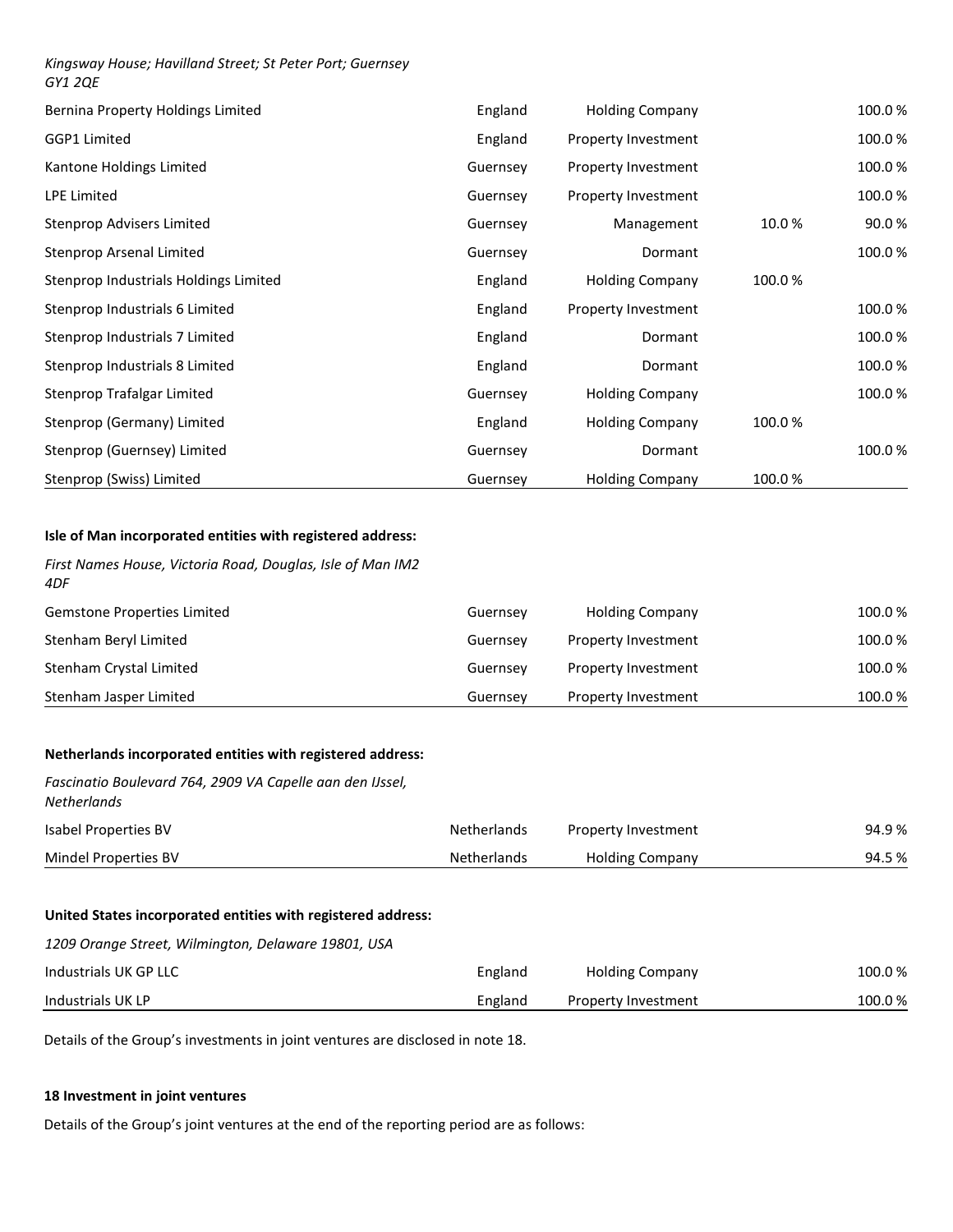*Kingsway House; Havilland Street; St Peter Port; Guernsey GY1 2QE*

| | | | | |
|---|---|---|---|---|
| Bernina Property Holdings Limited | England | Holding Company | | 100.0 % |
| GGP1 Limited | England | Property Investment | | 100.0 % |
| Kantone Holdings Limited | Guernsey | Property Investment | | 100.0 % |
| LPE Limited | Guernsey | Property Investment | | 100.0 % |
| Stenprop Advisers Limited | Guernsey | Management | 10.0 % | 90.0 % |
| Stenprop Arsenal Limited | Guernsey | Dormant | | 100.0 % |
| Stenprop Industrials Holdings Limited | England | Holding Company | 100.0 % | |
| Stenprop Industrials 6 Limited | England | Property Investment | | 100.0 % |
| Stenprop Industrials 7 Limited | England | Dormant | | 100.0 % |
| Stenprop Industrials 8 Limited | England | Dormant | | 100.0 % |
| Stenprop Trafalgar Limited | Guernsey | Holding Company | | 100.0 % |
| Stenprop (Germany) Limited | England | Holding Company | 100.0 % | |
| Stenprop (Guernsey) Limited | Guernsey | Dormant | | 100.0 % |
| Stenprop (Swiss) Limited | Guernsey | Holding Company | 100.0 % | |

**Isle of Man incorporated entities with registered address:**

*First Names House, Victoria Road, Douglas, Isle of Man IM2 4DF*

| | | | | |
|---|---|---|---|---|
| Gemstone Properties Limited | Guernsey | Holding Company | | 100.0 % |
| Stenham Beryl Limited | Guernsey | Property Investment | | 100.0 % |
| Stenham Crystal Limited | Guernsey | Property Investment | | 100.0 % |
| Stenham Jasper Limited | Guernsey | Property Investment | | 100.0 % |

**Netherlands incorporated entities with registered address:**

*Fascinatio Boulevard 764, 2909 VA Capelle aan den IJssel, Netherlands*

| | | | | |
|---|---|---|---|---|
| Isabel Properties BV | Netherlands | Property Investment | | 94.9 % |
| Mindel Properties BV | Netherlands | Holding Company | | 94.5 % |

**United States incorporated entities with registered address:**

*1209 Orange Street, Wilmington, Delaware 19801, USA*

| | | | | |
|---|---|---|---|---|
| Industrials UK GP LLC | England | Holding Company | | 100.0 % |
| Industrials UK LP | England | Property Investment | | 100.0 % |

Details of the Group's investments in joint ventures are disclosed in note 18.

**18 Investment in joint ventures**

Details of the Group's joint ventures at the end of the reporting period are as follows: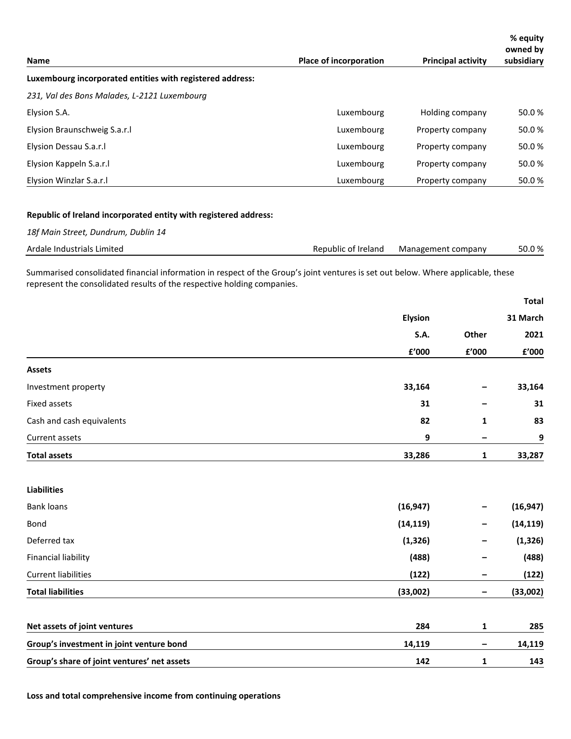| Name | Place of incorporation | Principal activity | % equity owned by subsidiary |
|---|---|---|---|
| **Luxembourg incorporated entities with registered address:** | | | |
| *231, Val des Bons Malades, L-2121 Luxembourg* | | | |
| Elysion S.A. | Luxembourg | Holding company | 50.0 % |
| Elysion Braunschweig S.a.r.l | Luxembourg | Property company | 50.0 % |
| Elysion Dessau S.a.r.l | Luxembourg | Property company | 50.0 % |
| Elysion Kappeln S.a.r.l | Luxembourg | Property company | 50.0 % |
| Elysion Winzlar S.a.r.l | Luxembourg | Property company | 50.0 % |
| **Republic of Ireland incorporated entity with registered address:** | | | |
| *18f Main Street, Dundrum, Dublin 14* | | | |
| Ardale Industrials Limited | Republic of Ireland | Management company | 50.0 % |

Summarised consolidated financial information in respect of the Group's joint ventures is set out below. Where applicable, these represent the consolidated results of the respective holding companies.

| | Elysion S.A. £'000 | Other £'000 | Total 31 March 2021 £'000 |
|---|---|---|---|
| **Assets** | | | |
| Investment property | **33,164** | – | 33,164 |
| Fixed assets | **31** | – | 31 |
| Cash and cash equivalents | **82** | **1** | 83 |
| Current assets | **9** | – | 9 |
| **Total assets** | **33,286** | **1** | **33,287** |
| **Liabilities** | | | |
| Bank loans | **(16,947)** | – | (16,947) |
| Bond | **(14,119)** | – | (14,119) |
| Deferred tax | **(1,326)** | – | (1,326) |
| Financial liability | **(488)** | – | (488) |
| Current liabilities | **(122)** | – | (122) |
| **Total liabilities** | **(33,002)** | – | **(33,002)** |
| **Net assets of joint ventures** | **284** | **1** | **285** |
| **Group's investment in joint venture bond** | **14,119** | – | **14,119** |
| **Group's share of joint ventures' net assets** | **142** | **1** | **143** |

**Loss and total comprehensive income from continuing operations**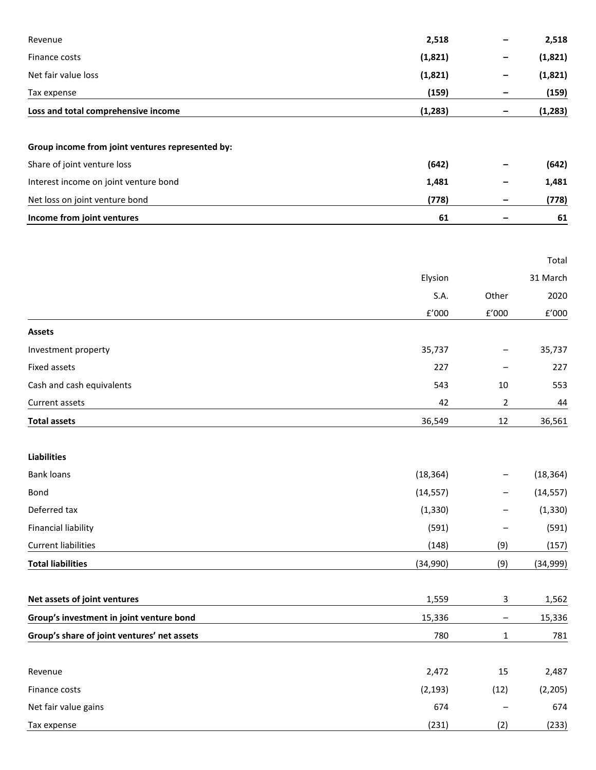| | | | |
|---|---|---|---|
| Revenue | **2,518** | **–** | **2,518** |
| Finance costs | **(1,821)** | **–** | **(1,821)** |
| Net fair value loss | **(1,821)** | **–** | **(1,821)** |
| Tax expense | **(159)** | **–** | **(159)** |
| **Loss and total comprehensive income** | **(1,283)** | **–** | **(1,283)** |
| | | | |
| **Group income from joint ventures represented by:** | | | |
| Share of joint venture loss | **(642)** | **–** | **(642)** |
| Interest income on joint venture bond | **1,481** | **–** | **1,481** |
| Net loss on joint venture bond | **(778)** | **–** | **(778)** |
| **Income from joint ventures** | **61** | **–** | **61** |

| | Elysion S.A. £'000 | Other £'000 | Total 31 March 2020 £'000 |
|---|---|---|---|
| **Assets** | | | |
| Investment property | 35,737 | – | 35,737 |
| Fixed assets | 227 | – | 227 |
| Cash and cash equivalents | 543 | 10 | 553 |
| Current assets | 42 | 2 | 44 |
| **Total assets** | 36,549 | 12 | 36,561 |
| | | | |
| **Liabilities** | | | |
| Bank loans | (18,364) | – | (18,364) |
| Bond | (14,557) | – | (14,557) |
| Deferred tax | (1,330) | – | (1,330) |
| Financial liability | (591) | – | (591) |
| Current liabilities | (148) | (9) | (157) |
| **Total liabilities** | (34,990) | (9) | (34,999) |
| | | | |
| **Net assets of joint ventures** | 1,559 | 3 | 1,562 |
| **Group's investment in joint venture bond** | 15,336 | – | 15,336 |
| **Group's share of joint ventures' net assets** | 780 | 1 | 781 |
| | | | |
| Revenue | 2,472 | 15 | 2,487 |
| Finance costs | (2,193) | (12) | (2,205) |
| Net fair value gains | 674 | – | 674 |
| Tax expense | (231) | (2) | (233) |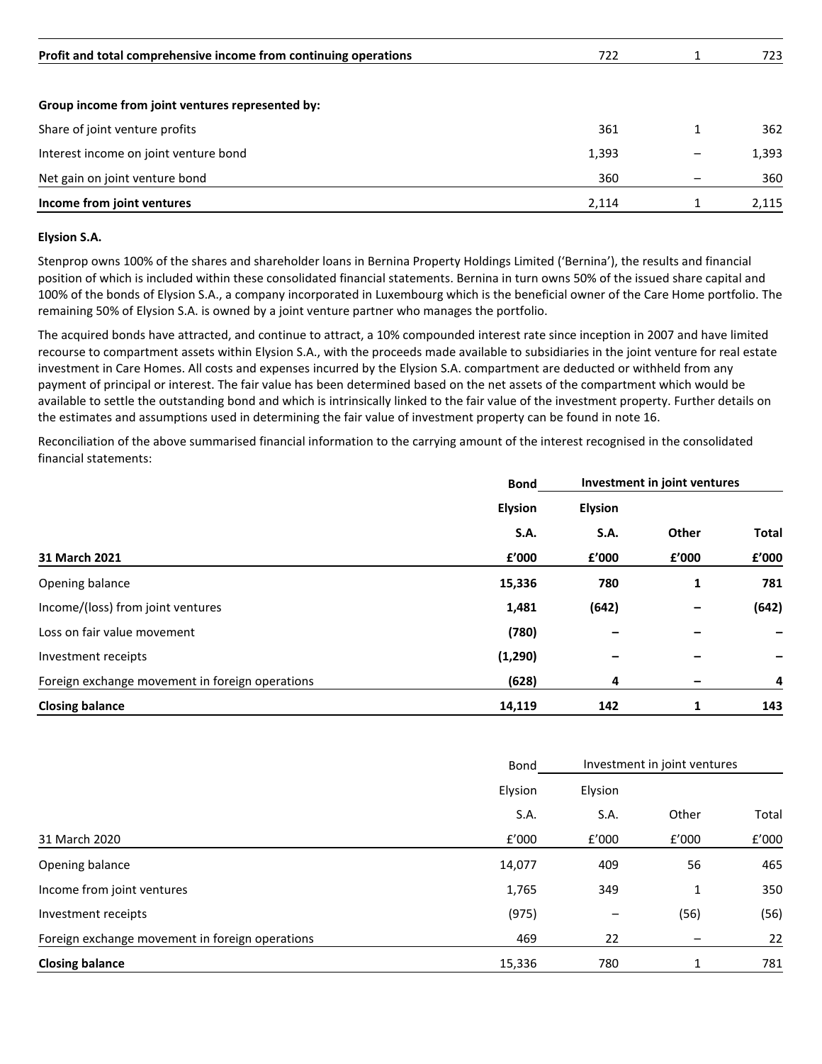| | | | |
|---|---|---|---|
| **Profit and total comprehensive income from continuing operations** | 722 | 1 | 723 |
| | | | |
| **Group income from joint ventures represented by:** | | | |
| Share of joint venture profits | 361 | 1 | 362 |
| Interest income on joint venture bond | 1,393 | – | 1,393 |
| Net gain on joint venture bond | 360 | – | 360 |
| **Income from joint ventures** | 2,114 | 1 | 2,115 |

**Elysion S.A.**

Stenprop owns 100% of the shares and shareholder loans in Bernina Property Holdings Limited ('Bernina'), the results and financial position of which is included within these consolidated financial statements. Bernina in turn owns 50% of the issued share capital and 100% of the bonds of Elysion S.A., a company incorporated in Luxembourg which is the beneficial owner of the Care Home portfolio. The remaining 50% of Elysion S.A. is owned by a joint venture partner who manages the portfolio.

The acquired bonds have attracted, and continue to attract, a 10% compounded interest rate since inception in 2007 and have limited recourse to compartment assets within Elysion S.A., with the proceeds made available to subsidiaries in the joint venture for real estate investment in Care Homes. All costs and expenses incurred by the Elysion S.A. compartment are deducted or withheld from any payment of principal or interest. The fair value has been determined based on the net assets of the compartment which would be available to settle the outstanding bond and which is intrinsically linked to the fair value of the investment property. Further details on the estimates and assumptions used in determining the fair value of investment property can be found in note 16.

Reconciliation of the above summarised financial information to the carrying amount of the interest recognised in the consolidated financial statements:

| | **Bond** | **Investment in joint ventures** | | |
|---|---|---|---|---|
| | **Elysion S.A.** | **Elysion S.A.** | **Other** | **Total** |
| **31 March 2021** | **£'000** | **£'000** | **£'000** | **£'000** |
| Opening balance | **15,336** | **780** | **1** | **781** |
| Income/(loss) from joint ventures | **1,481** | **(642)** | **–** | **(642)** |
| Loss on fair value movement | **(780)** | **–** | **–** | **–** |
| Investment receipts | **(1,290)** | **–** | **–** | **–** |
| Foreign exchange movement in foreign operations | **(628)** | **4** | **–** | **4** |
| **Closing balance** | **14,119** | **142** | **1** | **143** |

| | Bond | Investment in joint ventures | | |
|---|---|---|---|---|
| | Elysion S.A. | Elysion S.A. | Other | Total |
| 31 March 2020 | £'000 | £'000 | £'000 | £'000 |
| Opening balance | 14,077 | 409 | 56 | 465 |
| Income from joint ventures | 1,765 | 349 | 1 | 350 |
| Investment receipts | (975) | – | (56) | (56) |
| Foreign exchange movement in foreign operations | 469 | 22 | – | 22 |
| **Closing balance** | 15,336 | 780 | 1 | 781 |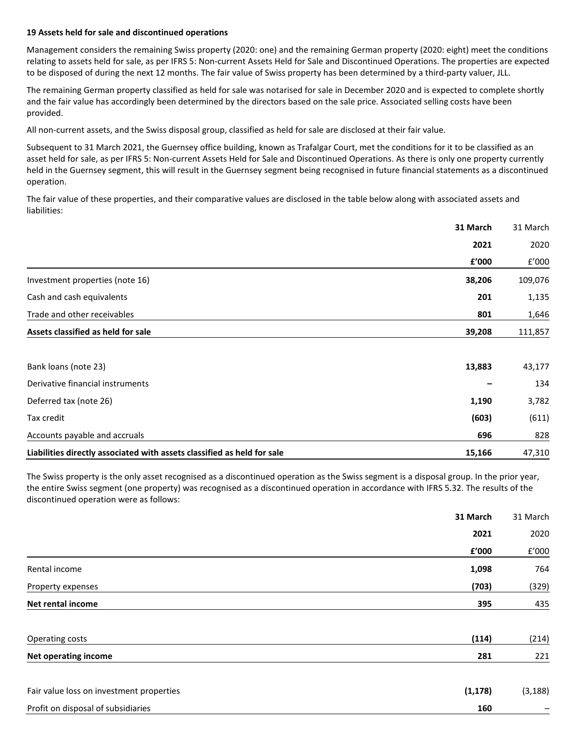### 19 Assets held for sale and discontinued operations

Management considers the remaining Swiss property (2020: one) and the remaining German property (2020: eight) meet the conditions relating to assets held for sale, as per IFRS 5: Non-current Assets Held for Sale and Discontinued Operations. The properties are expected to be disposed of during the next 12 months. The fair value of Swiss property has been determined by a third-party valuer, JLL.

The remaining German property classified as held for sale was notarised for sale in December 2020 and is expected to complete shortly and the fair value has accordingly been determined by the directors based on the sale price. Associated selling costs have been provided.

All non-current assets, and the Swiss disposal group, classified as held for sale are disclosed at their fair value.

Subsequent to 31 March 2021, the Guernsey office building, known as Trafalgar Court, met the conditions for it to be classified as an asset held for sale, as per IFRS 5: Non-current Assets Held for Sale and Discontinued Operations. As there is only one property currently held in the Guernsey segment, this will result in the Guernsey segment being recognised in future financial statements as a discontinued operation.

The fair value of these properties, and their comparative values are disclosed in the table below along with associated assets and liabilities:

| | **31 March 2021 £'000** | 31 March 2020 £'000 |
|---|---|---|
| Investment properties (note 16) | **38,206** | 109,076 |
| Cash and cash equivalents | **201** | 1,135 |
| Trade and other receivables | **801** | 1,646 |
| **Assets classified as held for sale** | **39,208** | 111,857 |
| | | |
| Bank loans (note 23) | **13,883** | 43,177 |
| Derivative financial instruments | **–** | 134 |
| Deferred tax (note 26) | **1,190** | 3,782 |
| Tax credit | **(603)** | (611) |
| Accounts payable and accruals | **696** | 828 |
| **Liabilities directly associated with assets classified as held for sale** | **15,166** | 47,310 |

The Swiss property is the only asset recognised as a discontinued operation as the Swiss segment is a disposal group. In the prior year, the entire Swiss segment (one property) was recognised as a discontinued operation in accordance with IFRS 5.32. The results of the discontinued operation were as follows:

| | **31 March 2021 £'000** | 31 March 2020 £'000 |
|---|---|---|
| Rental income | **1,098** | 764 |
| Property expenses | **(703)** | (329) |
| **Net rental income** | **395** | 435 |
| | | |
| Operating costs | **(114)** | (214) |
| **Net operating income** | **281** | 221 |
| | | |
| Fair value loss on investment properties | **(1,178)** | (3,188) |
| Profit on disposal of subsidiaries | **160** | – |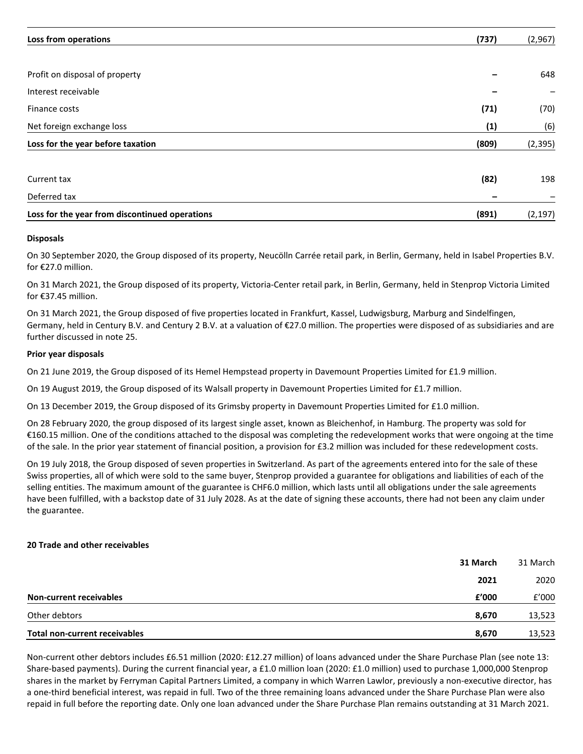| | | |
|---|---|---|
| **Loss from operations** | **(737)** | (2,967) |
| | | |
| Profit on disposal of property | **–** | 648 |
| Interest receivable | **–** | – |
| Finance costs | **(71)** | (70) |
| Net foreign exchange loss | **(1)** | (6) |
| **Loss for the year before taxation** | **(809)** | (2,395) |
| | | |
| Current tax | **(82)** | 198 |
| Deferred tax | **–** | – |
| **Loss for the year from discontinued operations** | **(891)** | (2,197) |

**Disposals**

On 30 September 2020, the Group disposed of its property, Neucölln Carrée retail park, in Berlin, Germany, held in Isabel Properties B.V. for €27.0 million.

On 31 March 2021, the Group disposed of its property, Victoria-Center retail park, in Berlin, Germany, held in Stenprop Victoria Limited for €37.45 million.

On 31 March 2021, the Group disposed of five properties located in Frankfurt, Kassel, Ludwigsburg, Marburg and Sindelfingen, Germany, held in Century B.V. and Century 2 B.V. at a valuation of €27.0 million. The properties were disposed of as subsidiaries and are further discussed in note 25.

**Prior year disposals**

On 21 June 2019, the Group disposed of its Hemel Hempstead property in Davemount Properties Limited for £1.9 million.

On 19 August 2019, the Group disposed of its Walsall property in Davemount Properties Limited for £1.7 million.

On 13 December 2019, the Group disposed of its Grimsby property in Davemount Properties Limited for £1.0 million.

On 28 February 2020, the group disposed of its largest single asset, known as Bleichenhof, in Hamburg. The property was sold for €160.15 million. One of the conditions attached to the disposal was completing the redevelopment works that were ongoing at the time of the sale. In the prior year statement of financial position, a provision for £3.2 million was included for these redevelopment costs.

On 19 July 2018, the Group disposed of seven properties in Switzerland. As part of the agreements entered into for the sale of these Swiss properties, all of which were sold to the same buyer, Stenprop provided a guarantee for obligations and liabilities of each of the selling entities. The maximum amount of the guarantee is CHF6.0 million, which lasts until all obligations under the sale agreements have been fulfilled, with a backstop date of 31 July 2028. As at the date of signing these accounts, there had not been any claim under the guarantee.

**20 Trade and other receivables**

| | **31 March 2021** | 31 March 2020 |
|---|---|---|
| **Non-current receivables** | **£'000** | £'000 |
| Other debtors | **8,670** | 13,523 |
| **Total non-current receivables** | **8,670** | 13,523 |

Non-current other debtors includes £6.51 million (2020: £12.27 million) of loans advanced under the Share Purchase Plan (see note 13: Share-based payments). During the current financial year, a £1.0 million loan (2020: £1.0 million) used to purchase 1,000,000 Stenprop shares in the market by Ferryman Capital Partners Limited, a company in which Warren Lawlor, previously a non-executive director, has a one-third beneficial interest, was repaid in full. Two of the three remaining loans advanced under the Share Purchase Plan were also repaid in full before the reporting date. Only one loan advanced under the Share Purchase Plan remains outstanding at 31 March 2021.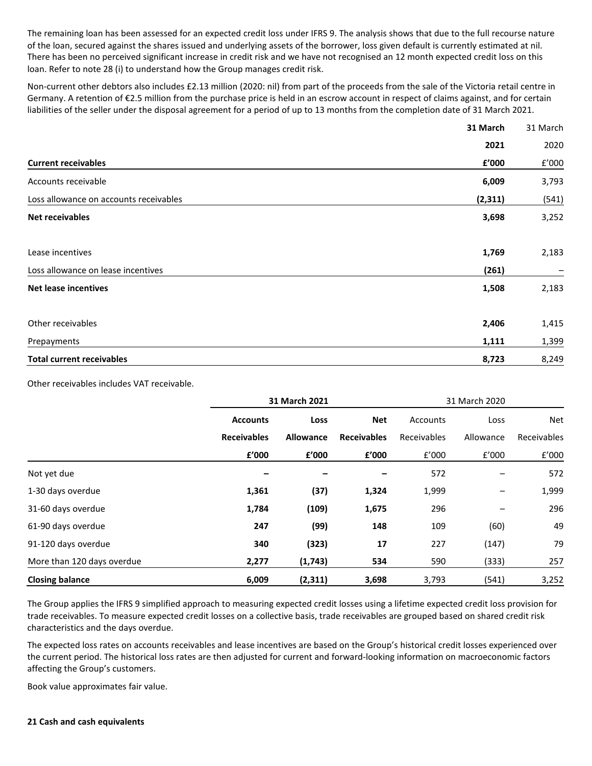The remaining loan has been assessed for an expected credit loss under IFRS 9. The analysis shows that due to the full recourse nature of the loan, secured against the shares issued and underlying assets of the borrower, loss given default is currently estimated at nil. There has been no perceived significant increase in credit risk and we have not recognised an 12 month expected credit loss on this loan. Refer to note 28 (i) to understand how the Group manages credit risk.

Non-current other debtors also includes £2.13 million (2020: nil) from part of the proceeds from the sale of the Victoria retail centre in Germany. A retention of €2.5 million from the purchase price is held in an escrow account in respect of claims against, and for certain liabilities of the seller under the disposal agreement for a period of up to 13 months from the completion date of 31 March 2021.

| | **31 March 2021** | 31 March 2020 |
|---|---|---|
| **Current receivables** | **£'000** | £'000 |
| Accounts receivable | **6,009** | 3,793 |
| Loss allowance on accounts receivables | **(2,311)** | (541) |
| **Net receivables** | **3,698** | 3,252 |
| | | |
| Lease incentives | **1,769** | 2,183 |
| Loss allowance on lease incentives | **(261)** | – |
| **Net lease incentives** | **1,508** | 2,183 |
| | | |
| Other receivables | **2,406** | 1,415 |
| Prepayments | **1,111** | 1,399 |
| **Total current receivables** | **8,723** | 8,249 |

Other receivables includes VAT receivable.

| | **31 March 2021** | | | 31 March 2020 | | |
|---|---|---|---|---|---|---|
| | **Accounts Receivables £'000** | **Loss Allowance £'000** | **Net Receivables £'000** | Accounts Receivables £'000 | Loss Allowance £'000 | Net Receivables £'000 |
| Not yet due | **–** | **–** | **–** | 572 | – | 572 |
| 1-30 days overdue | **1,361** | **(37)** | **1,324** | 1,999 | – | 1,999 |
| 31-60 days overdue | **1,784** | **(109)** | **1,675** | 296 | – | 296 |
| 61-90 days overdue | **247** | **(99)** | **148** | 109 | (60) | 49 |
| 91-120 days overdue | **340** | **(323)** | **17** | 227 | (147) | 79 |
| More than 120 days overdue | **2,277** | **(1,743)** | **534** | 590 | (333) | 257 |
| **Closing balance** | **6,009** | **(2,311)** | **3,698** | 3,793 | (541) | 3,252 |

The Group applies the IFRS 9 simplified approach to measuring expected credit losses using a lifetime expected credit loss provision for trade receivables. To measure expected credit losses on a collective basis, trade receivables are grouped based on shared credit risk characteristics and the days overdue.

The expected loss rates on accounts receivables and lease incentives are based on the Group's historical credit losses experienced over the current period. The historical loss rates are then adjusted for current and forward-looking information on macroeconomic factors affecting the Group's customers.

Book value approximates fair value.

**21 Cash and cash equivalents**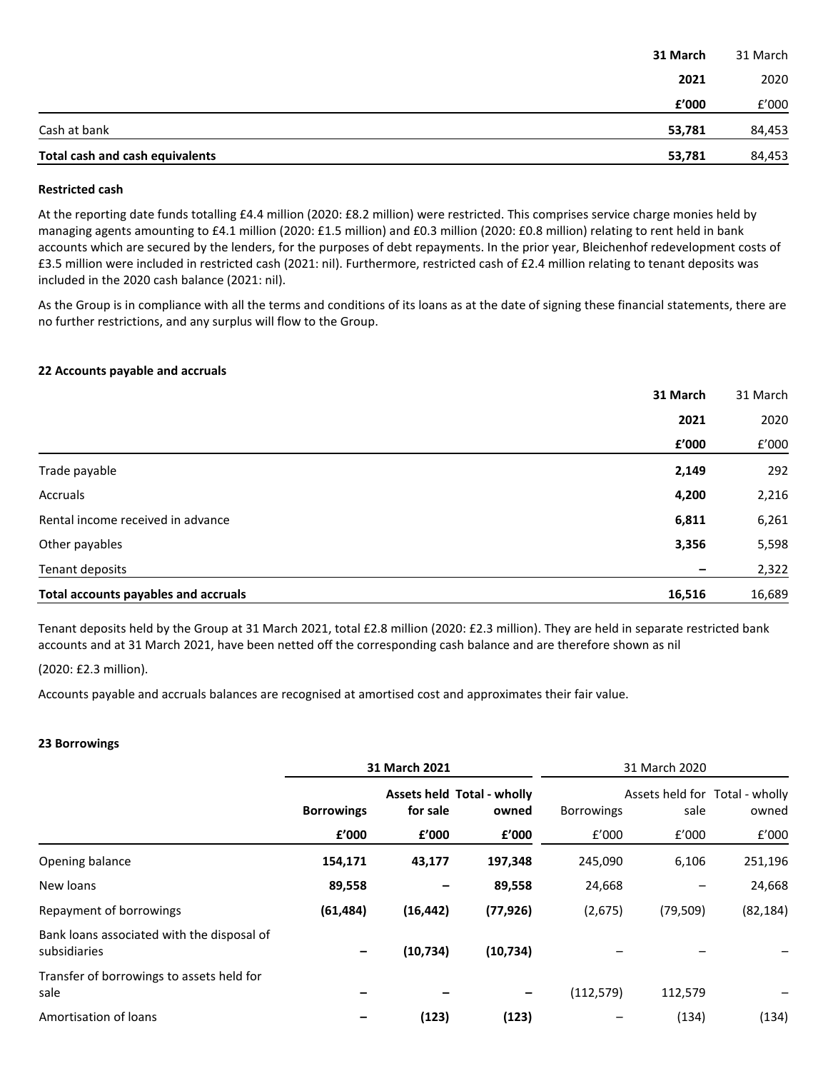| | 31 March 2021 £'000 | 31 March 2020 £'000 |
|---|---|---|
| Cash at bank | **53,781** | 84,453 |
| **Total cash and cash equivalents** | **53,781** | 84,453 |

**Restricted cash**

At the reporting date funds totalling £4.4 million (2020: £8.2 million) were restricted. This comprises service charge monies held by managing agents amounting to £4.1 million (2020: £1.5 million) and £0.3 million (2020: £0.8 million) relating to rent held in bank accounts which are secured by the lenders, for the purposes of debt repayments. In the prior year, Bleichenhof redevelopment costs of £3.5 million were included in restricted cash (2021: nil). Furthermore, restricted cash of £2.4 million relating to tenant deposits was included in the 2020 cash balance (2021: nil).

As the Group is in compliance with all the terms and conditions of its loans as at the date of signing these financial statements, there are no further restrictions, and any surplus will flow to the Group.

**22 Accounts payable and accruals**

| | 31 March 2021 £'000 | 31 March 2020 £'000 |
|---|---|---|
| Trade payable | **2,149** | 292 |
| Accruals | **4,200** | 2,216 |
| Rental income received in advance | **6,811** | 6,261 |
| Other payables | **3,356** | 5,598 |
| Tenant deposits | **–** | 2,322 |
| **Total accounts payables and accruals** | **16,516** | 16,689 |

Tenant deposits held by the Group at 31 March 2021, total £2.8 million (2020: £2.3 million). They are held in separate restricted bank accounts and at 31 March 2021, have been netted off the corresponding cash balance and are therefore shown as nil

(2020: £2.3 million).

Accounts payable and accruals balances are recognised at amortised cost and approximates their fair value.

**23 Borrowings**

| | **31 March 2021** | | | 31 March 2020 | | |
|---|---|---|---|---|---|---|
| | **Borrowings £'000** | **Assets held for sale £'000** | **Total - wholly owned £'000** | Borrowings £'000 | Assets held for sale £'000 | Total - wholly owned £'000 |
| Opening balance | **154,171** | **43,177** | **197,348** | 245,090 | 6,106 | 251,196 |
| New loans | **89,558** | **–** | **89,558** | 24,668 | – | 24,668 |
| Repayment of borrowings | **(61,484)** | **(16,442)** | **(77,926)** | (2,675) | (79,509) | (82,184) |
| Bank loans associated with the disposal of subsidiaries | **–** | **(10,734)** | **(10,734)** | – | – | – |
| Transfer of borrowings to assets held for sale | **–** | **–** | **–** | (112,579) | 112,579 | – |
| Amortisation of loans | **–** | **(123)** | **(123)** | – | (134) | (134) |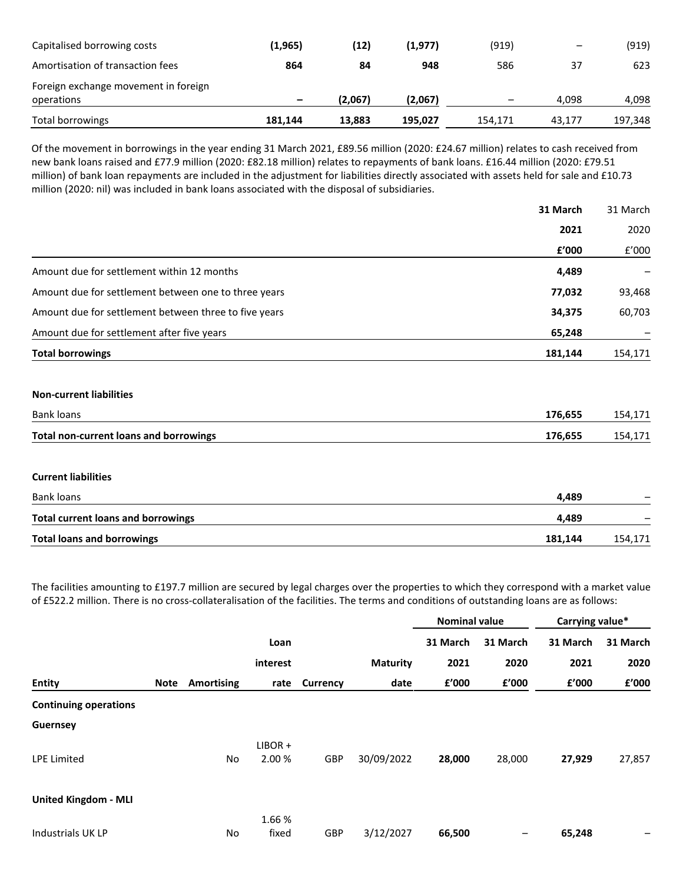| | | | | | | |
|---|---|---|---|---|---|---|
| Capitalised borrowing costs | **(1,965)** | **(12)** | **(1,977)** | (919) | – | (919) |
| Amortisation of transaction fees | **864** | **84** | **948** | 586 | 37 | 623 |
| Foreign exchange movement in foreign operations | **–** | **(2,067)** | **(2,067)** | – | 4,098 | 4,098 |
| Total borrowings | **181,144** | **13,883** | **195,027** | 154,171 | 43,177 | 197,348 |

Of the movement in borrowings in the year ending 31 March 2021, £89.56 million (2020: £24.67 million) relates to cash received from new bank loans raised and £77.9 million (2020: £82.18 million) relates to repayments of bank loans. £16.44 million (2020: £79.51 million) of bank loan repayments are included in the adjustment for liabilities directly associated with assets held for sale and £10.73 million (2020: nil) was included in bank loans associated with the disposal of subsidiaries.

| | **31 March 2021 £'000** | 31 March 2020 £'000 |
|---|---|---|
| Amount due for settlement within 12 months | **4,489** | – |
| Amount due for settlement between one to three years | **77,032** | 93,468 |
| Amount due for settlement between three to five years | **34,375** | 60,703 |
| Amount due for settlement after five years | **65,248** | – |
| **Total borrowings** | **181,144** | 154,171 |
| | | |
| **Non-current liabilities** | | |
| Bank loans | **176,655** | 154,171 |
| **Total non-current loans and borrowings** | **176,655** | 154,171 |
| | | |
| **Current liabilities** | | |
| Bank loans | **4,489** | – |
| **Total current loans and borrowings** | **4,489** | – |
| **Total loans and borrowings** | **181,144** | 154,171 |

The facilities amounting to £197.7 million are secured by legal charges over the properties to which they correspond with a market value of £522.2 million. There is no cross-collateralisation of the facilities. The terms and conditions of outstanding loans are as follows:

| | | | | | | Nominal value | | Carrying value* | |
|---|---|---|---|---|---|---|---|---|---|
| **Entity** | **Note** | **Amortising** | **Loan interest rate** | **Currency** | **Maturity date** | **31 March 2021 £'000** | **31 March 2020 £'000** | **31 March 2021 £'000** | **31 March 2020 £'000** |
| **Continuing operations** | | | | | | | | | |
| **Guernsey** | | | | | | | | | |
| LPE Limited | | No | LIBOR + 2.00 % | GBP | 30/09/2022 | **28,000** | 28,000 | **27,929** | 27,857 |
| **United Kingdom - MLI** | | | | | | | | | |
| Industrials UK LP | | No | 1.66 % fixed | GBP | 3/12/2027 | **66,500** | – | **65,248** | – |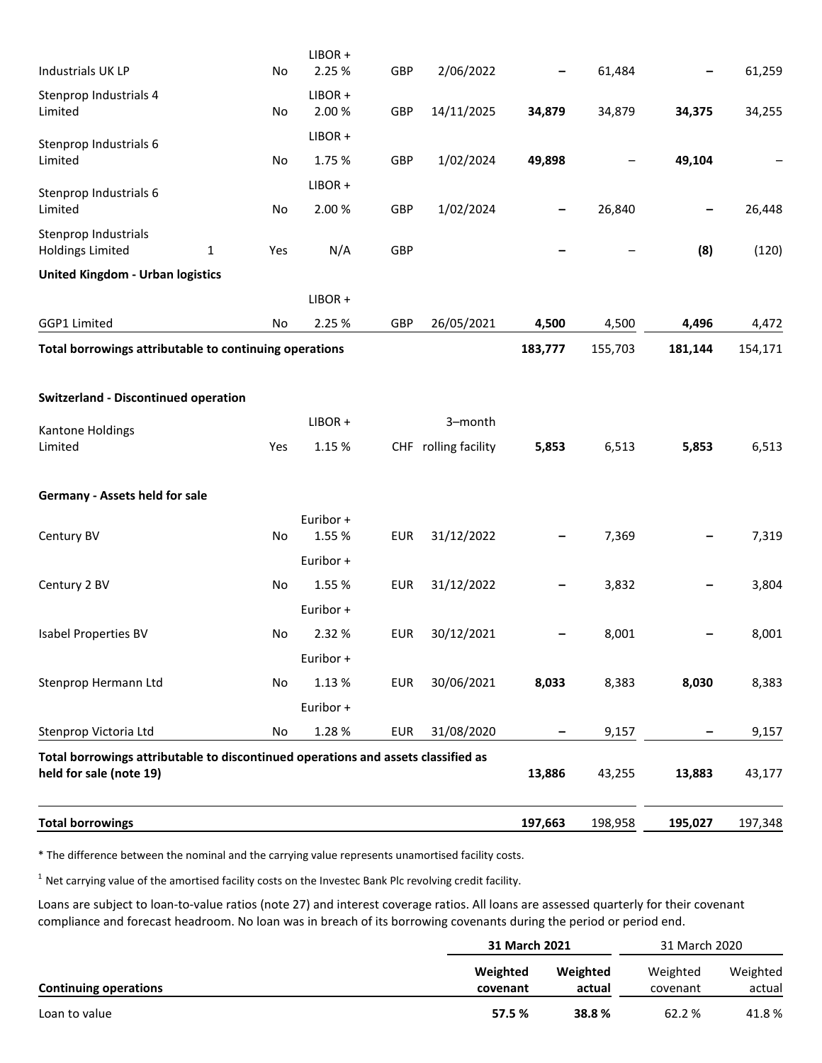| | | | | | | | | | |
|---|---|---|---|---|---|---|---|---|---|
| Industrials UK LP | | No | LIBOR + 2.25 % | GBP | 2/06/2022 | **–** | 61,484 | **–** | 61,259 |
| Stenprop Industrials 4 Limited | | No | LIBOR + 2.00 % | GBP | 14/11/2025 | **34,879** | 34,879 | **34,375** | 34,255 |
| Stenprop Industrials 6 Limited | | No | LIBOR + 1.75 % | GBP | 1/02/2024 | **49,898** | – | **49,104** | – |
| Stenprop Industrials 6 Limited | | No | LIBOR + 2.00 % | GBP | 1/02/2024 | **–** | 26,840 | **–** | 26,448 |
| Stenprop Industrials Holdings Limited | 1 | Yes | N/A | GBP | | **–** | – | **(8)** | (120) |
| **United Kingdom - Urban logistics** | | | | | | | | | |
| GGP1 Limited | | No | LIBOR + 2.25 % | GBP | 26/05/2021 | **4,500** | 4,500 | **4,496** | 4,472 |
| **Total borrowings attributable to continuing operations** | | | | | | **183,777** | 155,703 | **181,144** | 154,171 |
| | | | | | | | | | |
| **Switzerland - Discontinued operation** | | | | | | | | | |
| Kantone Holdings Limited | | Yes | LIBOR + 1.15 % | CHF | 3–month rolling facility | **5,853** | 6,513 | **5,853** | 6,513 |
| | | | | | | | | | |
| **Germany - Assets held for sale** | | | | | | | | | |
| Century BV | | No | Euribor + 1.55 % | EUR | 31/12/2022 | **–** | 7,369 | **–** | 7,319 |
| Century 2 BV | | No | Euribor + 1.55 % | EUR | 31/12/2022 | **–** | 3,832 | **–** | 3,804 |
| Isabel Properties BV | | No | Euribor + 2.32 % | EUR | 30/12/2021 | **–** | 8,001 | **–** | 8,001 |
| Stenprop Hermann Ltd | | No | Euribor + 1.13 % | EUR | 30/06/2021 | **8,033** | 8,383 | **8,030** | 8,383 |
| Stenprop Victoria Ltd | | No | Euribor + 1.28 % | EUR | 31/08/2020 | **–** | 9,157 | **–** | 9,157 |
| **Total borrowings attributable to discontinued operations and assets classified as held for sale (note 19)** | | | | | | **13,886** | 43,255 | **13,883** | 43,177 |
| | | | | | | | | | |
| **Total borrowings** | | | | | | **197,663** | 198,958 | **195,027** | 197,348 |

* The difference between the nominal and the carrying value represents unamortised facility costs.

[1] Net carrying value of the amortised facility costs on the Investec Bank Plc revolving credit facility.

Loans are subject to loan-to-value ratios (note 27) and interest coverage ratios. All loans are assessed quarterly for their covenant compliance and forecast headroom. No loan was in breach of its borrowing covenants during the period or period end.

| | **31 March 2021** | | 31 March 2020 | |
|---|---|---|---|---|
| **Continuing operations** | **Weighted covenant** | **Weighted actual** | Weighted covenant | Weighted actual |
| Loan to value | **57.5 %** | **38.8 %** | 62.2 % | 41.8 % |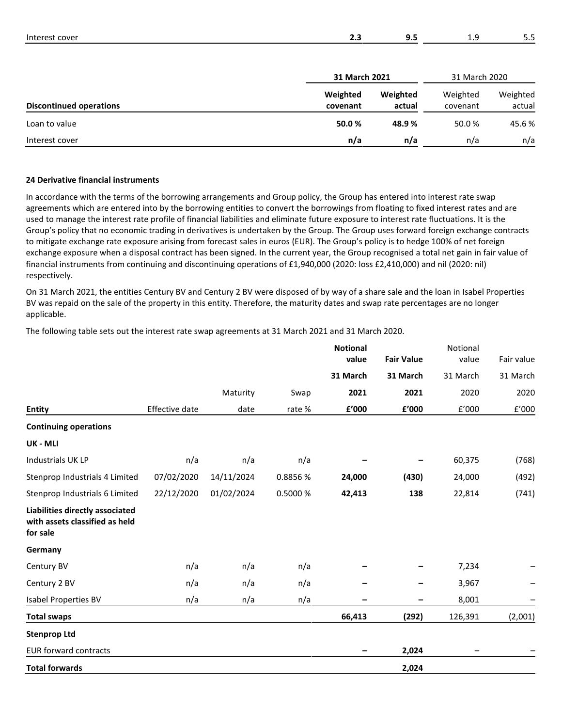| Interest cover | **2.3** | **9.5** | 1.9 | 5.5 |
|---|---|---|---|---|

| | **31 March 2021** | | 31 March 2020 | |
|---|---|---|---|---|
| **Discontinued operations** | **Weighted covenant** | **Weighted actual** | Weighted covenant | Weighted actual |
| Loan to value | **50.0 %** | **48.9 %** | 50.0 % | 45.6 % |
| Interest cover | **n/a** | **n/a** | n/a | n/a |

**24 Derivative financial instruments**

In accordance with the terms of the borrowing arrangements and Group policy, the Group has entered into interest rate swap agreements which are entered into by the borrowing entities to convert the borrowings from floating to fixed interest rates and are used to manage the interest rate profile of financial liabilities and eliminate future exposure to interest rate fluctuations. It is the Group's policy that no economic trading in derivatives is undertaken by the Group. The Group uses forward foreign exchange contracts to mitigate exchange rate exposure arising from forecast sales in euros (EUR). The Group's policy is to hedge 100% of net foreign exchange exposure when a disposal contract has been signed. In the current year, the Group recognised a total net gain in fair value of financial instruments from continuing and discontinuing operations of £1,940,000 (2020: loss £2,410,000) and nil (2020: nil) respectively.

On 31 March 2021, the entities Century BV and Century 2 BV were disposed of by way of a share sale and the loan in Isabel Properties BV was repaid on the sale of the property in this entity. Therefore, the maturity dates and swap rate percentages are no longer applicable.

The following table sets out the interest rate swap agreements at 31 March 2021 and 31 March 2020.

| Entity | Effective date | Maturity date | Swap rate % | **Notional value 31 March 2021 £'000** | **Fair Value 31 March 2021 £'000** | Notional value 31 March 2020 £'000 | Fair value 31 March 2020 £'000 |
|---|---|---|---|---|---|---|---|
| **Continuing operations** | | | | | | | |
| **UK - MLI** | | | | | | | |
| Industrials UK LP | n/a | n/a | n/a | **–** | **–** | 60,375 | (768) |
| Stenprop Industrials 4 Limited | 07/02/2020 | 14/11/2024 | 0.8856 % | **24,000** | **(430)** | 24,000 | (492) |
| Stenprop Industrials 6 Limited | 22/12/2020 | 01/02/2024 | 0.5000 % | **42,413** | **138** | 22,814 | (741) |
| **Liabilities directly associated with assets classified as held for sale** | | | | | | | |
| **Germany** | | | | | | | |
| Century BV | n/a | n/a | n/a | **–** | **–** | 7,234 | – |
| Century 2 BV | n/a | n/a | n/a | **–** | **–** | 3,967 | – |
| Isabel Properties BV | n/a | n/a | n/a | **–** | **–** | 8,001 | – |
| **Total swaps** | | | | **66,413** | **(292)** | 126,391 | (2,001) |
| **Stenprop Ltd** | | | | | | | |
| EUR forward contracts | | | | **–** | **2,024** | – | – |
| **Total forwards** | | | | | **2,024** | | |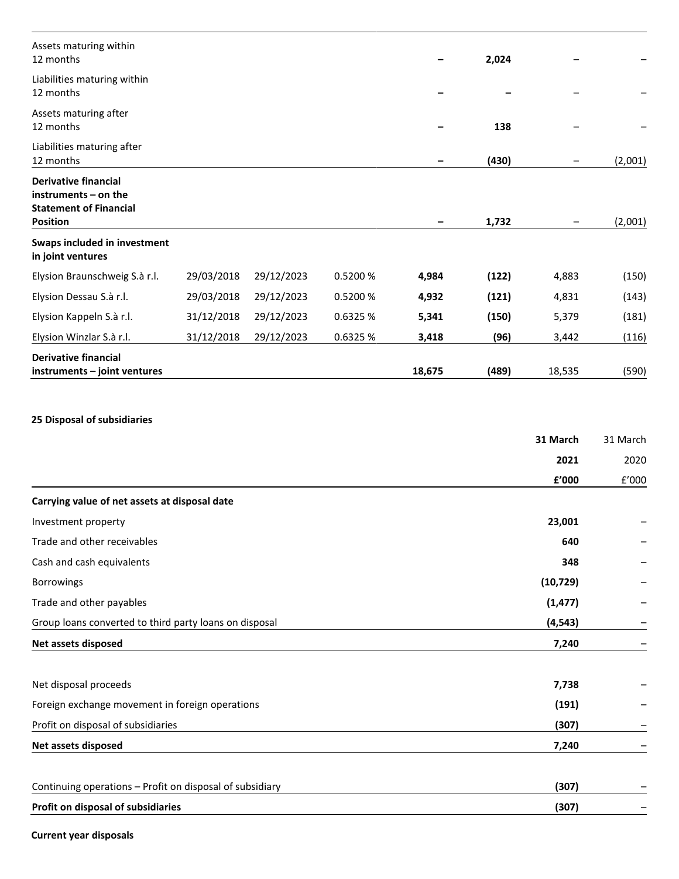| | | | | | | | |
|---|---|---|---|---|---|---|---|
| Assets maturing within 12 months | | | | – | 2,024 | – | – |
| Liabilities maturing within 12 months | | | | – | – | – | – |
| Assets maturing after 12 months | | | | – | 138 | – | – |
| Liabilities maturing after 12 months | | | | – | (430) | – | (2,001) |
| **Derivative financial instruments – on the Statement of Financial Position** | | | | **–** | **1,732** | – | (2,001) |
| **Swaps included in investment in joint ventures** | | | | | | | |
| Elysion Braunschweig S.à r.l. | 29/03/2018 | 29/12/2023 | 0.5200 % | **4,984** | **(122)** | 4,883 | (150) |
| Elysion Dessau S.à r.l. | 29/03/2018 | 29/12/2023 | 0.5200 % | **4,932** | **(121)** | 4,831 | (143) |
| Elysion Kappeln S.à r.l. | 31/12/2018 | 29/12/2023 | 0.6325 % | **5,341** | **(150)** | 5,379 | (181) |
| Elysion Winzlar S.à r.l. | 31/12/2018 | 29/12/2023 | 0.6325 % | **3,418** | **(96)** | 3,442 | (116) |
| **Derivative financial instruments – joint ventures** | | | | **18,675** | **(489)** | 18,535 | (590) |

**25 Disposal of subsidiaries**

| | **31 March 2021 £'000** | 31 March 2020 £'000 |
|---|---|---|
| **Carrying value of net assets at disposal date** | | |
| Investment property | **23,001** | – |
| Trade and other receivables | **640** | – |
| Cash and cash equivalents | **348** | – |
| Borrowings | **(10,729)** | – |
| Trade and other payables | **(1,477)** | – |
| Group loans converted to third party loans on disposal | **(4,543)** | – |
| **Net assets disposed** | **7,240** | – |
| | | |
| Net disposal proceeds | **7,738** | – |
| Foreign exchange movement in foreign operations | **(191)** | – |
| Profit on disposal of subsidiaries | **(307)** | – |
| **Net assets disposed** | **7,240** | – |
| | | |
| Continuing operations – Profit on disposal of subsidiary | **(307)** | – |
| **Profit on disposal of subsidiaries** | **(307)** | – |

**Current year disposals**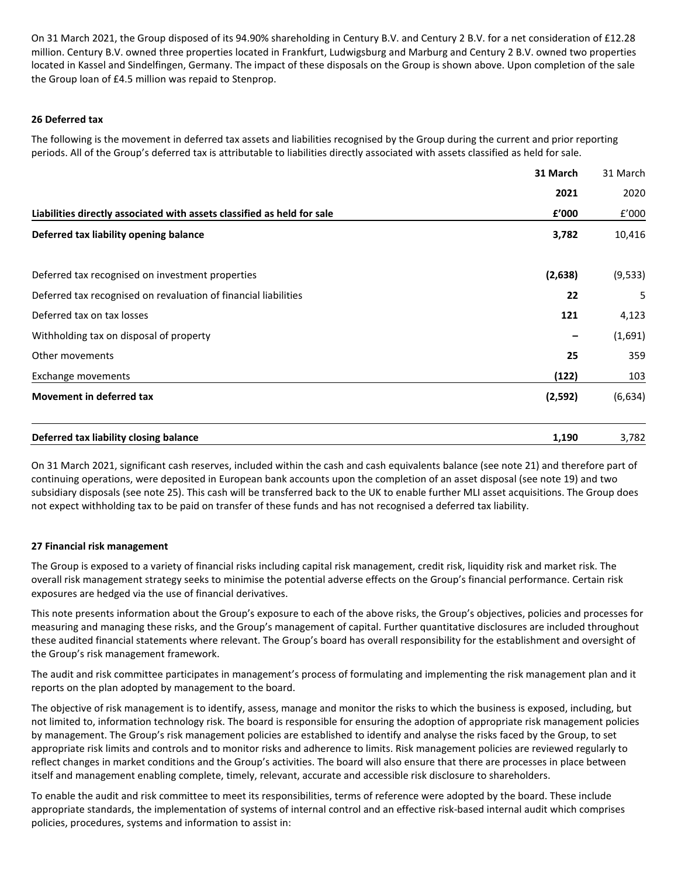On 31 March 2021, the Group disposed of its 94.90% shareholding in Century B.V. and Century 2 B.V. for a net consideration of £12.28 million. Century B.V. owned three properties located in Frankfurt, Ludwigsburg and Marburg and Century 2 B.V. owned two properties located in Kassel and Sindelfingen, Germany. The impact of these disposals on the Group is shown above. Upon completion of the sale the Group loan of £4.5 million was repaid to Stenprop.

## 26 Deferred tax

The following is the movement in deferred tax assets and liabilities recognised by the Group during the current and prior reporting periods. All of the Group's deferred tax is attributable to liabilities directly associated with assets classified as held for sale.

| Liabilities directly associated with assets classified as held for sale | **31 March 2021 £'000** | 31 March 2020 £'000 |
|---|---|---|
| **Deferred tax liability opening balance** | **3,782** | 10,416 |
| Deferred tax recognised on investment properties | **(2,638)** | (9,533) |
| Deferred tax recognised on revaluation of financial liabilities | **22** | 5 |
| Deferred tax on tax losses | **121** | 4,123 |
| Withholding tax on disposal of property | **–** | (1,691) |
| Other movements | **25** | 359 |
| Exchange movements | **(122)** | 103 |
| **Movement in deferred tax** | **(2,592)** | (6,634) |
| **Deferred tax liability closing balance** | **1,190** | 3,782 |

On 31 March 2021, significant cash reserves, included within the cash and cash equivalents balance (see note 21) and therefore part of continuing operations, were deposited in European bank accounts upon the completion of an asset disposal (see note 19) and two subsidiary disposals (see note 25). This cash will be transferred back to the UK to enable further MLI asset acquisitions. The Group does not expect withholding tax to be paid on transfer of these funds and has not recognised a deferred tax liability.

## 27 Financial risk management

The Group is exposed to a variety of financial risks including capital risk management, credit risk, liquidity risk and market risk. The overall risk management strategy seeks to minimise the potential adverse effects on the Group's financial performance. Certain risk exposures are hedged via the use of financial derivatives.

This note presents information about the Group's exposure to each of the above risks, the Group's objectives, policies and processes for measuring and managing these risks, and the Group's management of capital. Further quantitative disclosures are included throughout these audited financial statements where relevant. The Group's board has overall responsibility for the establishment and oversight of the Group's risk management framework.

The audit and risk committee participates in management's process of formulating and implementing the risk management plan and it reports on the plan adopted by management to the board.

The objective of risk management is to identify, assess, manage and monitor the risks to which the business is exposed, including, but not limited to, information technology risk. The board is responsible for ensuring the adoption of appropriate risk management policies by management. The Group's risk management policies are established to identify and analyse the risks faced by the Group, to set appropriate risk limits and controls and to monitor risks and adherence to limits. Risk management policies are reviewed regularly to reflect changes in market conditions and the Group's activities. The board will also ensure that there are processes in place between itself and management enabling complete, timely, relevant, accurate and accessible risk disclosure to shareholders.

To enable the audit and risk committee to meet its responsibilities, terms of reference were adopted by the board. These include appropriate standards, the implementation of systems of internal control and an effective risk-based internal audit which comprises policies, procedures, systems and information to assist in: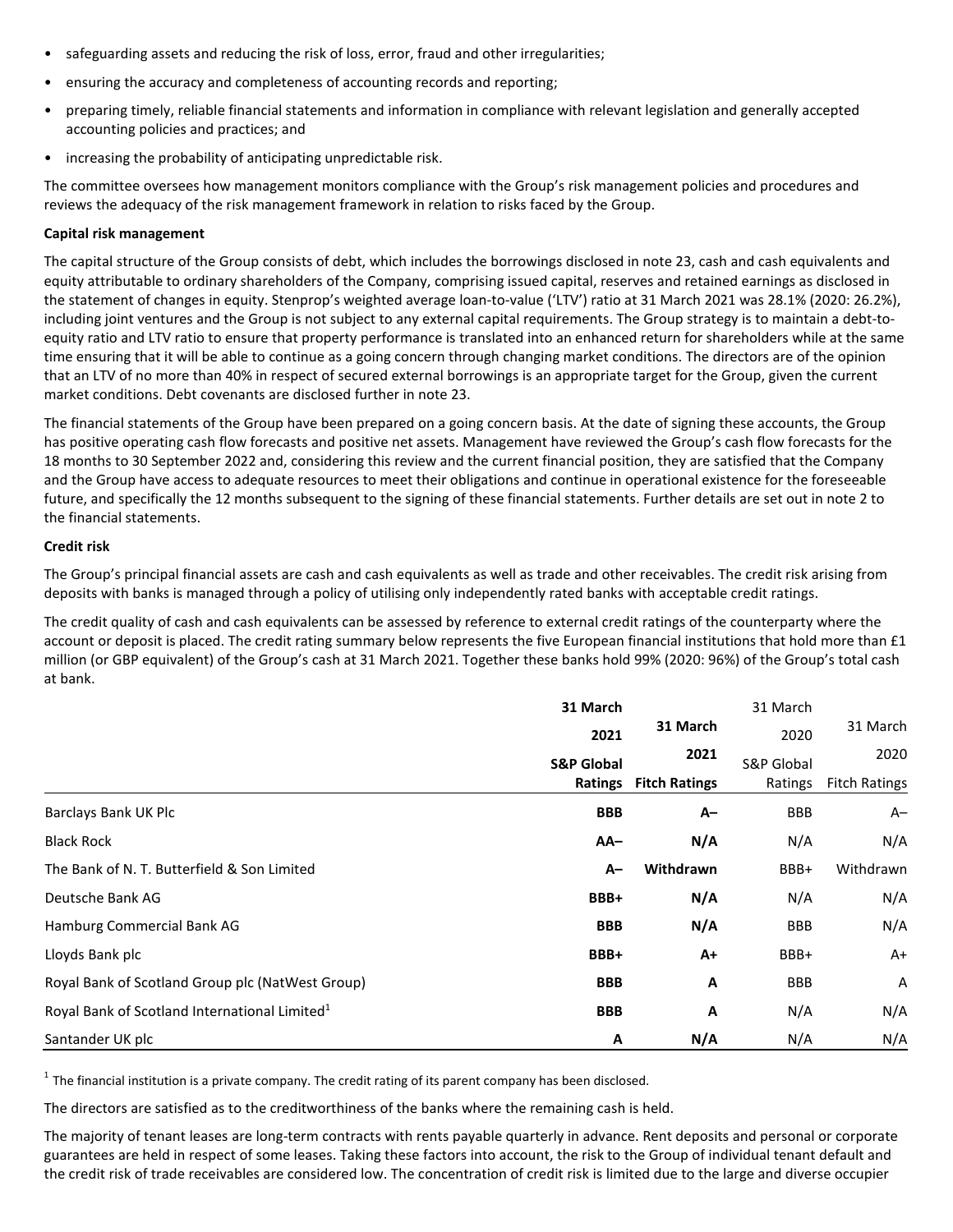- safeguarding assets and reducing the risk of loss, error, fraud and other irregularities;
- ensuring the accuracy and completeness of accounting records and reporting;
- preparing timely, reliable financial statements and information in compliance with relevant legislation and generally accepted accounting policies and practices; and
- increasing the probability of anticipating unpredictable risk.

The committee oversees how management monitors compliance with the Group's risk management policies and procedures and reviews the adequacy of the risk management framework in relation to risks faced by the Group.

**Capital risk management**

The capital structure of the Group consists of debt, which includes the borrowings disclosed in note 23, cash and cash equivalents and equity attributable to ordinary shareholders of the Company, comprising issued capital, reserves and retained earnings as disclosed in the statement of changes in equity. Stenprop's weighted average loan-to-value ('LTV') ratio at 31 March 2021 was 28.1% (2020: 26.2%), including joint ventures and the Group is not subject to any external capital requirements. The Group strategy is to maintain a debt-to-equity ratio and LTV ratio to ensure that property performance is translated into an enhanced return for shareholders while at the same time ensuring that it will be able to continue as a going concern through changing market conditions. The directors are of the opinion that an LTV of no more than 40% in respect of secured external borrowings is an appropriate target for the Group, given the current market conditions. Debt covenants are disclosed further in note 23.

The financial statements of the Group have been prepared on a going concern basis. At the date of signing these accounts, the Group has positive operating cash flow forecasts and positive net assets. Management have reviewed the Group's cash flow forecasts for the 18 months to 30 September 2022 and, considering this review and the current financial position, they are satisfied that the Company and the Group have access to adequate resources to meet their obligations and continue in operational existence for the foreseeable future, and specifically the 12 months subsequent to the signing of these financial statements. Further details are set out in note 2 to the financial statements.

**Credit risk**

The Group's principal financial assets are cash and cash equivalents as well as trade and other receivables. The credit risk arising from deposits with banks is managed through a policy of utilising only independently rated banks with acceptable credit ratings.

The credit quality of cash and cash equivalents can be assessed by reference to external credit ratings of the counterparty where the account or deposit is placed. The credit rating summary below represents the five European financial institutions that hold more than £1 million (or GBP equivalent) of the Group's cash at 31 March 2021. Together these banks hold 99% (2020: 96%) of the Group's total cash at bank.

| | **31 March 2021 S&P Global Ratings** | **31 March 2021 Fitch Ratings** | 31 March 2020 S&P Global Ratings | 31 March 2020 Fitch Ratings |
|---|---|---|---|---|
| Barclays Bank UK Plc | **BBB** | **A–** | BBB | A– |
| Black Rock | **AA–** | **N/A** | N/A | N/A |
| The Bank of N. T. Butterfield & Son Limited | **A–** | **Withdrawn** | BBB+ | Withdrawn |
| Deutsche Bank AG | **BBB+** | **N/A** | N/A | N/A |
| Hamburg Commercial Bank AG | **BBB** | **N/A** | BBB | N/A |
| Lloyds Bank plc | **BBB+** | **A+** | BBB+ | A+ |
| Royal Bank of Scotland Group plc (NatWest Group) | **BBB** | **A** | BBB | A |
| Royal Bank of Scotland International Limited[1] | **BBB** | **A** | N/A | N/A |
| Santander UK plc | **A** | **N/A** | N/A | N/A |

[1] The financial institution is a private company. The credit rating of its parent company has been disclosed.

The directors are satisfied as to the creditworthiness of the banks where the remaining cash is held.

The majority of tenant leases are long-term contracts with rents payable quarterly in advance. Rent deposits and personal or corporate guarantees are held in respect of some leases. Taking these factors into account, the risk to the Group of individual tenant default and the credit risk of trade receivables are considered low. The concentration of credit risk is limited due to the large and diverse occupier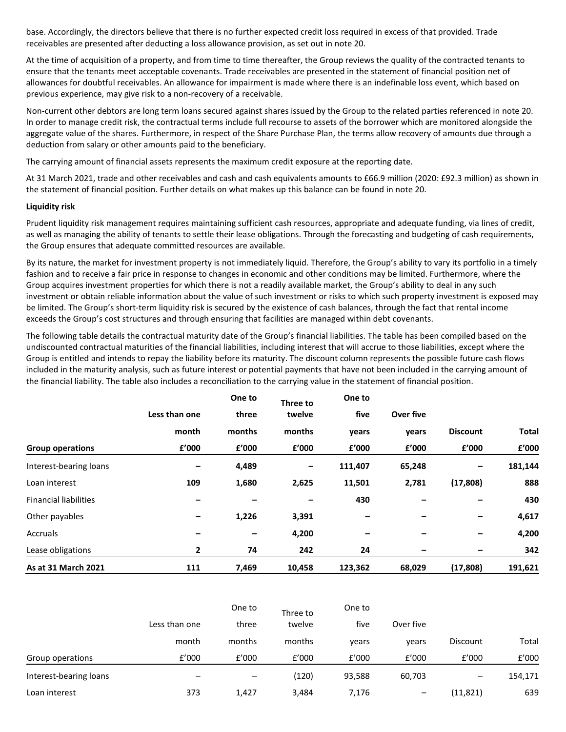base. Accordingly, the directors believe that there is no further expected credit loss required in excess of that provided. Trade receivables are presented after deducting a loss allowance provision, as set out in note 20.

At the time of acquisition of a property, and from time to time thereafter, the Group reviews the quality of the contracted tenants to ensure that the tenants meet acceptable covenants. Trade receivables are presented in the statement of financial position net of allowances for doubtful receivables. An allowance for impairment is made where there is an indefinable loss event, which based on previous experience, may give risk to a non-recovery of a receivable.

Non-current other debtors are long term loans secured against shares issued by the Group to the related parties referenced in note 20. In order to manage credit risk, the contractual terms include full recourse to assets of the borrower which are monitored alongside the aggregate value of the shares. Furthermore, in respect of the Share Purchase Plan, the terms allow recovery of amounts due through a deduction from salary or other amounts paid to the beneficiary.

The carrying amount of financial assets represents the maximum credit exposure at the reporting date.

At 31 March 2021, trade and other receivables and cash and cash equivalents amounts to £66.9 million (2020: £92.3 million) as shown in the statement of financial position. Further details on what makes up this balance can be found in note 20.

**Liquidity risk**

Prudent liquidity risk management requires maintaining sufficient cash resources, appropriate and adequate funding, via lines of credit, as well as managing the ability of tenants to settle their lease obligations. Through the forecasting and budgeting of cash requirements, the Group ensures that adequate committed resources are available.

By its nature, the market for investment property is not immediately liquid. Therefore, the Group's ability to vary its portfolio in a timely fashion and to receive a fair price in response to changes in economic and other conditions may be limited. Furthermore, where the Group acquires investment properties for which there is not a readily available market, the Group's ability to deal in any such investment or obtain reliable information about the value of such investment or risks to which such property investment is exposed may be limited. The Group's short-term liquidity risk is secured by the existence of cash balances, through the fact that rental income exceeds the Group's cost structures and through ensuring that facilities are managed within debt covenants.

The following table details the contractual maturity date of the Group's financial liabilities. The table has been compiled based on the undiscounted contractual maturities of the financial liabilities, including interest that will accrue to those liabilities, except where the Group is entitled and intends to repay the liability before its maturity. The discount column represents the possible future cash flows included in the maturity analysis, such as future interest or potential payments that have not been included in the carrying amount of the financial liability. The table also includes a reconciliation to the carrying value in the statement of financial position.

| **Group operations** | **Less than one month £'000** | **One to three months £'000** | **Three to twelve months £'000** | **One to five years £'000** | **Over five years £'000** | **Discount £'000** | **Total £'000** |
|---|---|---|---|---|---|---|---|
| Interest-bearing loans | – | 4,489 | – | 111,407 | 65,248 | – | 181,144 |
| Loan interest | 109 | 1,680 | 2,625 | 11,501 | 2,781 | (17,808) | 888 |
| Financial liabilities | – | – | – | 430 | – | – | 430 |
| Other payables | – | 1,226 | 3,391 | – | – | – | 4,617 |
| Accruals | – | – | 4,200 | – | – | – | 4,200 |
| Lease obligations | 2 | 74 | 242 | 24 | – | – | 342 |
| **As at 31 March 2021** | **111** | **7,469** | **10,458** | **123,362** | **68,029** | **(17,808)** | **191,621** |

| Group operations | Less than one month £'000 | One to three months £'000 | Three to twelve months £'000 | One to five years £'000 | Over five years £'000 | Discount £'000 | Total £'000 |
|---|---|---|---|---|---|---|---|
| Interest-bearing loans | – | – | (120) | 93,588 | 60,703 | – | 154,171 |
| Loan interest | 373 | 1,427 | 3,484 | 7,176 | – | (11,821) | 639 |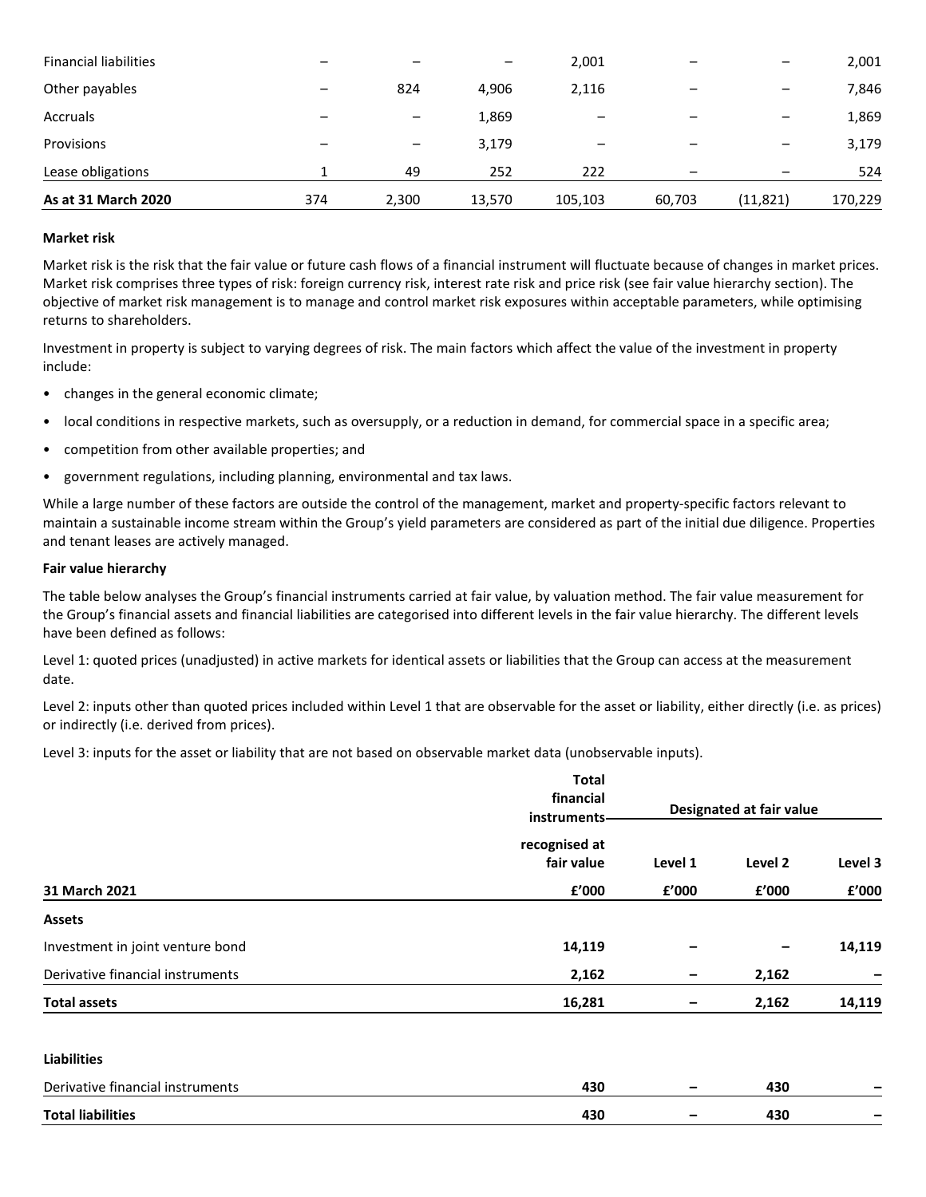| | | | | | | | |
|---|---|---|---|---|---|---|---|
| Financial liabilities | – | – | – | 2,001 | – | – | 2,001 |
| Other payables | – | 824 | 4,906 | 2,116 | – | – | 7,846 |
| Accruals | – | – | 1,869 | – | – | – | 1,869 |
| Provisions | – | – | 3,179 | – | – | – | 3,179 |
| Lease obligations | 1 | 49 | 252 | 222 | – | – | 524 |
| **As at 31 March 2020** | 374 | 2,300 | 13,570 | 105,103 | 60,703 | (11,821) | 170,229 |

**Market risk**

Market risk is the risk that the fair value or future cash flows of a financial instrument will fluctuate because of changes in market prices. Market risk comprises three types of risk: foreign currency risk, interest rate risk and price risk (see fair value hierarchy section). The objective of market risk management is to manage and control market risk exposures within acceptable parameters, while optimising returns to shareholders.

Investment in property is subject to varying degrees of risk. The main factors which affect the value of the investment in property include:

- changes in the general economic climate;
- local conditions in respective markets, such as oversupply, or a reduction in demand, for commercial space in a specific area;
- competition from other available properties; and
- government regulations, including planning, environmental and tax laws.

While a large number of these factors are outside the control of the management, market and property-specific factors relevant to maintain a sustainable income stream within the Group's yield parameters are considered as part of the initial due diligence. Properties and tenant leases are actively managed.

**Fair value hierarchy**

The table below analyses the Group's financial instruments carried at fair value, by valuation method. The fair value measurement for the Group's financial assets and financial liabilities are categorised into different levels in the fair value hierarchy. The different levels have been defined as follows:

Level 1: quoted prices (unadjusted) in active markets for identical assets or liabilities that the Group can access at the measurement date.

Level 2: inputs other than quoted prices included within Level 1 that are observable for the asset or liability, either directly (i.e. as prices) or indirectly (i.e. derived from prices).

Level 3: inputs for the asset or liability that are not based on observable market data (unobservable inputs).

| | Total financial instruments recognised at fair value | Designated at fair value | | |
|---|---|---|---|---|
| | | Level 1 | Level 2 | Level 3 |
| **31 March 2021** | **£'000** | **£'000** | **£'000** | **£'000** |
| **Assets** | | | | |
| Investment in joint venture bond | **14,119** | – | – | **14,119** |
| Derivative financial instruments | **2,162** | – | **2,162** | – |
| **Total assets** | **16,281** | – | **2,162** | **14,119** |
| | | | | |
| **Liabilities** | | | | |
| Derivative financial instruments | **430** | – | **430** | – |
| **Total liabilities** | **430** | – | **430** | – |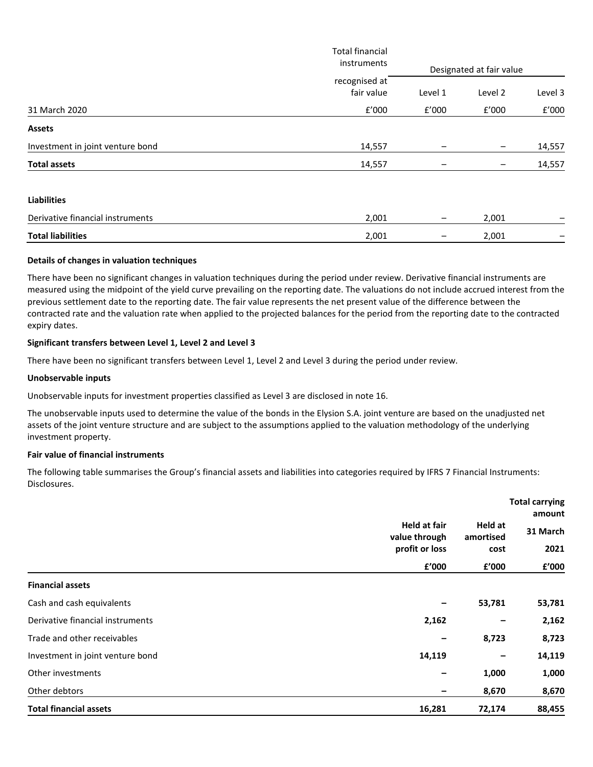| 31 March 2020 | Total financial instruments recognised at fair value £'000 | Designated at fair value Level 1 £'000 | Level 2 £'000 | Level 3 £'000 |
|---|---|---|---|---|
| **Assets** | | | | |
| Investment in joint venture bond | 14,557 | – | – | 14,557 |
| **Total assets** | 14,557 | – | – | 14,557 |
| | | | | |
| **Liabilities** | | | | |
| Derivative financial instruments | 2,001 | – | 2,001 | – |
| **Total liabilities** | 2,001 | – | 2,001 | – |

**Details of changes in valuation techniques**

There have been no significant changes in valuation techniques during the period under review. Derivative financial instruments are measured using the midpoint of the yield curve prevailing on the reporting date. The valuations do not include accrued interest from the previous settlement date to the reporting date. The fair value represents the net present value of the difference between the contracted rate and the valuation rate when applied to the projected balances for the period from the reporting date to the contracted expiry dates.

**Significant transfers between Level 1, Level 2 and Level 3**

There have been no significant transfers between Level 1, Level 2 and Level 3 during the period under review.

**Unobservable inputs**

Unobservable inputs for investment properties classified as Level 3 are disclosed in note 16.

The unobservable inputs used to determine the value of the bonds in the Elysion S.A. joint venture are based on the unadjusted net assets of the joint venture structure and are subject to the assumptions applied to the valuation methodology of the underlying investment property.

**Fair value of financial instruments**

The following table summarises the Group's financial assets and liabilities into categories required by IFRS 7 Financial Instruments: Disclosures.

| | **Held at fair value through profit or loss £'000** | **Held at amortised cost £'000** | **Total carrying amount 31 March 2021 £'000** |
|---|---|---|---|
| **Financial assets** | | | |
| Cash and cash equivalents | – | 53,781 | 53,781 |
| Derivative financial instruments | 2,162 | – | 2,162 |
| Trade and other receivables | – | 8,723 | 8,723 |
| Investment in joint venture bond | 14,119 | – | 14,119 |
| Other investments | – | 1,000 | 1,000 |
| Other debtors | – | 8,670 | 8,670 |
| **Total financial assets** | **16,281** | **72,174** | **88,455** |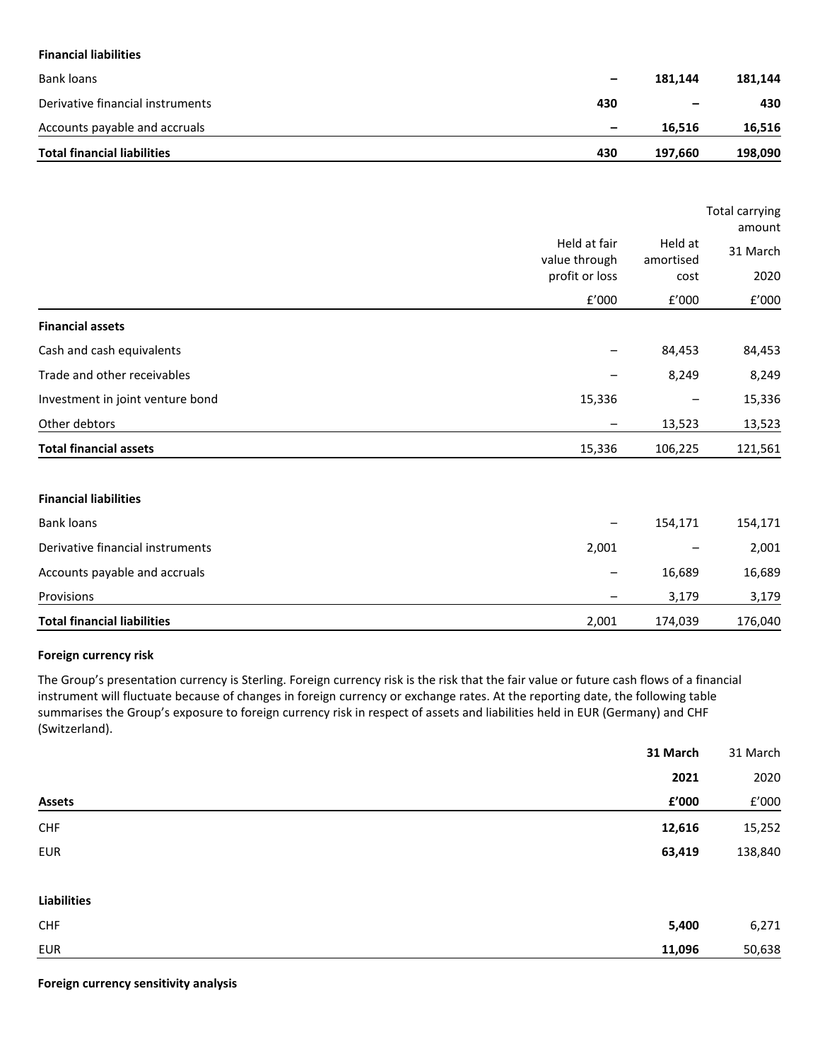**Financial liabilities**

| | | | |
|---|---|---|---|
| Bank loans | **–** | **181,144** | **181,144** |
| Derivative financial instruments | **430** | **–** | **430** |
| Accounts payable and accruals | **–** | **16,516** | **16,516** |
| **Total financial liabilities** | **430** | **197,660** | **198,090** |

| | Held at fair value through profit or loss | Held at amortised cost | Total carrying amount 31 March 2020 |
|---|---|---|---|
| | £'000 | £'000 | £'000 |
| **Financial assets** | | | |
| Cash and cash equivalents | – | 84,453 | 84,453 |
| Trade and other receivables | – | 8,249 | 8,249 |
| Investment in joint venture bond | 15,336 | – | 15,336 |
| Other debtors | – | 13,523 | 13,523 |
| **Total financial assets** | 15,336 | 106,225 | 121,561 |
| | | | |
| **Financial liabilities** | | | |
| Bank loans | – | 154,171 | 154,171 |
| Derivative financial instruments | 2,001 | – | 2,001 |
| Accounts payable and accruals | – | 16,689 | 16,689 |
| Provisions | – | 3,179 | 3,179 |
| **Total financial liabilities** | 2,001 | 174,039 | 176,040 |

**Foreign currency risk**

The Group's presentation currency is Sterling. Foreign currency risk is the risk that the fair value or future cash flows of a financial instrument will fluctuate because of changes in foreign currency or exchange rates. At the reporting date, the following table summarises the Group's exposure to foreign currency risk in respect of assets and liabilities held in EUR (Germany) and CHF (Switzerland).

| | **31 March 2021** | 31 March 2020 |
|---|---|---|
| **Assets** | **£'000** | £'000 |
| CHF | **12,616** | 15,252 |
| EUR | **63,419** | 138,840 |
| | | |
| **Liabilities** | | |
| CHF | **5,400** | 6,271 |
| EUR | **11,096** | 50,638 |

**Foreign currency sensitivity analysis**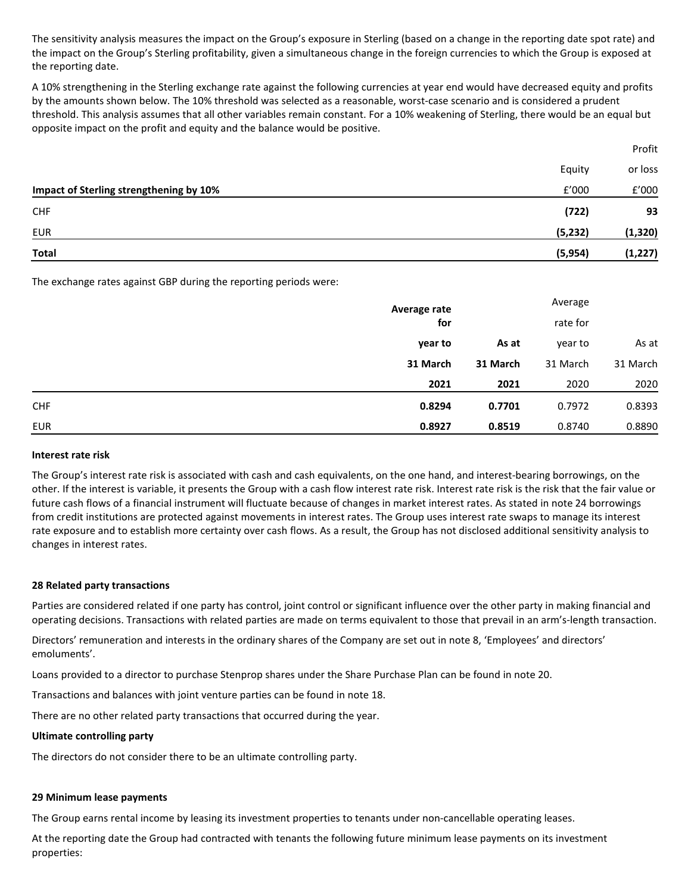The sensitivity analysis measures the impact on the Group's exposure in Sterling (based on a change in the reporting date spot rate) and the impact on the Group's Sterling profitability, given a simultaneous change in the foreign currencies to which the Group is exposed at the reporting date.

A 10% strengthening in the Sterling exchange rate against the following currencies at year end would have decreased equity and profits by the amounts shown below. The 10% threshold was selected as a reasonable, worst-case scenario and is considered a prudent threshold. This analysis assumes that all other variables remain constant. For a 10% weakening of Sterling, there would be an equal but opposite impact on the profit and equity and the balance would be positive.

| **Impact of Sterling strengthening by 10%** | Equity £'000 | Profit or loss £'000 |
|---|---|---|
| CHF | **(722)** | **93** |
| EUR | **(5,232)** | **(1,320)** |
| **Total** | **(5,954)** | **(1,227)** |

The exchange rates against GBP during the reporting periods were:

| | **Average rate for year to 31 March 2021** | **As at 31 March 2021** | Average rate for year to 31 March 2020 | As at 31 March 2020 |
|---|---|---|---|---|
| CHF | **0.8294** | **0.7701** | 0.7972 | 0.8393 |
| EUR | **0.8927** | **0.8519** | 0.8740 | 0.8890 |

**Interest rate risk**

The Group's interest rate risk is associated with cash and cash equivalents, on the one hand, and interest-bearing borrowings, on the other. If the interest is variable, it presents the Group with a cash flow interest rate risk. Interest rate risk is the risk that the fair value or future cash flows of a financial instrument will fluctuate because of changes in market interest rates. As stated in note 24 borrowings from credit institutions are protected against movements in interest rates. The Group uses interest rate swaps to manage its interest rate exposure and to establish more certainty over cash flows. As a result, the Group has not disclosed additional sensitivity analysis to changes in interest rates.

## 28 Related party transactions

Parties are considered related if one party has control, joint control or significant influence over the other party in making financial and operating decisions. Transactions with related parties are made on terms equivalent to those that prevail in an arm's-length transaction.

Directors' remuneration and interests in the ordinary shares of the Company are set out in note 8, 'Employees' and directors' emoluments'.

Loans provided to a director to purchase Stenprop shares under the Share Purchase Plan can be found in note 20.

Transactions and balances with joint venture parties can be found in note 18.

There are no other related party transactions that occurred during the year.

**Ultimate controlling party**

The directors do not consider there to be an ultimate controlling party.

## 29 Minimum lease payments

The Group earns rental income by leasing its investment properties to tenants under non-cancellable operating leases.

At the reporting date the Group had contracted with tenants the following future minimum lease payments on its investment properties: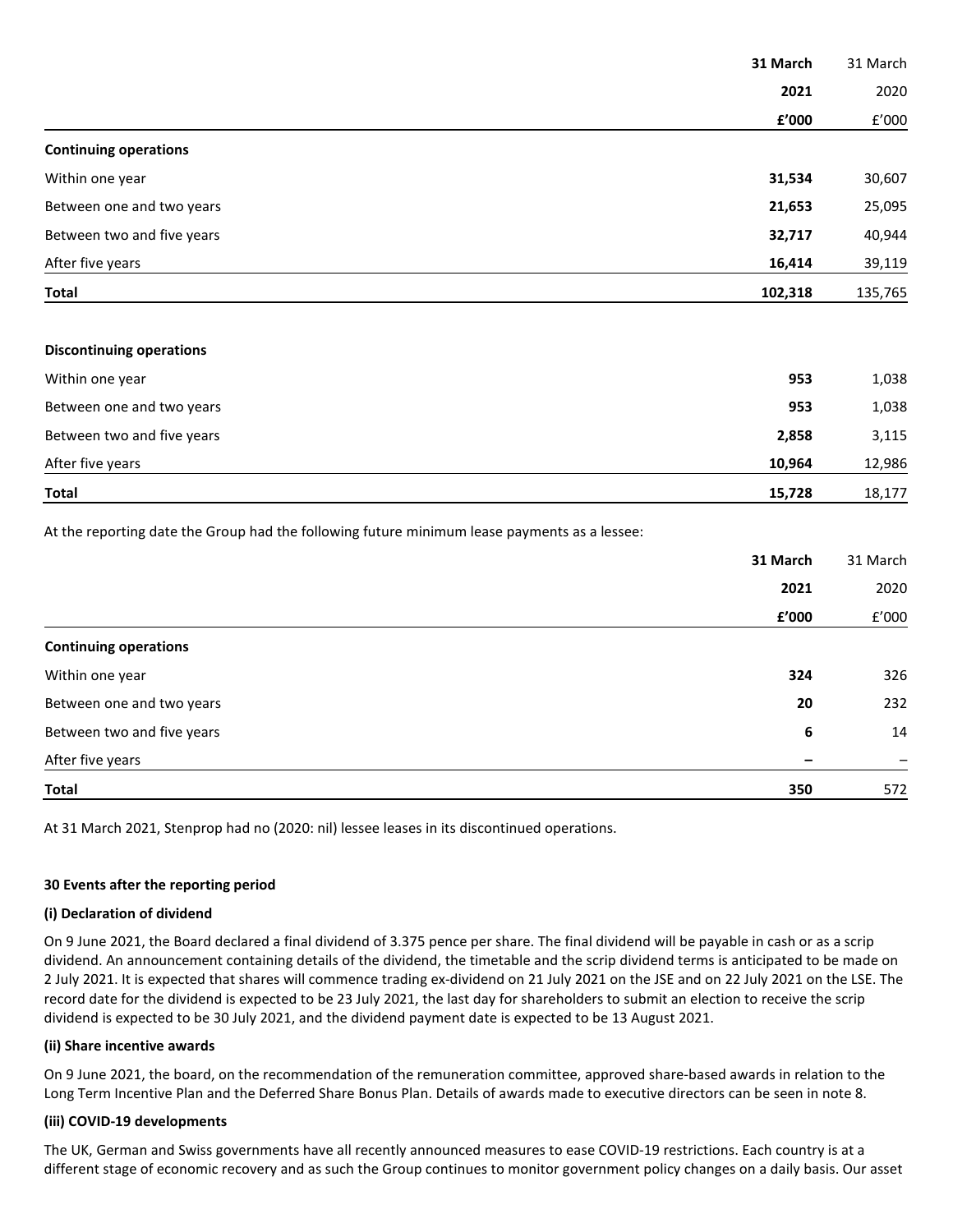| | 31 March 2021 £'000 | 31 March 2020 £'000 |
|---|---|---|
| **Continuing operations** | | |
| Within one year | **31,534** | 30,607 |
| Between one and two years | **21,653** | 25,095 |
| Between two and five years | **32,717** | 40,944 |
| After five years | **16,414** | 39,119 |
| **Total** | **102,318** | 135,765 |
| | | |
| **Discontinuing operations** | | |
| Within one year | **953** | 1,038 |
| Between one and two years | **953** | 1,038 |
| Between two and five years | **2,858** | 3,115 |
| After five years | **10,964** | 12,986 |
| **Total** | **15,728** | 18,177 |

At the reporting date the Group had the following future minimum lease payments as a lessee:

| | 31 March 2021 £'000 | 31 March 2020 £'000 |
|---|---|---|
| **Continuing operations** | | |
| Within one year | **324** | 326 |
| Between one and two years | **20** | 232 |
| Between two and five years | **6** | 14 |
| After five years | **–** | – |
| **Total** | **350** | 572 |

At 31 March 2021, Stenprop had no (2020: nil) lessee leases in its discontinued operations.

**30 Events after the reporting period**

**(i) Declaration of dividend**

On 9 June 2021, the Board declared a final dividend of 3.375 pence per share. The final dividend will be payable in cash or as a scrip dividend. An announcement containing details of the dividend, the timetable and the scrip dividend terms is anticipated to be made on 2 July 2021. It is expected that shares will commence trading ex-dividend on 21 July 2021 on the JSE and on 22 July 2021 on the LSE. The record date for the dividend is expected to be 23 July 2021, the last day for shareholders to submit an election to receive the scrip dividend is expected to be 30 July 2021, and the dividend payment date is expected to be 13 August 2021.

**(ii) Share incentive awards**

On 9 June 2021, the board, on the recommendation of the remuneration committee, approved share-based awards in relation to the Long Term Incentive Plan and the Deferred Share Bonus Plan. Details of awards made to executive directors can be seen in note 8.

**(iii) COVID-19 developments**

The UK, German and Swiss governments have all recently announced measures to ease COVID-19 restrictions. Each country is at a different stage of economic recovery and as such the Group continues to monitor government policy changes on a daily basis. Our asset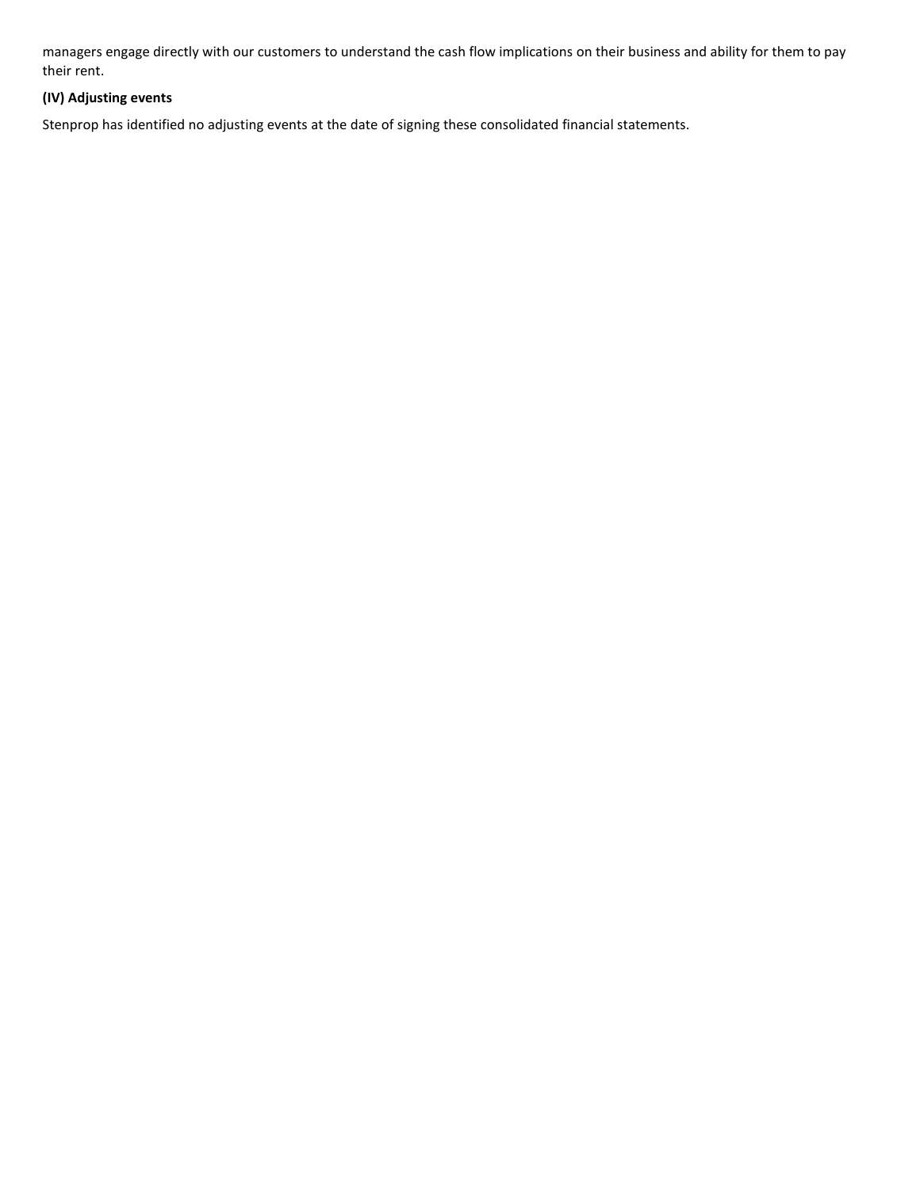managers engage directly with our customers to understand the cash flow implications on their business and ability for them to pay their rent.

**(IV) Adjusting events**

Stenprop has identified no adjusting events at the date of signing these consolidated financial statements.